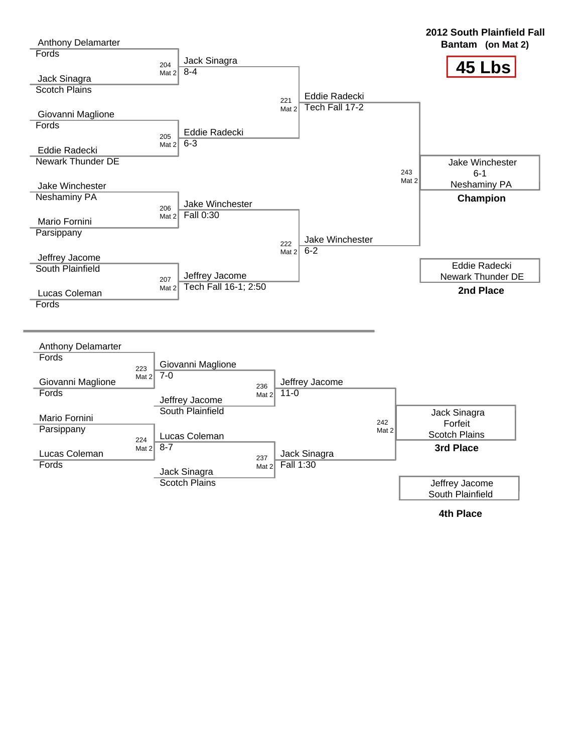# 2012 South Plainfield Fall

**Bantam (on Mat 2)**

## 45 Lbs

### Championship Bracket

| Bout | Mat | Wrestler 1 | Wrestler 2 | Winner | Result |
|---|---|---|---|---|---|
| 204 | Mat 2 | Anthony Delamarter (Fords) | Jack Sinagra (Scotch Plains) | Jack Sinagra | 8-4 |
| 205 | Mat 2 | Giovanni Maglione (Fords) | Eddie Radecki (Newark Thunder DE) | Eddie Radecki | 6-3 |
| 206 | Mat 2 | Jake Winchester (Neshaminy PA) | Mario Fornini (Parsippany) | Jake Winchester | Fall 0:30 |
| 207 | Mat 2 | Jeffrey Jacome (South Plainfield) | Lucas Coleman (Fords) | Jeffrey Jacome | Tech Fall 16-1; 2:50 |
| 221 | Mat 2 | Jack Sinagra | Eddie Radecki | Eddie Radecki | Tech Fall 17-2 |
| 222 | Mat 2 | Jake Winchester | Jeffrey Jacome | Jake Winchester | 6-2 |
| 243 | Mat 2 | Eddie Radecki | Jake Winchester | Jake Winchester | 6-1 |

**Champion:** Jake Winchester, 6-1, Neshaminy PA

**2nd Place:** Eddie Radecki, Newark Thunder DE

### Consolation Bracket

| Bout | Mat | Wrestler 1 | Wrestler 2 | Winner | Result |
|---|---|---|---|---|---|
| 223 | Mat 2 | Anthony Delamarter (Fords) | Giovanni Maglione (Fords) | Giovanni Maglione | 7-0 |
| 224 | Mat 2 | Mario Fornini (Parsippany) | Lucas Coleman (Fords) | Lucas Coleman | 8-7 |
| 236 | Mat 2 | Giovanni Maglione | Jeffrey Jacome (South Plainfield) | Jeffrey Jacome | 11-0 |
| 237 | Mat 2 | Lucas Coleman | Jack Sinagra (Scotch Plains) | Jack Sinagra | Fall 1:30 |
| 242 | Mat 2 | Jeffrey Jacome | Jack Sinagra | Jack Sinagra | Forfeit |

**3rd Place:** Jack Sinagra, Forfeit, Scotch Plains

**4th Place:** Jeffrey Jacome, South Plainfield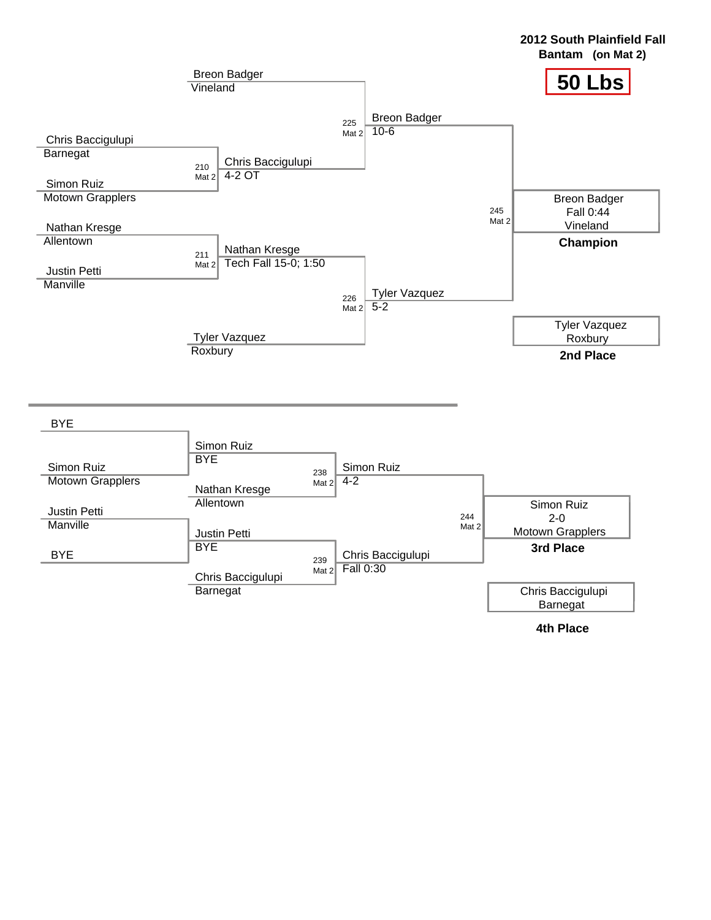**2012 South Plainfield Fall**
**Bantam (on Mat 2)**

# 50 Lbs

## Championship Bracket

| Round 1 | Quarterfinals | Semifinals | Final |
|---|---|---|---|
| | Breon Badger (Vineland) | | |
| Chris Baccigulupi (Barnegat) | | 225 Mat 2 — Breon Badger 10-6 | |
| Simon Ruiz (Motown Grapplers) | 210 Mat 2 — Chris Baccigulupi 4-2 OT | | |
| | | | 245 Mat 2 — Breon Badger, Fall 0:44, Vineland — **Champion** |
| Nathan Kresge (Allentown) | 211 Mat 2 — Nathan Kresge Tech Fall 15-0; 1:50 | | |
| Justin Petti (Manville) | | 226 Mat 2 — Tyler Vazquez 5-2 | |
| | Tyler Vazquez (Roxbury) | | |

Tyler Vazquez, Roxbury — **2nd Place**

## Consolation Bracket

| Round 1 | Round 2 | Semifinals | Final |
|---|---|---|---|
| BYE | | | |
| Simon Ruiz (Motown Grapplers) | Simon Ruiz (BYE) | 238 Mat 2 — Simon Ruiz 4-2 | |
| | Nathan Kresge (Allentown) | | 244 Mat 2 — Simon Ruiz, 2-0, Motown Grapplers — **3rd Place** |
| Justin Petti (Manville) | Justin Petti (BYE) | 239 Mat 2 — Chris Baccigulupi Fall 0:30 | |
| BYE | Chris Baccigulupi (Barnegat) | | |

Chris Baccigulupi, Barnegat — **4th Place**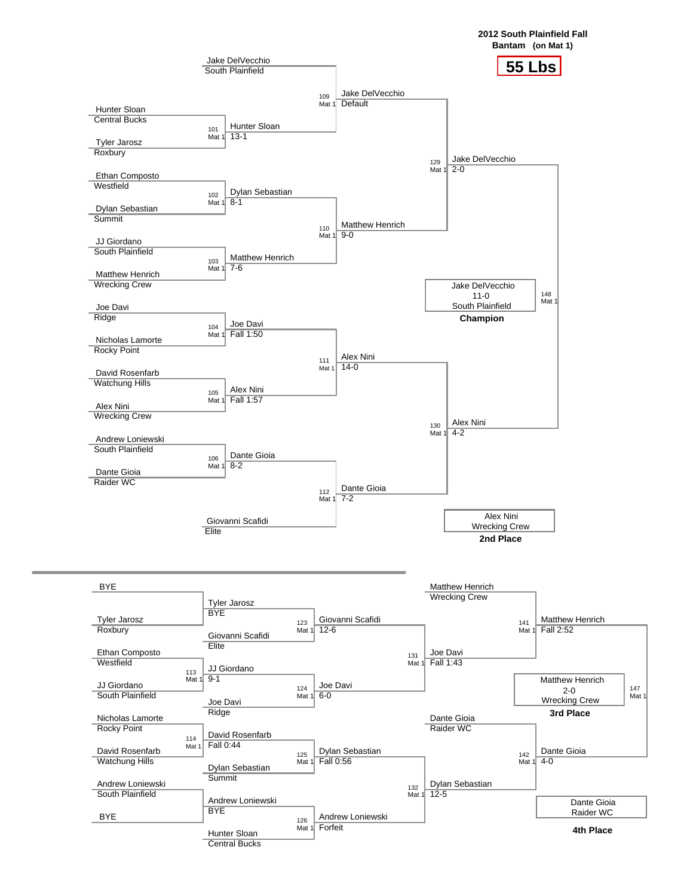**2012 South Plainfield Fall**
**Bantam (on Mat 1)**

# 55 Lbs

## Championship Bracket

| Bout | Wrestler 1 | Wrestler 2 | Winner | Result |
|---|---|---|---|---|
| 101 Mat 1 | Hunter Sloan (Central Bucks) | Tyler Jarosz (Roxbury) | Hunter Sloan | 13-1 |
| 102 Mat 1 | Ethan Composto (Westfield) | Dylan Sebastian (Summit) | Dylan Sebastian | 8-1 |
| 103 Mat 1 | JJ Giordano (South Plainfield) | Matthew Henrich (Wrecking Crew) | Matthew Henrich | 7-6 |
| 104 Mat 1 | Joe Davi (Ridge) | Nicholas Lamorte (Rocky Point) | Joe Davi | Fall 1:50 |
| 105 Mat 1 | David Rosenfarb (Watchung Hills) | Alex Nini (Wrecking Crew) | Alex Nini | Fall 1:57 |
| 106 Mat 1 | Andrew Loniewski (South Plainfield) | Dante Gioia (Raider WC) | Dante Gioia | 8-2 |
| 109 Mat 1 | Jake DelVecchio (South Plainfield) | Hunter Sloan | Jake DelVecchio | Default |
| 110 Mat 1 | Dylan Sebastian | Matthew Henrich | Matthew Henrich | 9-0 |
| 111 Mat 1 | Joe Davi | Alex Nini | Alex Nini | 14-0 |
| 112 Mat 1 | Dante Gioia | Giovanni Scafidi (Elite) | Dante Gioia | 7-2 |
| 129 Mat 1 | Jake DelVecchio | Matthew Henrich | Jake DelVecchio | 2-0 |
| 130 Mat 1 | Alex Nini | Dante Gioia | Alex Nini | 4-2 |
| 148 Mat 1 | Jake DelVecchio | Alex Nini | Jake DelVecchio | 11-0 |

**Champion:** Jake DelVecchio, South Plainfield (11-0)

**2nd Place:** Alex Nini, Wrecking Crew

## Consolation Bracket

| Bout | Wrestler 1 | Wrestler 2 | Winner | Result |
|---|---|---|---|---|
| | BYE | Tyler Jarosz (Roxbury) | Tyler Jarosz | BYE |
| 113 Mat 1 | Ethan Composto (Westfield) | JJ Giordano (South Plainfield) | JJ Giordano | 9-1 |
| 114 Mat 1 | Nicholas Lamorte (Rocky Point) | David Rosenfarb (Watchung Hills) | David Rosenfarb | Fall 0:44 |
| | Andrew Loniewski (South Plainfield) | BYE | Andrew Loniewski | BYE |
| 123 Mat 1 | Tyler Jarosz | Giovanni Scafidi (Elite) | Giovanni Scafidi | 12-6 |
| 124 Mat 1 | JJ Giordano | Joe Davi (Ridge) | Joe Davi | 6-0 |
| 125 Mat 1 | David Rosenfarb | Dylan Sebastian (Summit) | Dylan Sebastian | Fall 0:56 |
| 126 Mat 1 | Andrew Loniewski | Hunter Sloan (Central Bucks) | Andrew Loniewski | Forfeit |
| 131 Mat 1 | Giovanni Scafidi | Joe Davi | Joe Davi | Fall 1:43 |
| 132 Mat 1 | Dylan Sebastian | Andrew Loniewski | Dylan Sebastian | 12-5 |
| 141 Mat 1 | Matthew Henrich (Wrecking Crew) | Joe Davi | Matthew Henrich | Fall 2:52 |
| 142 Mat 1 | Dante Gioia (Raider WC) | Dylan Sebastian | Dante Gioia | 4-0 |
| 147 Mat 1 | Matthew Henrich | Dante Gioia | Matthew Henrich | 2-0 |

**3rd Place:** Matthew Henrich, Wrecking Crew (2-0)

**4th Place:** Dante Gioia, Raider WC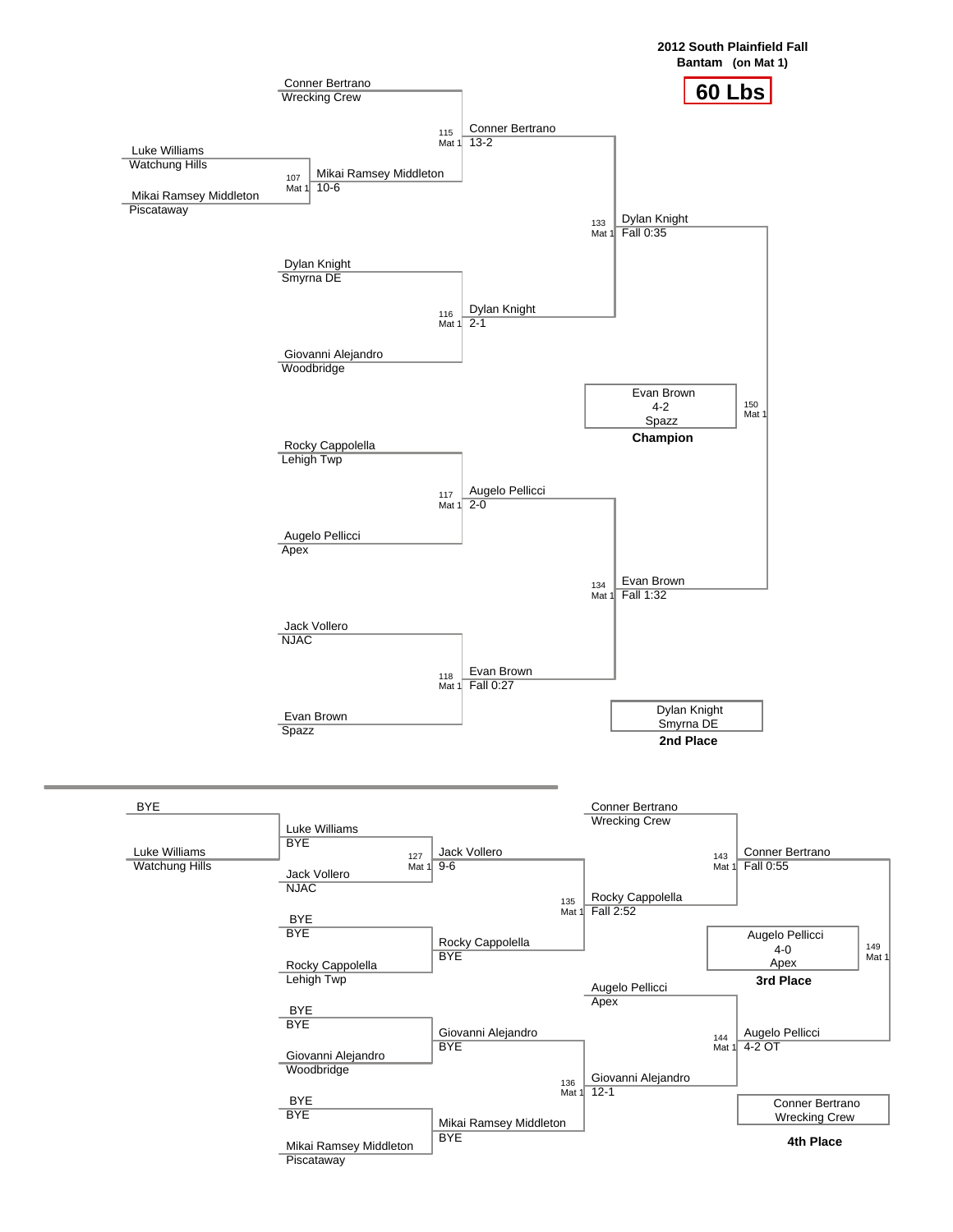**2012 South Plainfield Fall**
**Bantam (on Mat 1)**

# 60 Lbs

## Championship Bracket

**Preliminary Round**

- Bout 107 (Mat 1): Luke Williams (Watchung Hills) vs. Mikai Ramsey Middleton (Piscataway) — Mikai Ramsey Middleton 10-6

**Quarterfinals**

- Bout 115 (Mat 1): Conner Bertrano (Wrecking Crew) vs. Mikai Ramsey Middleton — Conner Bertrano 13-2
- Bout 116 (Mat 1): Dylan Knight (Smyrna DE) vs. Giovanni Alejandro (Woodbridge) — Dylan Knight 2-1
- Bout 117 (Mat 1): Rocky Cappolella (Lehigh Twp) vs. Augelo Pellicci (Apex) — Augelo Pellicci 2-0
- Bout 118 (Mat 1): Jack Vollero (NJAC) vs. Evan Brown (Spazz) — Evan Brown Fall 0:27

**Semifinals**

- Bout 133 (Mat 1): Conner Bertrano vs. Dylan Knight — Dylan Knight Fall 0:35
- Bout 134 (Mat 1): Augelo Pellicci vs. Evan Brown — Evan Brown Fall 1:32

**Final**

- Bout 150 (Mat 1): Evan Brown 4-2 Spazz — **Champion**

Dylan Knight, Smyrna DE — **2nd Place**

## Consolation Bracket

**First Round**

- BYE vs. Luke Williams (Watchung Hills) — Luke Williams (BYE)
- Bout 127 (Mat 1): Luke Williams vs. Jack Vollero (NJAC) — Jack Vollero 9-6
- BYE vs. Rocky Cappolella (Lehigh Twp) — Rocky Cappolella (BYE)
- BYE vs. Giovanni Alejandro (Woodbridge) — Giovanni Alejandro (BYE)
- BYE vs. Mikai Ramsey Middleton (Piscataway) — Mikai Ramsey Middleton (BYE)

**Second Round**

- Bout 135 (Mat 1): Jack Vollero vs. Rocky Cappolella — Rocky Cappolella Fall 2:52
- Bout 136 (Mat 1): Giovanni Alejandro vs. Mikai Ramsey Middleton — Giovanni Alejandro 12-1

**Consolation Semifinals**

- Bout 143 (Mat 1): Conner Bertrano (Wrecking Crew) vs. Rocky Cappolella — Conner Bertrano Fall 0:55
- Bout 144 (Mat 1): Augelo Pellicci (Apex) vs. Giovanni Alejandro — Augelo Pellicci 4-2 OT

**3rd Place Match**

- Bout 149 (Mat 1): Augelo Pellicci 4-0 Apex — **3rd Place**

Conner Bertrano, Wrecking Crew — **4th Place**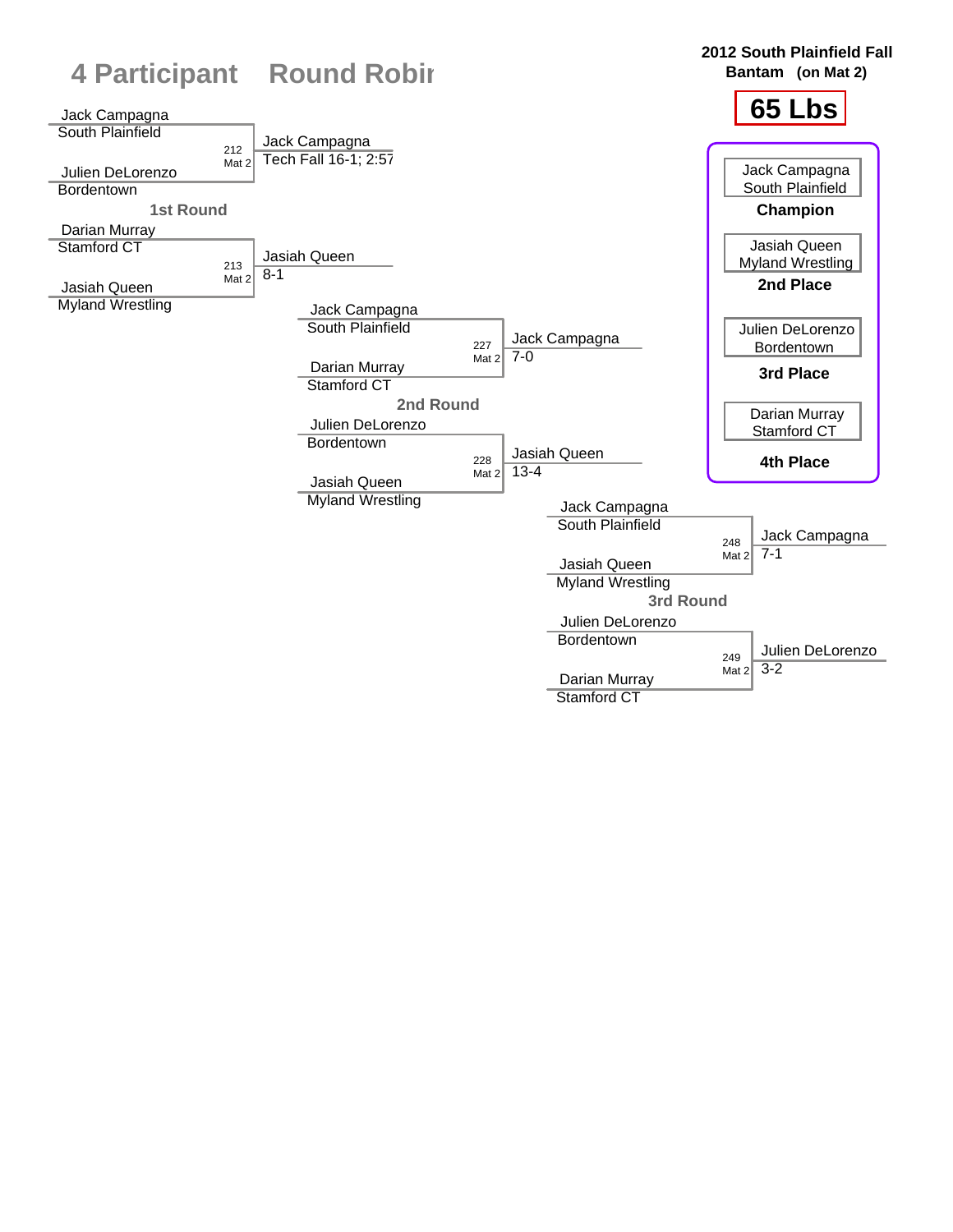# 4 Participant Round Robin

**2012 South Plainfield Fall Bantam (on Mat 2)**

**65 Lbs**

## 1st Round

| Bout | Mat | Wrestler 1 | Wrestler 2 | Winner | Result |
|---|---|---|---|---|---|
| 212 | Mat 2 | Jack Campagna (South Plainfield) | Julien DeLorenzo (Bordentown) | Jack Campagna | Tech Fall 16-1; 2:57 |
| 213 | Mat 2 | Darian Murray (Stamford CT) | Jasiah Queen (Myland Wrestling) | Jasiah Queen | 8-1 |

## 2nd Round

| Bout | Mat | Wrestler 1 | Wrestler 2 | Winner | Result |
|---|---|---|---|---|---|
| 227 | Mat 2 | Jack Campagna (South Plainfield) | Darian Murray (Stamford CT) | Jack Campagna | 7-0 |
| 228 | Mat 2 | Julien DeLorenzo (Bordentown) | Jasiah Queen (Myland Wrestling) | Jasiah Queen | 13-4 |

## 3rd Round

| Bout | Mat | Wrestler 1 | Wrestler 2 | Winner | Result |
|---|---|---|---|---|---|
| 248 | Mat 2 | Jack Campagna (South Plainfield) | Jasiah Queen (Myland Wrestling) | Jack Campagna | 7-1 |
| 249 | Mat 2 | Julien DeLorenzo (Bordentown) | Darian Murray (Stamford CT) | Julien DeLorenzo | 3-2 |

## Placings

- **Champion**: Jack Campagna, South Plainfield
- **2nd Place**: Jasiah Queen, Myland Wrestling
- **3rd Place**: Julien DeLorenzo, Bordentown
- **4th Place**: Darian Murray, Stamford CT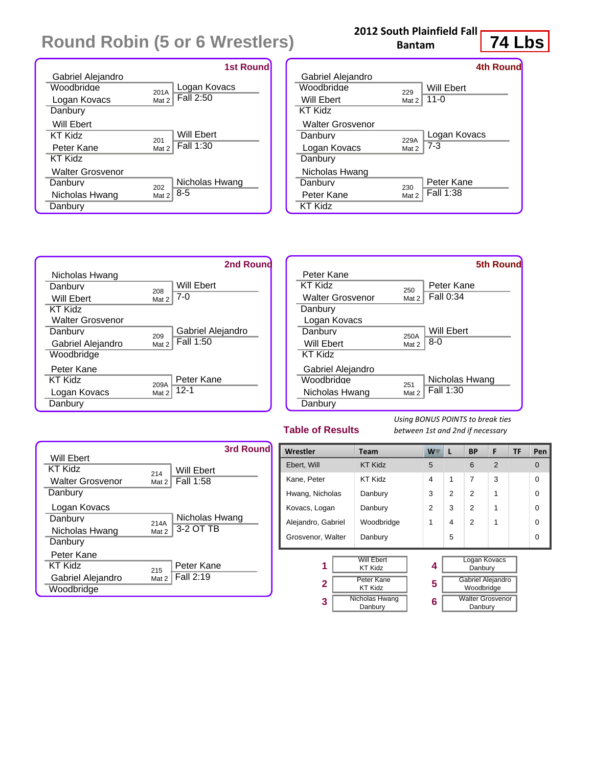# Round Robin (5 or 6 Wrestlers)

**2012 South Plainfield Fall Bantam**

**74 Lbs**

## 1st Round

| Wrestler 1 | Wrestler 2 | Bout | Winner | Result |
|---|---|---|---|---|
| Gabriel Alejandro (Woodbridge) | Logan Kovacs (Danbury) | 201A Mat 2 | Logan Kovacs | Fall 2:50 |
| Will Ebert (KT Kidz) | Peter Kane (KT Kidz) | 201 Mat 2 | Will Ebert | Fall 1:30 |
| Walter Grosvenor (Danbury) | Nicholas Hwang (Danbury) | 202 Mat 2 | Nicholas Hwang | 8-5 |

## 2nd Round

| Wrestler 1 | Wrestler 2 | Bout | Winner | Result |
|---|---|---|---|---|
| Nicholas Hwang (Danbury) | Will Ebert (KT Kidz) | 208 Mat 2 | Will Ebert | 7-0 |
| Walter Grosvenor (Danbury) | Gabriel Alejandro (Woodbridge) | 209 Mat 2 | Gabriel Alejandro | Fall 1:50 |
| Peter Kane (KT Kidz) | Logan Kovacs (Danbury) | 209A Mat 2 | Peter Kane | 12-1 |

## 3rd Round

| Wrestler 1 | Wrestler 2 | Bout | Winner | Result |
|---|---|---|---|---|
| Will Ebert (KT Kidz) | Walter Grosvenor (Danbury) | 214 Mat 2 | Will Ebert | Fall 1:58 |
| Logan Kovacs (Danbury) | Nicholas Hwang (Danbury) | 214A Mat 2 | Nicholas Hwang | 3-2 OT TB |
| Peter Kane (KT Kidz) | Gabriel Alejandro (Woodbridge) | 215 Mat 2 | Peter Kane | Fall 2:19 |

## 4th Round

| Wrestler 1 | Wrestler 2 | Bout | Winner | Result |
|---|---|---|---|---|
| Gabriel Alejandro (Woodbridge) | Will Ebert (KT Kidz) | 229 Mat 2 | Will Ebert | 11-0 |
| Walter Grosvenor (Danbury) | Logan Kovacs (Danbury) | 229A Mat 2 | Logan Kovacs | 7-3 |
| Nicholas Hwang (Danbury) | Peter Kane (KT Kidz) | 230 Mat 2 | Peter Kane | Fall 1:38 |

## 5th Round

| Wrestler 1 | Wrestler 2 | Bout | Winner | Result |
|---|---|---|---|---|
| Peter Kane (KT Kidz) | Walter Grosvenor (Danbury) | 250 Mat 2 | Peter Kane | Fall 0:34 |
| Logan Kovacs (Danbury) | Will Ebert (KT Kidz) | 250A Mat 2 | Will Ebert | 8-0 |
| Gabriel Alejandro (Woodbridge) | Nicholas Hwang (Danbury) | 251 Mat 2 | Nicholas Hwang | Fall 1:30 |

## Table of Results

*Using BONUS POINTS to break ties between 1st and 2nd if necessary*

| Wrestler | Team | W | L | BP | F | TF | Pen |
|---|---|---|---|---|---|---|---|
| Ebert, Will | KT Kidz | 5 | | 6 | 2 | | 0 |
| Kane, Peter | KT Kidz | 4 | 1 | 7 | 3 | | 0 |
| Hwang, Nicholas | Danbury | 3 | 2 | 2 | 1 | | 0 |
| Kovacs, Logan | Danbury | 2 | 3 | 2 | 1 | | 0 |
| Alejandro, Gabriel | Woodbridge | 1 | 4 | 2 | 1 | | 0 |
| Grosvenor, Walter | Danbury | | 5 | | | | 0 |

| Place | Wrestler | Team |
|---|---|---|
| 1 | Will Ebert | KT Kidz |
| 2 | Peter Kane | KT Kidz |
| 3 | Nicholas Hwang | Danbury |
| 4 | Logan Kovacs | Danbury |
| 5 | Gabriel Alejandro | Woodbridge |
| 6 | Walter Grosvenor | Danbury |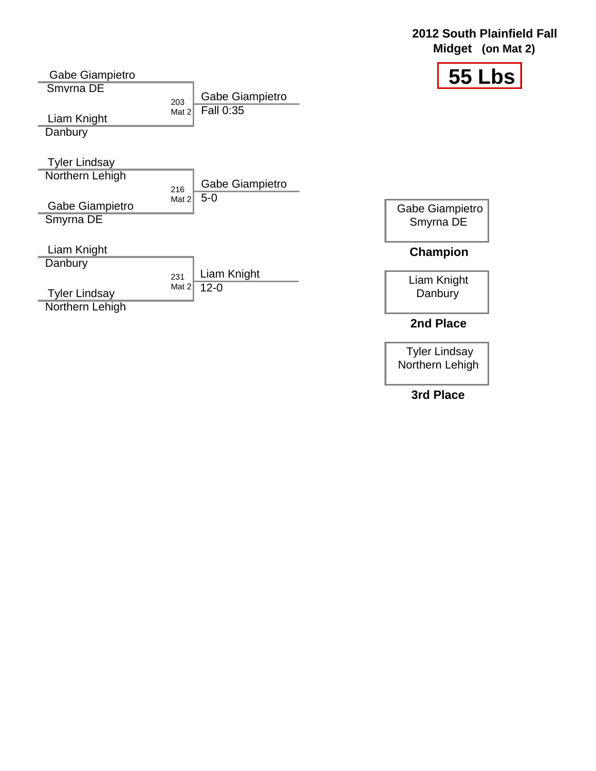**2012 South Plainfield Fall Midget (on Mat 2)**

# 55 Lbs

| Wrestler 1 | Wrestler 2 | Bout | Winner | Result |
|---|---|---|---|---|
| Gabe Giampietro (Smyrna DE) | Liam Knight (Danbury) | 203 Mat 2 | Gabe Giampietro | Fall 0:35 |
| Tyler Lindsay (Northern Lehigh) | Gabe Giampietro (Smyrna DE) | 216 Mat 2 | Gabe Giampietro | 5-0 |
| Liam Knight (Danbury) | Tyler Lindsay (Northern Lehigh) | 231 Mat 2 | Liam Knight | 12-0 |

| Place | Wrestler | Team |
|---|---|---|
| **Champion** | Gabe Giampietro | Smyrna DE |
| **2nd Place** | Liam Knight | Danbury |
| **3rd Place** | Tyler Lindsay | Northern Lehigh |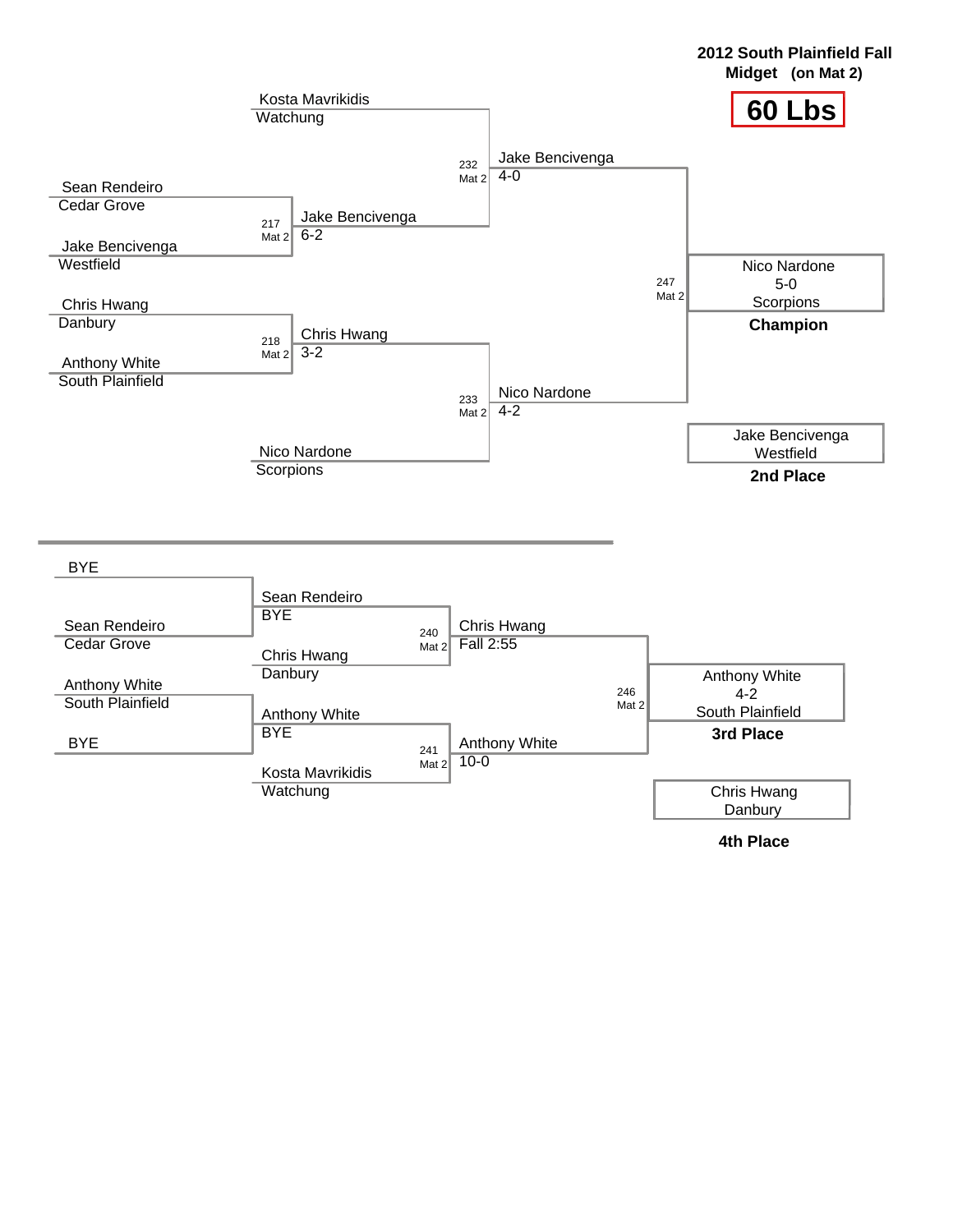**2012 South Plainfield Fall**
**Midget (on Mat 2)**

# 60 Lbs

## Championship Bracket

| Wrestler | Team |
| --- | --- |
| Kosta Mavrikidis | Watchung |
| Sean Rendeiro | Cedar Grove |
| Jake Bencivenga | Westfield |
| Chris Hwang | Danbury |
| Anthony White | South Plainfield |
| Nico Nardone | Scorpions |

| Bout | Mat | Winner | Result |
| --- | --- | --- | --- |
| 217 | Mat 2 | Jake Bencivenga | 6-2 |
| 218 | Mat 2 | Chris Hwang | 3-2 |
| 232 | Mat 2 | Jake Bencivenga | 4-0 |
| 233 | Mat 2 | Nico Nardone | 4-2 |
| 247 | Mat 2 | Nico Nardone | 5-0 |

**Champion:** Nico Nardone, 5-0, Scorpions

**2nd Place:** Jake Bencivenga, Westfield

## Consolation Bracket

| Wrestler | Team |
| --- | --- |
| BYE | |
| Sean Rendeiro | Cedar Grove |
| Anthony White | South Plainfield |
| BYE | |
| Chris Hwang | Danbury |
| Kosta Mavrikidis | Watchung |

| Bout | Mat | Winner | Result |
| --- | --- | --- | --- |
| | | Sean Rendeiro | BYE |
| | | Anthony White | BYE |
| 240 | Mat 2 | Chris Hwang | Fall 2:55 |
| 241 | Mat 2 | Anthony White | 10-0 |
| 246 | Mat 2 | Anthony White | 4-2 |

**3rd Place:** Anthony White, 4-2, South Plainfield

**4th Place:** Chris Hwang, Danbury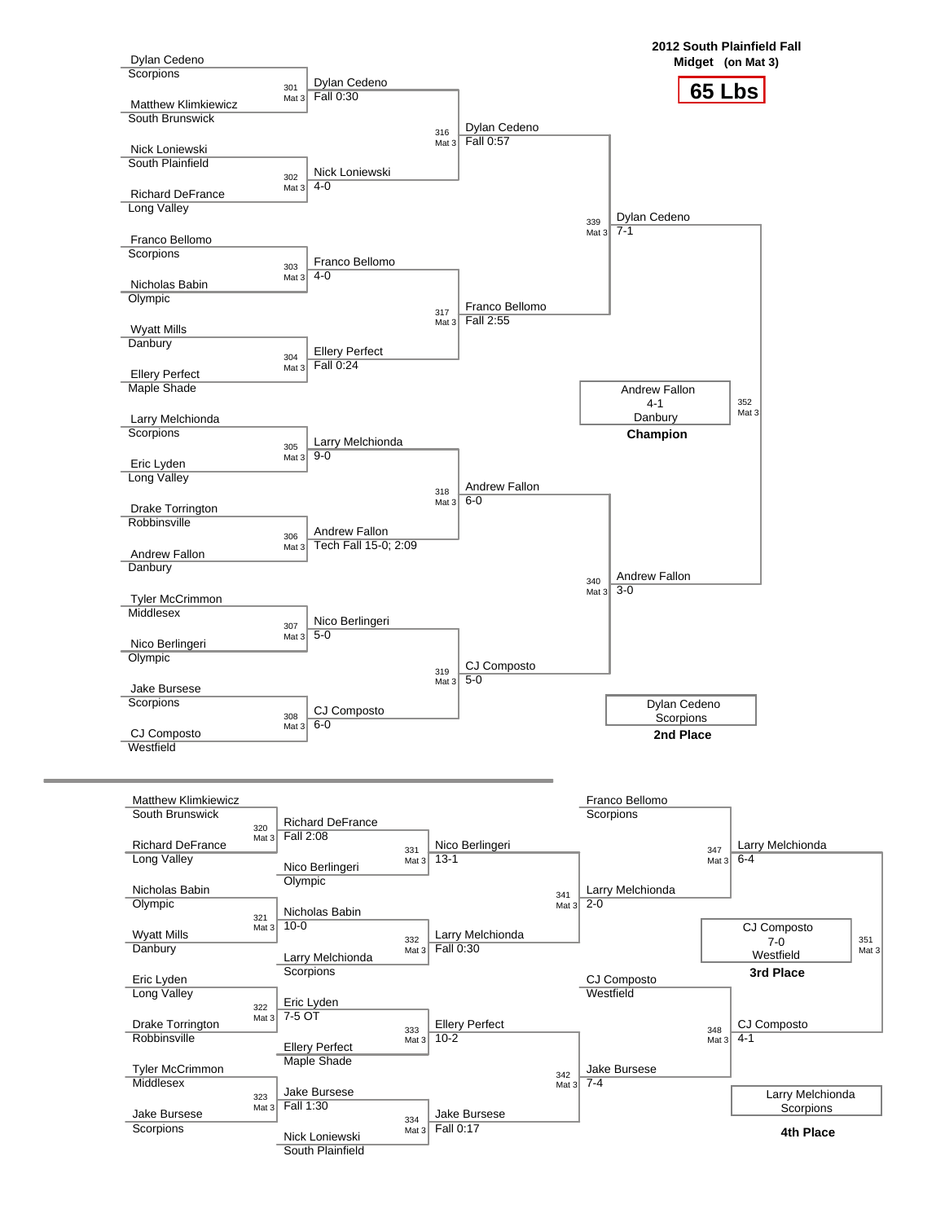# 2012 South Plainfield Fall

**Midget (on Mat 3)**

## 65 Lbs

### Championship Bracket

| Bout | Mat | Wrestler 1 | Wrestler 2 | Winner | Result |
|---|---|---|---|---|---|
| 301 | Mat 3 | Dylan Cedeno (Scorpions) | Matthew Klimkiewicz (South Brunswick) | Dylan Cedeno | Fall 0:30 |
| 302 | Mat 3 | Nick Loniewski (South Plainfield) | Richard DeFrance (Long Valley) | Nick Loniewski | 4-0 |
| 303 | Mat 3 | Franco Bellomo (Scorpions) | Nicholas Babin (Olympic) | Franco Bellomo | 4-0 |
| 304 | Mat 3 | Wyatt Mills (Danbury) | Ellery Perfect (Maple Shade) | Ellery Perfect | Fall 0:24 |
| 305 | Mat 3 | Larry Melchionda (Scorpions) | Eric Lyden (Long Valley) | Larry Melchionda | 9-0 |
| 306 | Mat 3 | Drake Torrington (Robbinsville) | Andrew Fallon (Danbury) | Andrew Fallon | Tech Fall 15-0; 2:09 |
| 307 | Mat 3 | Tyler McCrimmon (Middlesex) | Nico Berlingeri (Olympic) | Nico Berlingeri | 5-0 |
| 308 | Mat 3 | Jake Bursese (Scorpions) | CJ Composto (Westfield) | CJ Composto | 6-0 |
| 316 | Mat 3 | Dylan Cedeno | Nick Loniewski | Dylan Cedeno | Fall 0:57 |
| 317 | Mat 3 | Franco Bellomo | Ellery Perfect | Franco Bellomo | Fall 2:55 |
| 318 | Mat 3 | Larry Melchionda | Andrew Fallon | Andrew Fallon | 6-0 |
| 319 | Mat 3 | Nico Berlingeri | CJ Composto | CJ Composto | 5-0 |
| 339 | Mat 3 | Dylan Cedeno | Franco Bellomo | Dylan Cedeno | 7-1 |
| 340 | Mat 3 | Andrew Fallon | CJ Composto | Andrew Fallon | 3-0 |
| 352 | Mat 3 | Dylan Cedeno | Andrew Fallon | Andrew Fallon | 4-1 |

**Champion:** Andrew Fallon, Danbury (4-1)

**2nd Place:** Dylan Cedeno, Scorpions

### Consolation Bracket

| Bout | Mat | Wrestler 1 | Wrestler 2 | Winner | Result |
|---|---|---|---|---|---|
| 320 | Mat 3 | Matthew Klimkiewicz (South Brunswick) | Richard DeFrance (Long Valley) | Richard DeFrance | Fall 2:08 |
| 321 | Mat 3 | Nicholas Babin (Olympic) | Wyatt Mills (Danbury) | Nicholas Babin | 10-0 |
| 322 | Mat 3 | Eric Lyden (Long Valley) | Drake Torrington (Robbinsville) | Eric Lyden | 7-5 OT |
| 323 | Mat 3 | Tyler McCrimmon (Middlesex) | Jake Bursese (Scorpions) | Jake Bursese | Fall 1:30 |
| 331 | Mat 3 | Richard DeFrance | Nico Berlingeri (Olympic) | Nico Berlingeri | 13-1 |
| 332 | Mat 3 | Nicholas Babin | Larry Melchionda (Scorpions) | Larry Melchionda | Fall 0:30 |
| 333 | Mat 3 | Eric Lyden | Ellery Perfect (Maple Shade) | Ellery Perfect | 10-2 |
| 334 | Mat 3 | Jake Bursese | Nick Loniewski (South Plainfield) | Jake Bursese | Fall 0:17 |
| 341 | Mat 3 | Nico Berlingeri | Larry Melchionda | Larry Melchionda | 2-0 |
| 342 | Mat 3 | Ellery Perfect | Jake Bursese | Jake Bursese | 7-4 |
| 347 | Mat 3 | Franco Bellomo (Scorpions) | Larry Melchionda | Larry Melchionda | 6-4 |
| 348 | Mat 3 | CJ Composto (Westfield) | Jake Bursese | CJ Composto | 4-1 |
| 351 | Mat 3 | Larry Melchionda | CJ Composto | CJ Composto | 7-0 |

**3rd Place:** CJ Composto, Westfield (7-0)

**4th Place:** Larry Melchionda, Scorpions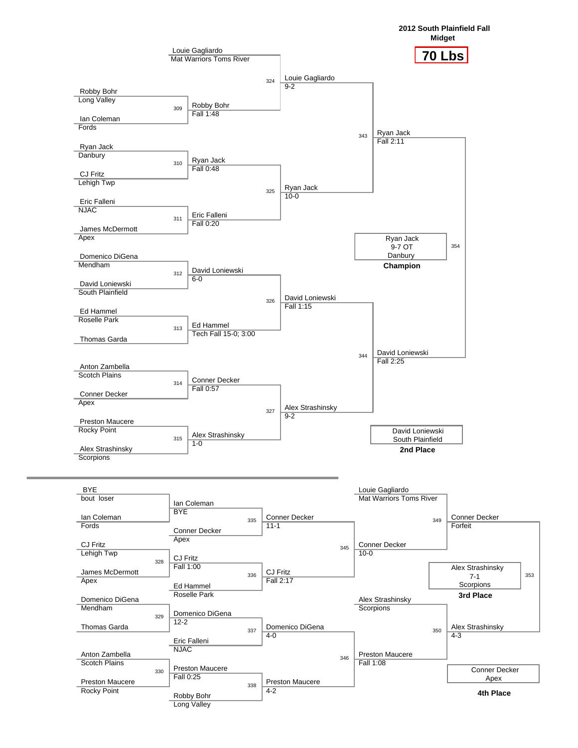# 2012 South Plainfield Fall Midget

## 70 Lbs

### Championship Bracket

**First Round**

| Bout | Wrestler 1 | Team | Wrestler 2 | Team | Winner | Result |
|---|---|---|---|---|---|---|
| 309 | Robby Bohr | Long Valley | Ian Coleman | Fords | Robby Bohr | Fall 1:48 |
| 310 | Ryan Jack | Danbury | CJ Fritz | Lehigh Twp | Ryan Jack | Fall 0:48 |
| 311 | Eric Falleni | NJAC | James McDermott | Apex | Eric Falleni | Fall 0:20 |
| 312 | Domenico DiGena | Mendham | David Loniewski | South Plainfield | David Loniewski | 6-0 |
| 313 | Ed Hammel | Roselle Park | Thomas Garda | | Ed Hammel | Tech Fall 15-0; 3:00 |
| 314 | Anton Zambella | Scotch Plains | Conner Decker | Apex | Conner Decker | Fall 0:57 |
| 315 | Preston Maucere | Rocky Point | Alex Strashinsky | Scorpions | Alex Strashinsky | 1-0 |

**Quarterfinals**

| Bout | Wrestler 1 | Wrestler 2 | Winner | Result |
|---|---|---|---|---|
| 324 | Louie Gagliardo (Mat Warriors Toms River) | Robby Bohr | Louie Gagliardo | 9-2 |
| 325 | Ryan Jack | Eric Falleni | Ryan Jack | 10-0 |
| 326 | David Loniewski | Ed Hammel | David Loniewski | Fall 1:15 |
| 327 | Conner Decker | Alex Strashinsky | Alex Strashinsky | 9-2 |

**Semifinals**

| Bout | Wrestler 1 | Wrestler 2 | Winner | Result |
|---|---|---|---|---|
| 343 | Louie Gagliardo | Ryan Jack | Ryan Jack | Fall 2:11 |
| 344 | David Loniewski | Alex Strashinsky | David Loniewski | Fall 2:25 |

**Final (354)**

Ryan Jack, 9-7 OT, Danbury — **Champion**

David Loniewski, South Plainfield — **2nd Place**

### Consolation Bracket

| Bout | Wrestler 1 | Team | Wrestler 2 | Team | Winner | Result |
|---|---|---|---|---|---|---|
| | BYE | bout loser | Ian Coleman | Fords | Ian Coleman | BYE |
| 328 | CJ Fritz | Lehigh Twp | James McDermott | Apex | CJ Fritz | Fall 1:00 |
| 329 | Domenico DiGena | Mendham | Thomas Garda | | Domenico DiGena | 12-2 |
| 330 | Anton Zambella | Scotch Plains | Preston Maucere | Rocky Point | Preston Maucere | Fall 0:25 |
| 335 | Ian Coleman | | Conner Decker | Apex | Conner Decker | 11-1 |
| 336 | CJ Fritz | | Ed Hammel | Roselle Park | CJ Fritz | Fall 2:17 |
| 337 | Domenico DiGena | | Eric Falleni | NJAC | Domenico DiGena | 4-0 |
| 338 | Preston Maucere | | Robby Bohr | Long Valley | Preston Maucere | 4-2 |
| 345 | Conner Decker | | CJ Fritz | | Conner Decker | 10-0 |
| 346 | Domenico DiGena | | Preston Maucere | | Preston Maucere | Fall 1:08 |
| 349 | Louie Gagliardo | Mat Warriors Toms River | Conner Decker | | Conner Decker | Forfeit |
| 350 | Alex Strashinsky | Scorpions | Preston Maucere | | Alex Strashinsky | 4-3 |

**3rd Place (353)**

Alex Strashinsky, 7-1, Scorpions — **3rd Place**

Conner Decker, Apex — **4th Place**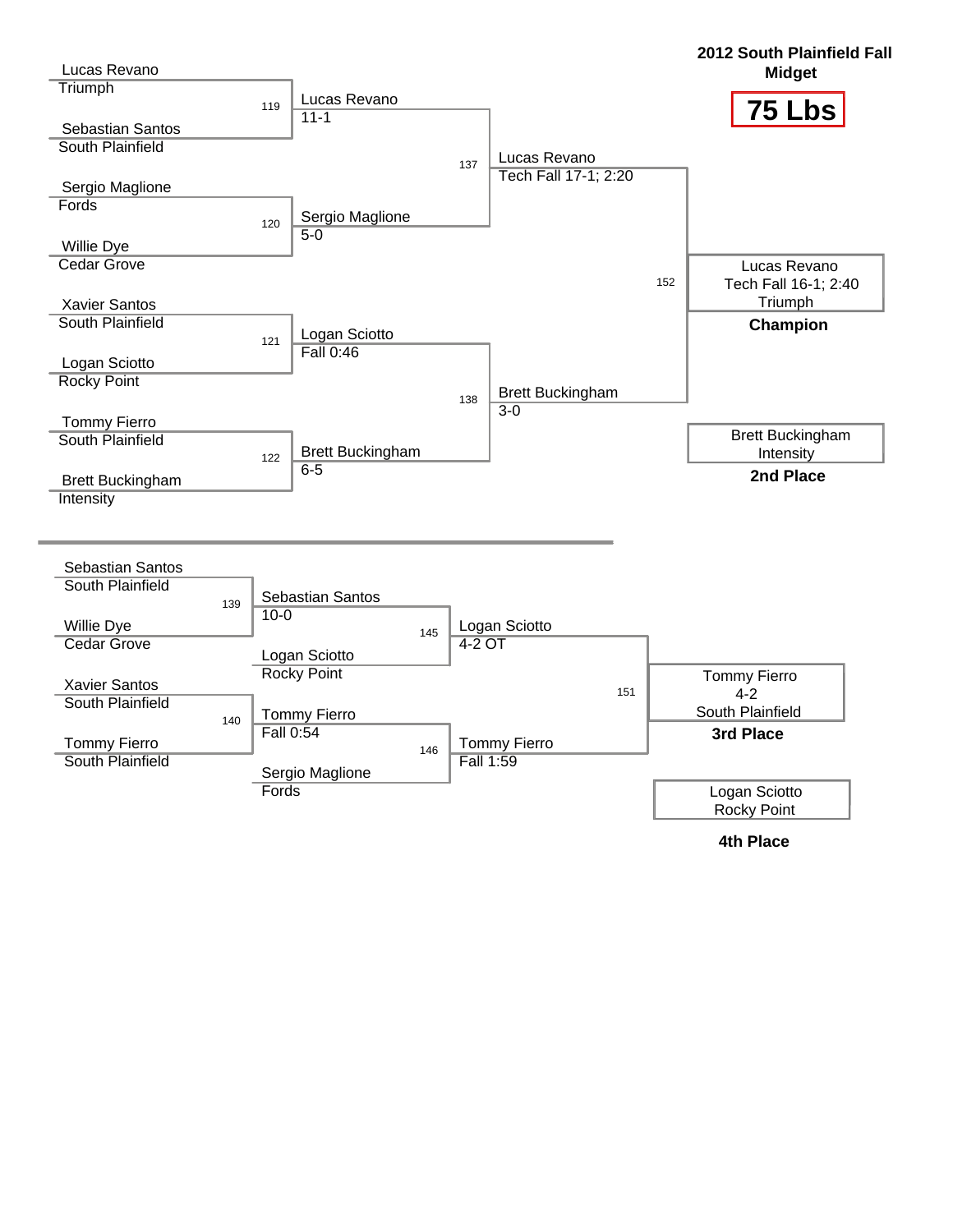## 2012 South Plainfield Fall Midget

# 75 Lbs

### Championship Bracket

| Bout | Wrestler 1 | Wrestler 2 | Winner | Result |
|---|---|---|---|---|
| 119 | Lucas Revano (Triumph) | Sebastian Santos (South Plainfield) | Lucas Revano | 11-1 |
| 120 | Sergio Maglione (Fords) | Willie Dye (Cedar Grove) | Sergio Maglione | 5-0 |
| 121 | Xavier Santos (South Plainfield) | Logan Sciotto (Rocky Point) | Logan Sciotto | Fall 0:46 |
| 122 | Tommy Fierro (South Plainfield) | Brett Buckingham (Intensity) | Brett Buckingham | 6-5 |
| 137 | Lucas Revano | Sergio Maglione | Lucas Revano | Tech Fall 17-1; 2:20 |
| 138 | Logan Sciotto | Brett Buckingham | Brett Buckingham | 3-0 |
| 152 | Lucas Revano | Brett Buckingham | Lucas Revano | Tech Fall 16-1; 2:40 |

**Champion:** Lucas Revano, Triumph (Tech Fall 16-1; 2:40)

**2nd Place:** Brett Buckingham, Intensity

### Consolation Bracket

| Bout | Wrestler 1 | Wrestler 2 | Winner | Result |
|---|---|---|---|---|
| 139 | Sebastian Santos (South Plainfield) | Willie Dye (Cedar Grove) | Sebastian Santos | 10-0 |
| 140 | Xavier Santos (South Plainfield) | Tommy Fierro (South Plainfield) | Tommy Fierro | Fall 0:54 |
| 145 | Sebastian Santos | Logan Sciotto (Rocky Point) | Logan Sciotto | 4-2 OT |
| 146 | Tommy Fierro | Sergio Maglione (Fords) | Tommy Fierro | Fall 1:59 |
| 151 | Logan Sciotto | Tommy Fierro | Tommy Fierro | 4-2 |

**3rd Place:** Tommy Fierro, South Plainfield (4-2)

**4th Place:** Logan Sciotto, Rocky Point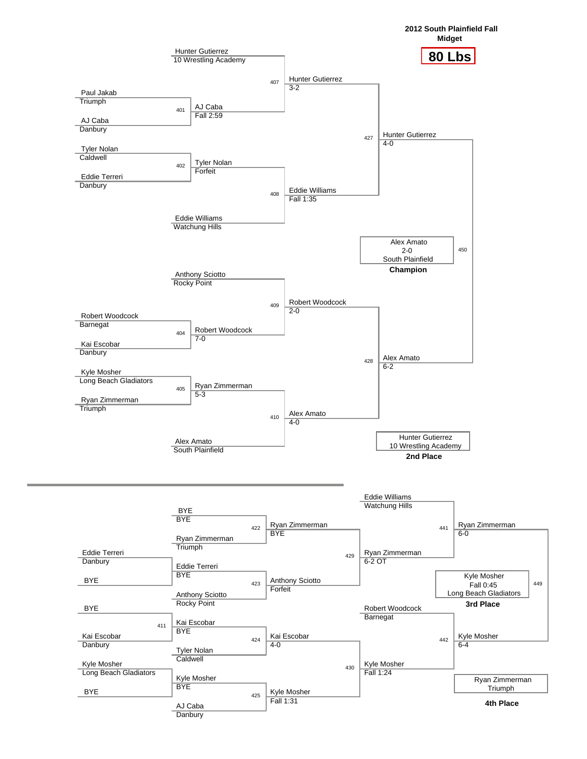**2012 South Plainfield Fall Midget**

# 80 Lbs

## Championship Bracket

| Bout | Winner | Result | Opponent |
|---|---|---|---|
| 401 | AJ Caba | Fall 2:59 | Paul Jakab (Triumph) vs AJ Caba (Danbury) |
| 402 | Tyler Nolan | Forfeit | Tyler Nolan (Caldwell) vs Eddie Terreri (Danbury) |
| 404 | Robert Woodcock | 7-0 | Robert Woodcock (Barnegat) vs Kai Escobar (Danbury) |
| 405 | Ryan Zimmerman | 5-3 | Kyle Mosher (Long Beach Gladiators) vs Ryan Zimmerman (Triumph) |
| 407 | Hunter Gutierrez | 3-2 | Hunter Gutierrez (10 Wrestling Academy) vs AJ Caba |
| 408 | Eddie Williams | Fall 1:35 | Tyler Nolan vs Eddie Williams (Watchung Hills) |
| 409 | Robert Woodcock | 2-0 | Anthony Sciotto (Rocky Point) vs Robert Woodcock |
| 410 | Alex Amato | 4-0 | Ryan Zimmerman vs Alex Amato (South Plainfield) |
| 427 | Hunter Gutierrez | 4-0 | Hunter Gutierrez vs Eddie Williams |
| 428 | Alex Amato | 6-2 | Robert Woodcock vs Alex Amato |
| 450 | Alex Amato | 2-0 | Hunter Gutierrez vs Alex Amato |

**Champion:** Alex Amato, 2-0, South Plainfield

**2nd Place:** Hunter Gutierrez, 10 Wrestling Academy

## Consolation Bracket

| Bout | Winner | Result | Opponent |
|---|---|---|---|
| 411 | Kai Escobar | | BYE vs Kai Escobar (Danbury) |
| | Eddie Terreri | | Eddie Terreri (Danbury) vs BYE |
| | Kyle Mosher | | Kyle Mosher (Long Beach Gladiators) vs BYE |
| 422 | Ryan Zimmerman | BYE | BYE vs Ryan Zimmerman (Triumph) |
| 423 | Anthony Sciotto | Forfeit | Eddie Terreri vs Anthony Sciotto (Rocky Point) |
| 424 | Kai Escobar | 4-0 | Kai Escobar vs Tyler Nolan (Caldwell) |
| 425 | Kyle Mosher | Fall 1:31 | Kyle Mosher vs AJ Caba (Danbury) |
| 429 | Ryan Zimmerman | 6-2 OT | Ryan Zimmerman vs Anthony Sciotto |
| 430 | Kyle Mosher | Fall 1:24 | Kai Escobar vs Kyle Mosher |
| 441 | Ryan Zimmerman | 6-0 | Eddie Williams (Watchung Hills) vs Ryan Zimmerman |
| 442 | Kyle Mosher | 6-4 | Robert Woodcock (Barnegat) vs Kyle Mosher |
| 449 | Kyle Mosher | Fall 0:45 | Ryan Zimmerman vs Kyle Mosher |

**3rd Place:** Kyle Mosher, Fall 0:45, Long Beach Gladiators

**4th Place:** Ryan Zimmerman, Triumph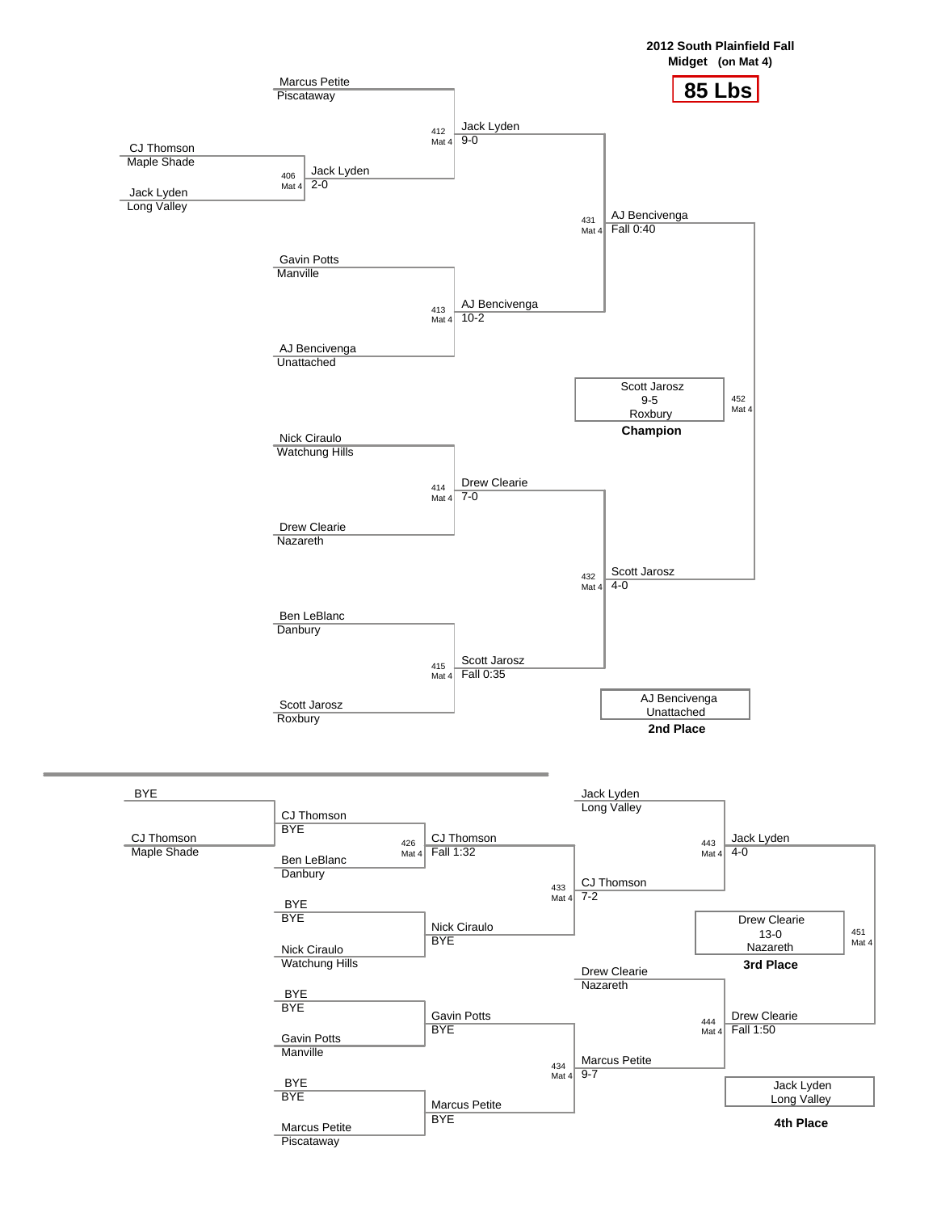**2012 South Plainfield Fall**
**Midget (on Mat 4)**

# 85 Lbs

## Championship Bracket

| Bout | Mat | Wrestler 1 | Wrestler 2 | Winner | Result |
|---|---|---|---|---|---|
| 406 | Mat 4 | CJ Thomson (Maple Shade) | Jack Lyden (Long Valley) | Jack Lyden | 2-0 |
| 412 | Mat 4 | Marcus Petite (Piscataway) | Jack Lyden | Jack Lyden | 9-0 |
| 413 | Mat 4 | Gavin Potts (Manville) | AJ Bencivenga (Unattached) | AJ Bencivenga | 10-2 |
| 414 | Mat 4 | Nick Ciraulo (Watchung Hills) | Drew Clearie (Nazareth) | Drew Clearie | 7-0 |
| 415 | Mat 4 | Ben LeBlanc (Danbury) | Scott Jarosz (Roxbury) | Scott Jarosz | Fall 0:35 |
| 431 | Mat 4 | Jack Lyden | AJ Bencivenga | AJ Bencivenga | Fall 0:40 |
| 432 | Mat 4 | Drew Clearie | Scott Jarosz | Scott Jarosz | 4-0 |
| 452 | Mat 4 | AJ Bencivenga | Scott Jarosz | Scott Jarosz | 9-5 |

**Champion:** Scott Jarosz, 9-5, Roxbury

**2nd Place:** AJ Bencivenga, Unattached

## Consolation Bracket

| Bout | Mat | Wrestler 1 | Wrestler 2 | Winner | Result |
|---|---|---|---|---|---|
| | | BYE | CJ Thomson (Maple Shade) | CJ Thomson | BYE |
| 426 | Mat 4 | CJ Thomson | Ben LeBlanc (Danbury) | CJ Thomson | Fall 1:32 |
| | | BYE | Nick Ciraulo (Watchung Hills) | Nick Ciraulo | BYE |
| | | BYE | Gavin Potts (Manville) | Gavin Potts | BYE |
| | | BYE | Marcus Petite (Piscataway) | Marcus Petite | BYE |
| 433 | Mat 4 | CJ Thomson | Nick Ciraulo | CJ Thomson | 7-2 |
| 434 | Mat 4 | Gavin Potts | Marcus Petite | Marcus Petite | 9-7 |
| 443 | Mat 4 | Jack Lyden (Long Valley) | CJ Thomson | Jack Lyden | 4-0 |
| 444 | Mat 4 | Drew Clearie (Nazareth) | Marcus Petite | Drew Clearie | Fall 1:50 |
| 451 | Mat 4 | Jack Lyden | Drew Clearie | Drew Clearie | 13-0 |

**3rd Place:** Drew Clearie, 13-0, Nazareth

**4th Place:** Jack Lyden, Long Valley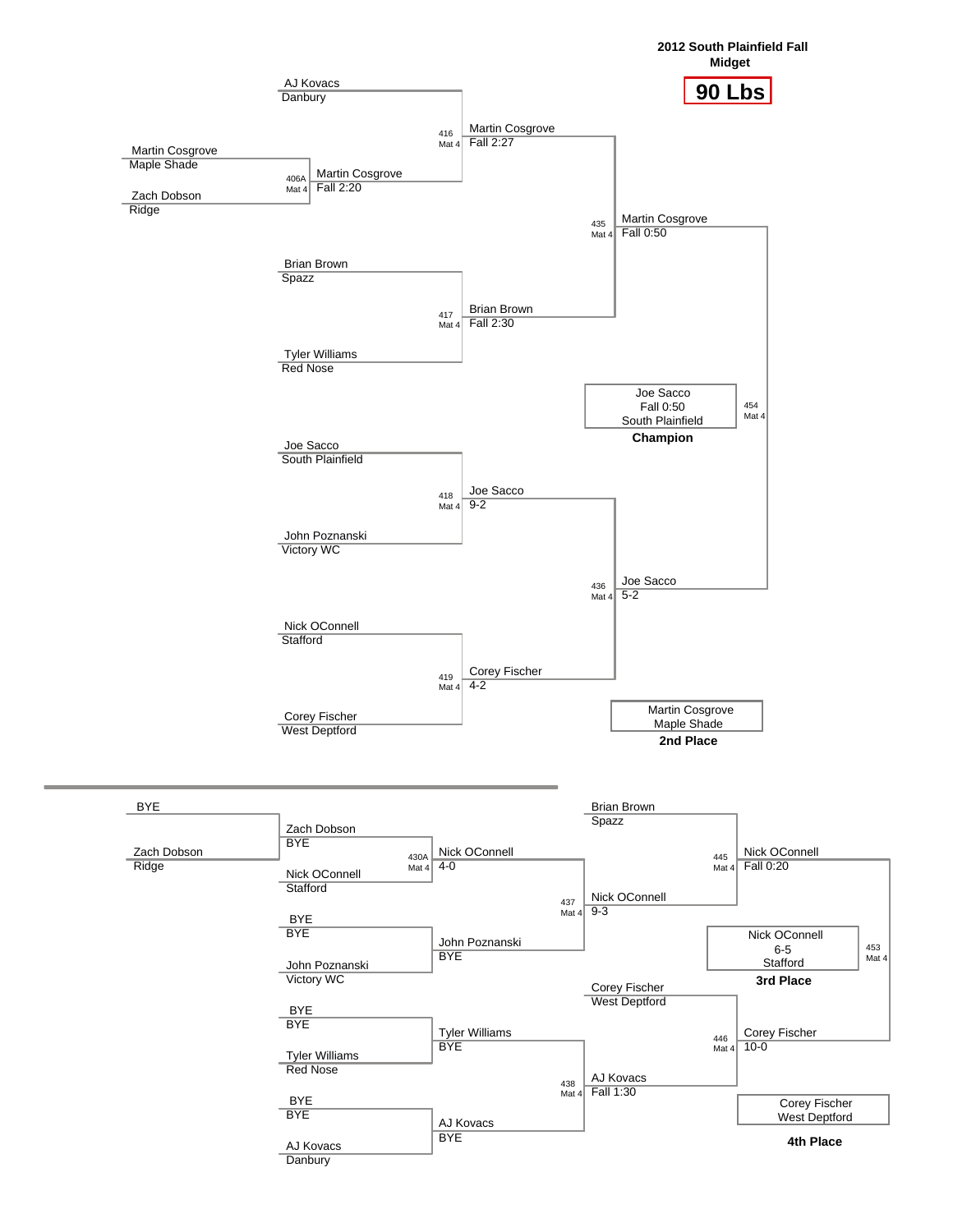# 2012 South Plainfield Fall Midget

## 90 Lbs

### Championship Bracket

| Bout | Mat | Wrestler 1 | Team | Wrestler 2 | Team | Winner | Result |
|---|---|---|---|---|---|---|---|
| 406A | Mat 4 | Martin Cosgrove | Maple Shade | Zach Dobson | Ridge | Martin Cosgrove | Fall 2:20 |
| 416 | Mat 4 | AJ Kovacs | Danbury | Martin Cosgrove | Maple Shade | Martin Cosgrove | Fall 2:27 |
| 417 | Mat 4 | Brian Brown | Spazz | Tyler Williams | Red Nose | Brian Brown | Fall 2:30 |
| 418 | Mat 4 | Joe Sacco | South Plainfield | John Poznanski | Victory WC | Joe Sacco | 9-2 |
| 419 | Mat 4 | Nick OConnell | Stafford | Corey Fischer | West Deptford | Corey Fischer | 4-2 |
| 435 | Mat 4 | Martin Cosgrove | | Brian Brown | | Martin Cosgrove | Fall 0:50 |
| 436 | Mat 4 | Joe Sacco | | Corey Fischer | | Joe Sacco | 5-2 |
| 454 | Mat 4 | Martin Cosgrove | | Joe Sacco | | Joe Sacco | Fall 0:50 |

**Champion:** Joe Sacco, Fall 0:50, South Plainfield

**2nd Place:** Martin Cosgrove, Maple Shade

### Consolation Bracket

| Bout | Mat | Wrestler 1 | Team | Wrestler 2 | Team | Winner | Result |
|---|---|---|---|---|---|---|---|
| | | BYE | | Zach Dobson | Ridge | Zach Dobson | BYE |
| 430A | Mat 4 | Zach Dobson | | Nick OConnell | Stafford | Nick OConnell | 4-0 |
| | | BYE | | John Poznanski | Victory WC | John Poznanski | BYE |
| | | BYE | | Tyler Williams | Red Nose | Tyler Williams | BYE |
| | | BYE | | AJ Kovacs | Danbury | AJ Kovacs | BYE |
| 437 | Mat 4 | Nick OConnell | | John Poznanski | | Nick OConnell | 9-3 |
| 438 | Mat 4 | Tyler Williams | | AJ Kovacs | | AJ Kovacs | Fall 1:30 |
| 445 | Mat 4 | Brian Brown | Spazz | Nick OConnell | | Nick OConnell | Fall 0:20 |
| 446 | Mat 4 | Corey Fischer | West Deptford | AJ Kovacs | | Corey Fischer | 10-0 |
| 453 | Mat 4 | Nick OConnell | | Corey Fischer | | Nick OConnell | 6-5 |

**3rd Place:** Nick OConnell, 6-5, Stafford

**4th Place:** Corey Fischer, West Deptford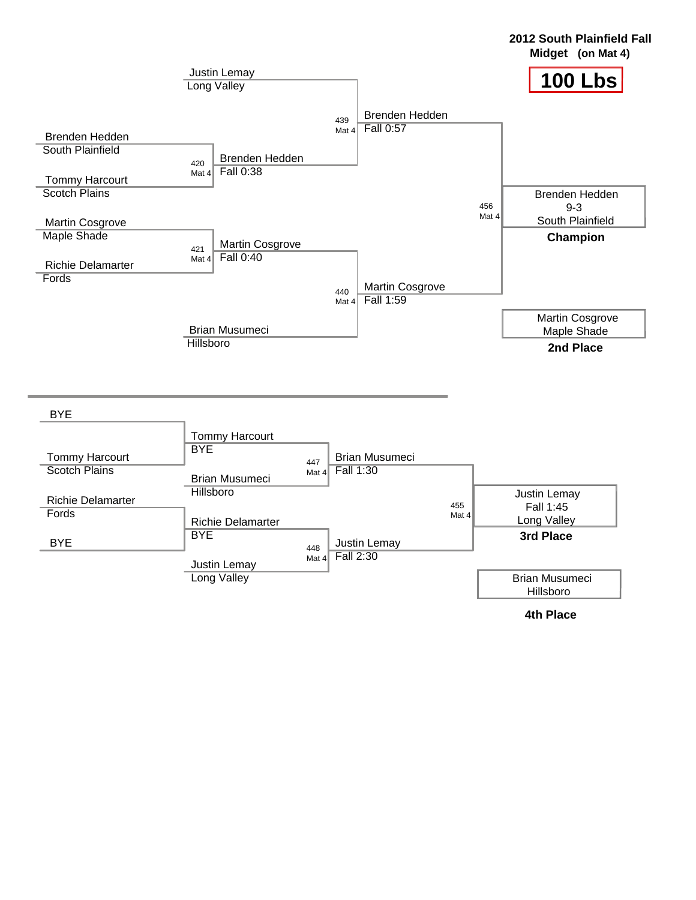**2012 South Plainfield Fall**
**Midget (on Mat 4)**

# 100 Lbs

## Championship Bracket

| Wrestler | Team |
|---|---|
| Justin Lemay | Long Valley |
| Brenden Hedden | South Plainfield |
| Tommy Harcourt | Scotch Plains |
| Martin Cosgrove | Maple Shade |
| Richie Delamarter | Fords |
| Brian Musumeci | Hillsboro |

| Bout | Mat | Winner | Result |
|---|---|---|---|
| 420 | Mat 4 | Brenden Hedden | Fall 0:38 |
| 421 | Mat 4 | Martin Cosgrove | Fall 0:40 |
| 439 | Mat 4 | Brenden Hedden | Fall 0:57 |
| 440 | Mat 4 | Martin Cosgrove | Fall 1:59 |
| 456 | Mat 4 | Brenden Hedden | 9-3 |

**Champion:** Brenden Hedden, 9-3, South Plainfield

**2nd Place:** Martin Cosgrove, Maple Shade

## Consolation Bracket

| Wrestler | Team |
|---|---|
| BYE | |
| Tommy Harcourt | Scotch Plains |
| Richie Delamarter | Fords |
| BYE | |
| Brian Musumeci | Hillsboro |
| Justin Lemay | Long Valley |

| Bout | Mat | Winner | Result |
|---|---|---|---|
| | | Tommy Harcourt | BYE |
| | | Richie Delamarter | BYE |
| 447 | Mat 4 | Brian Musumeci | Fall 1:30 |
| 448 | Mat 4 | Justin Lemay | Fall 2:30 |
| 455 | Mat 4 | Justin Lemay | Fall 1:45 |

**3rd Place:** Justin Lemay, Fall 1:45, Long Valley

**4th Place:** Brian Musumeci, Hillsboro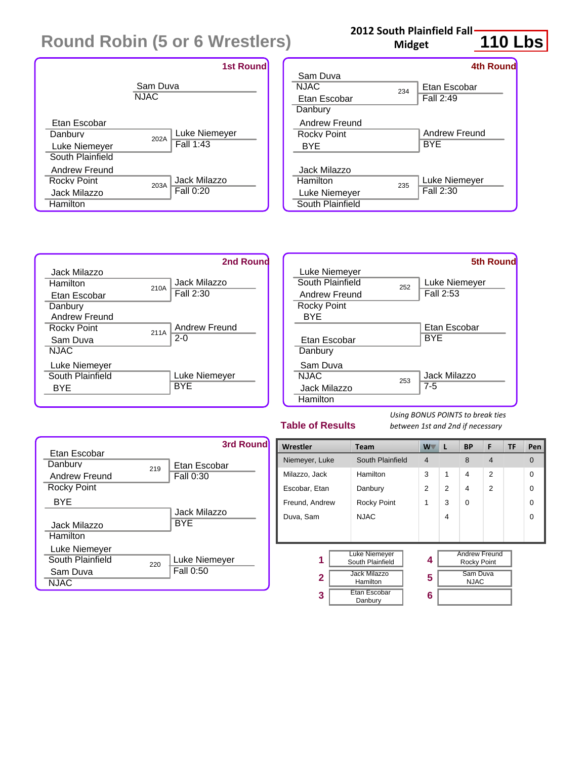# Round Robin (5 or 6 Wrestlers)

**2012 South Plainfield Fall Midget**

**110 Lbs**

### 1st Round

Sam Duva
NJAC

| Wrestler 1 | Wrestler 2 | Bout | Winner | Result |
|---|---|---|---|---|
| Etan Escobar (Danbury) | Luke Niemeyer (South Plainfield) | 202A | Luke Niemeyer | Fall 1:43 |
| Andrew Freund (Rocky Point) | Jack Milazzo (Hamilton) | 203A | Jack Milazzo | Fall 0:20 |

### 2nd Round

| Wrestler 1 | Wrestler 2 | Bout | Winner | Result |
|---|---|---|---|---|
| Jack Milazzo (Hamilton) | Etan Escobar (Danbury) | 210A | Jack Milazzo | Fall 2:30 |
| Andrew Freund (Rocky Point) | Sam Duva (NJAC) | 211A | Andrew Freund | 2-0 |
| Luke Niemeyer (South Plainfield) | BYE | | Luke Niemeyer | BYE |

### 3rd Round

| Wrestler 1 | Wrestler 2 | Bout | Winner | Result |
|---|---|---|---|---|
| Etan Escobar (Danbury) | Andrew Freund (Rocky Point) | 219 | Etan Escobar | Fall 0:30 |
| BYE | Jack Milazzo (Hamilton) | | Jack Milazzo | BYE |
| Luke Niemeyer (South Plainfield) | Sam Duva (NJAC) | 220 | Luke Niemeyer | Fall 0:50 |

### 4th Round

| Wrestler 1 | Wrestler 2 | Bout | Winner | Result |
|---|---|---|---|---|
| Sam Duva (NJAC) | Etan Escobar (Danbury) | 234 | Etan Escobar | Fall 2:49 |
| Andrew Freund (Rocky Point) | BYE | | Andrew Freund | BYE |
| Jack Milazzo (Hamilton) | Luke Niemeyer (South Plainfield) | 235 | Luke Niemeyer | Fall 2:30 |

### 5th Round

| Wrestler 1 | Wrestler 2 | Bout | Winner | Result |
|---|---|---|---|---|
| Luke Niemeyer (South Plainfield) | Andrew Freund (Rocky Point) | 252 | Luke Niemeyer | Fall 2:53 |
| BYE | Etan Escobar (Danbury) | | Etan Escobar | BYE |
| Sam Duva (NJAC) | Jack Milazzo (Hamilton) | 253 | Jack Milazzo | 7-5 |

### Table of Results

*Using BONUS POINTS to break ties between 1st and 2nd if necessary*

| Wrestler | Team | W | L | BP | F | TF | Pen |
|---|---|---|---|---|---|---|---|
| Niemeyer, Luke | South Plainfield | 4 | | 8 | 4 | | 0 |
| Milazzo, Jack | Hamilton | 3 | 1 | 4 | 2 | | 0 |
| Escobar, Etan | Danbury | 2 | 2 | 4 | 2 | | 0 |
| Freund, Andrew | Rocky Point | 1 | 3 | 0 | | | 0 |
| Duva, Sam | NJAC | | 4 | | | | 0 |

| Place | Wrestler | Place | Wrestler |
|---|---|---|---|
| 1 | Luke Niemeyer, South Plainfield | 4 | Andrew Freund, Rocky Point |
| 2 | Jack Milazzo, Hamilton | 5 | Sam Duva, NJAC |
| 3 | Etan Escobar, Danbury | 6 | |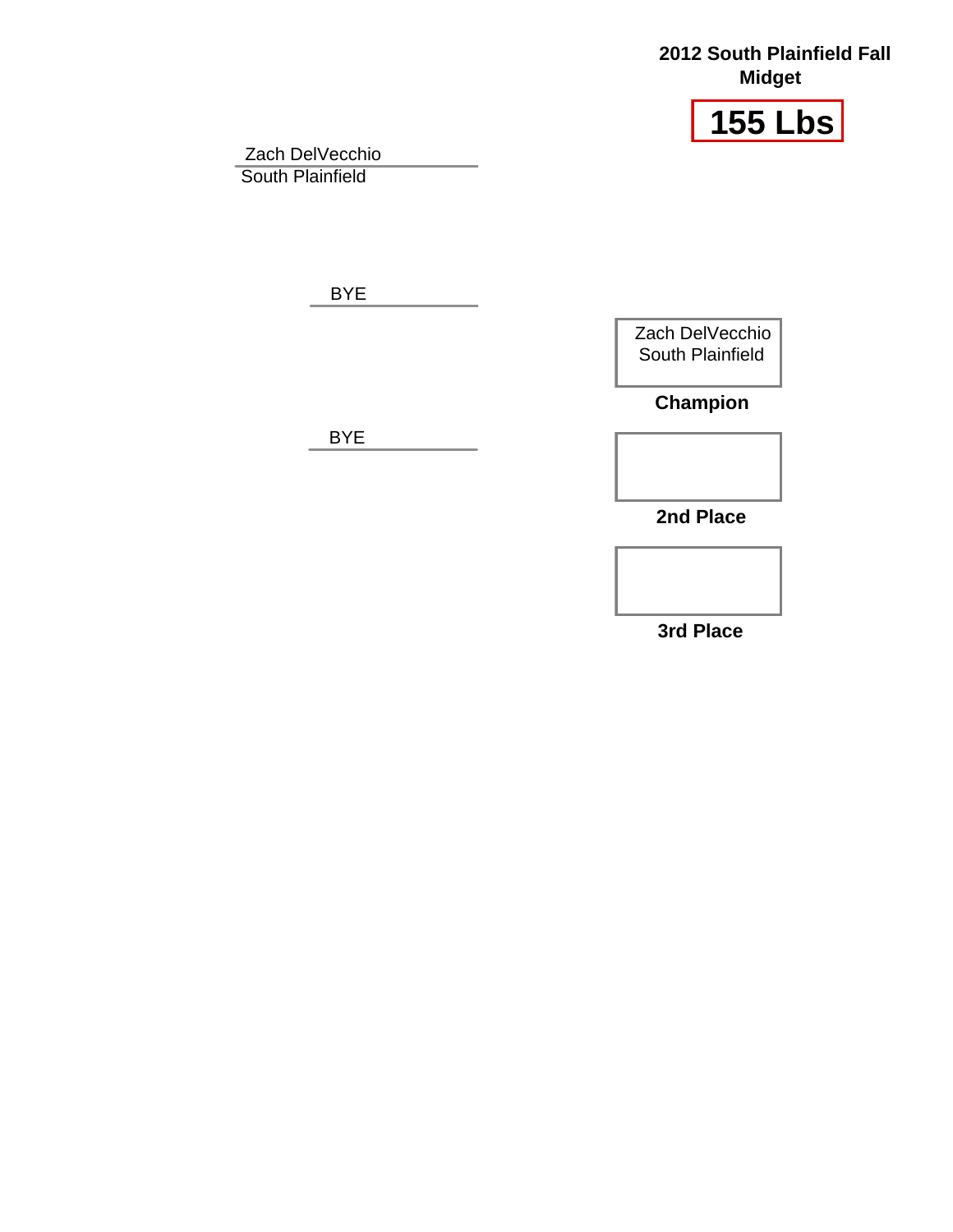**2012 South Plainfield Fall Midget**

# 155 Lbs

Zach DelVecchio
South Plainfield

BYE

BYE

Zach DelVecchio
South Plainfield

**Champion**

**2nd Place**

**3rd Place**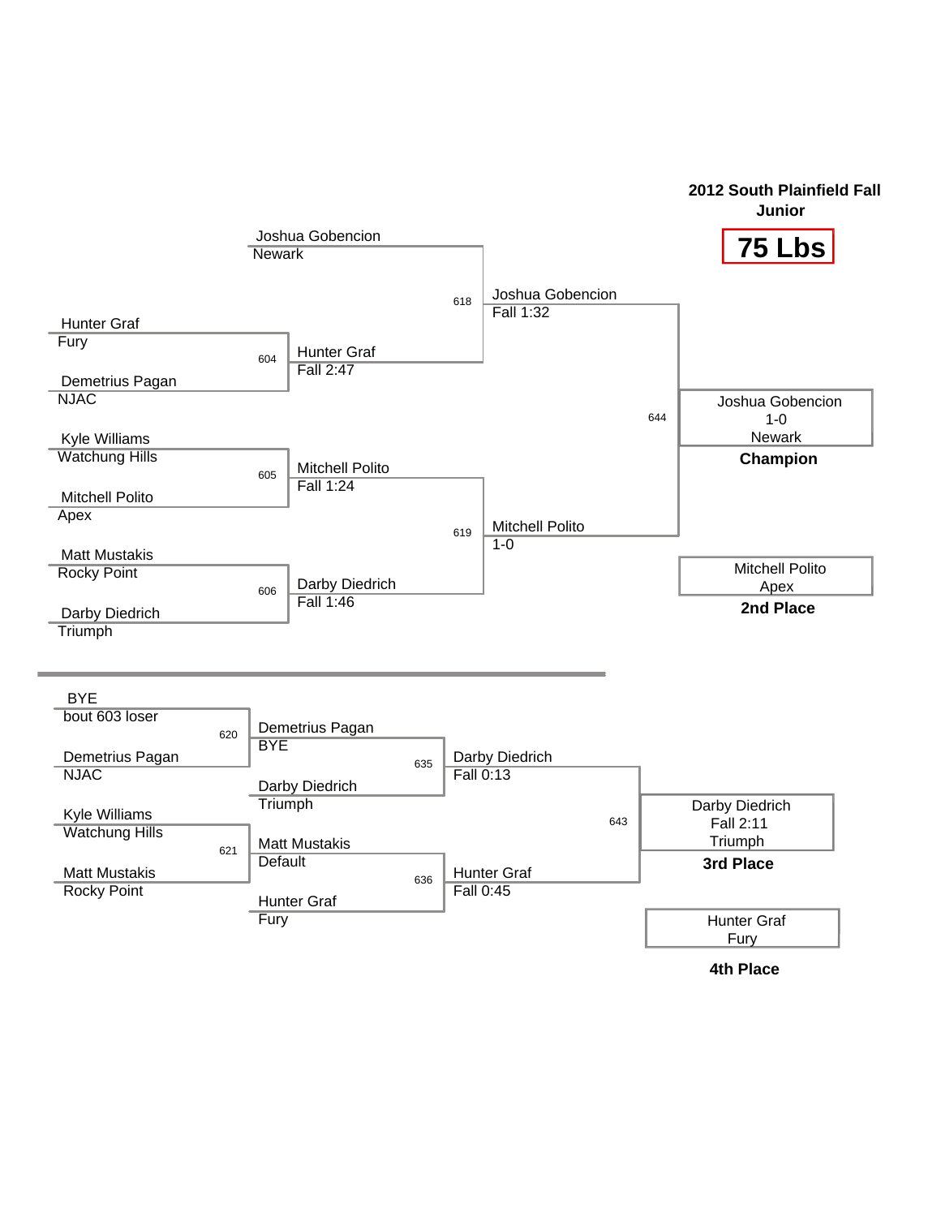## 2012 South Plainfield Fall Junior

# 75 Lbs

### Championship Bracket

**First Round**

- Bout 604: Hunter Graf (Fury) vs. Demetrius Pagan (NJAC) — Winner: Hunter Graf, Fall 2:47
- Bout 605: Kyle Williams (Watchung Hills) vs. Mitchell Polito (Apex) — Winner: Mitchell Polito, Fall 1:24
- Bout 606: Matt Mustakis (Rocky Point) vs. Darby Diedrich (Triumph) — Winner: Darby Diedrich, Fall 1:46

**Semifinals**

- Bout 618: Joshua Gobencion (Newark) vs. Hunter Graf — Winner: Joshua Gobencion, Fall 1:32
- Bout 619: Mitchell Polito vs. Darby Diedrich — Winner: Mitchell Polito, 1-0

**Final**

- Bout 644: Joshua Gobencion vs. Mitchell Polito — Winner: Joshua Gobencion, 1-0, Newark

**Champion:** Joshua Gobencion, 1-0, Newark

**2nd Place:** Mitchell Polito, Apex

### Consolation Bracket

- Bout 620: BYE (bout 603 loser) vs. Demetrius Pagan (NJAC) — Winner: Demetrius Pagan, BYE
- Bout 621: Kyle Williams (Watchung Hills) vs. Matt Mustakis (Rocky Point) — Winner: Matt Mustakis, Default
- Bout 635: Demetrius Pagan vs. Darby Diedrich (Triumph) — Winner: Darby Diedrich, Fall 0:13
- Bout 636: Matt Mustakis vs. Hunter Graf (Fury) — Winner: Hunter Graf, Fall 0:45
- Bout 643: Darby Diedrich vs. Hunter Graf — Winner: Darby Diedrich, Fall 2:11, Triumph

**3rd Place:** Darby Diedrich, Fall 2:11, Triumph

**4th Place:** Hunter Graf, Fury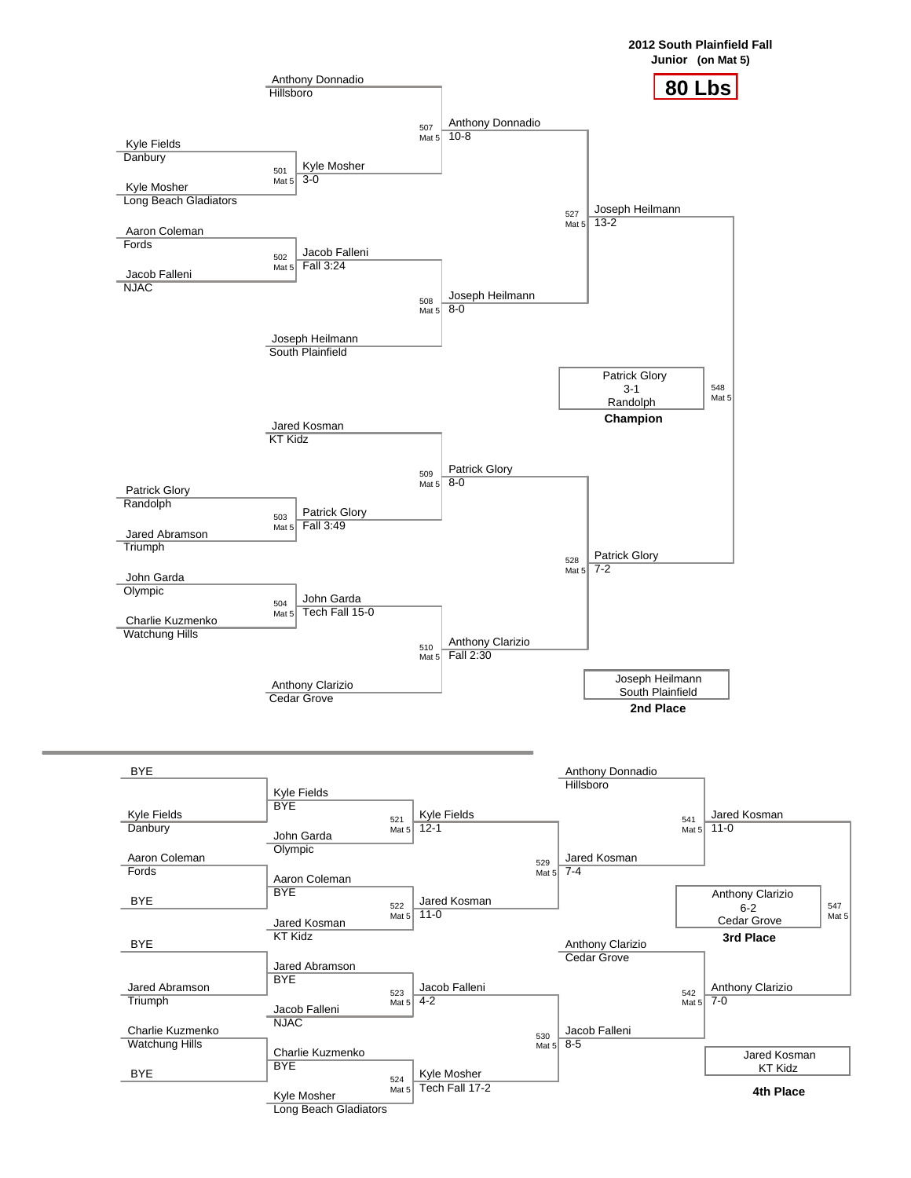## 2012 South Plainfield Fall
### Junior (on Mat 5)

# 80 Lbs

## Championship Bracket

| Bout | Mat | Wrestler 1 | Wrestler 2 | Winner | Result |
|---|---|---|---|---|---|
| 501 | Mat 5 | Kyle Fields (Danbury) | Kyle Mosher (Long Beach Gladiators) | Kyle Mosher | 3-0 |
| 502 | Mat 5 | Aaron Coleman (Fords) | Jacob Falleni (NJAC) | Jacob Falleni | Fall 3:24 |
| 503 | Mat 5 | Patrick Glory (Randolph) | Jared Abramson (Triumph) | Patrick Glory | Fall 3:49 |
| 504 | Mat 5 | John Garda (Olympic) | Charlie Kuzmenko (Watchung Hills) | John Garda | Tech Fall 15-0 |
| 507 | Mat 5 | Anthony Donnadio (Hillsboro) | Kyle Mosher | Anthony Donnadio | 10-8 |
| 508 | Mat 5 | Jacob Falleni | Joseph Heilmann (South Plainfield) | Joseph Heilmann | 8-0 |
| 509 | Mat 5 | Jared Kosman (KT Kidz) | Patrick Glory | Patrick Glory | 8-0 |
| 510 | Mat 5 | John Garda | Anthony Clarizio (Cedar Grove) | Anthony Clarizio | Fall 2:30 |
| 527 | Mat 5 | Anthony Donnadio | Joseph Heilmann | Joseph Heilmann | 13-2 |
| 528 | Mat 5 | Patrick Glory | Anthony Clarizio | Patrick Glory | 7-2 |
| 548 | Mat 5 | Joseph Heilmann | Patrick Glory | Patrick Glory | 3-1 |

**Champion:** Patrick Glory, 3-1, Randolph

**2nd Place:** Joseph Heilmann, South Plainfield

## Consolation Bracket

| Bout | Mat | Wrestler 1 | Wrestler 2 | Winner | Result |
|---|---|---|---|---|---|
| | | BYE | Kyle Fields (Danbury) | Kyle Fields | BYE |
| | | Aaron Coleman (Fords) | BYE | Aaron Coleman | BYE |
| | | BYE | Jared Abramson (Triumph) | Jared Abramson | BYE |
| | | Charlie Kuzmenko (Watchung Hills) | BYE | Charlie Kuzmenko | BYE |
| 521 | Mat 5 | Kyle Fields | John Garda (Olympic) | Kyle Fields | 12-1 |
| 522 | Mat 5 | Aaron Coleman | Jared Kosman (KT Kidz) | Jared Kosman | 11-0 |
| 523 | Mat 5 | Jared Abramson | Jacob Falleni (NJAC) | Jacob Falleni | 4-2 |
| 524 | Mat 5 | Charlie Kuzmenko | Kyle Mosher (Long Beach Gladiators) | Kyle Mosher | Tech Fall 17-2 |
| 529 | Mat 5 | Kyle Fields | Jared Kosman | Jared Kosman | 7-4 |
| 530 | Mat 5 | Jacob Falleni | Kyle Mosher | Jacob Falleni | 8-5 |
| 541 | Mat 5 | Anthony Donnadio (Hillsboro) | Jared Kosman | Jared Kosman | 11-0 |
| 542 | Mat 5 | Anthony Clarizio (Cedar Grove) | Jacob Falleni | Anthony Clarizio | 7-0 |
| 547 | Mat 5 | Jared Kosman | Anthony Clarizio | Anthony Clarizio | 6-2 |

**3rd Place:** Anthony Clarizio, 6-2, Cedar Grove

**4th Place:** Jared Kosman, KT Kidz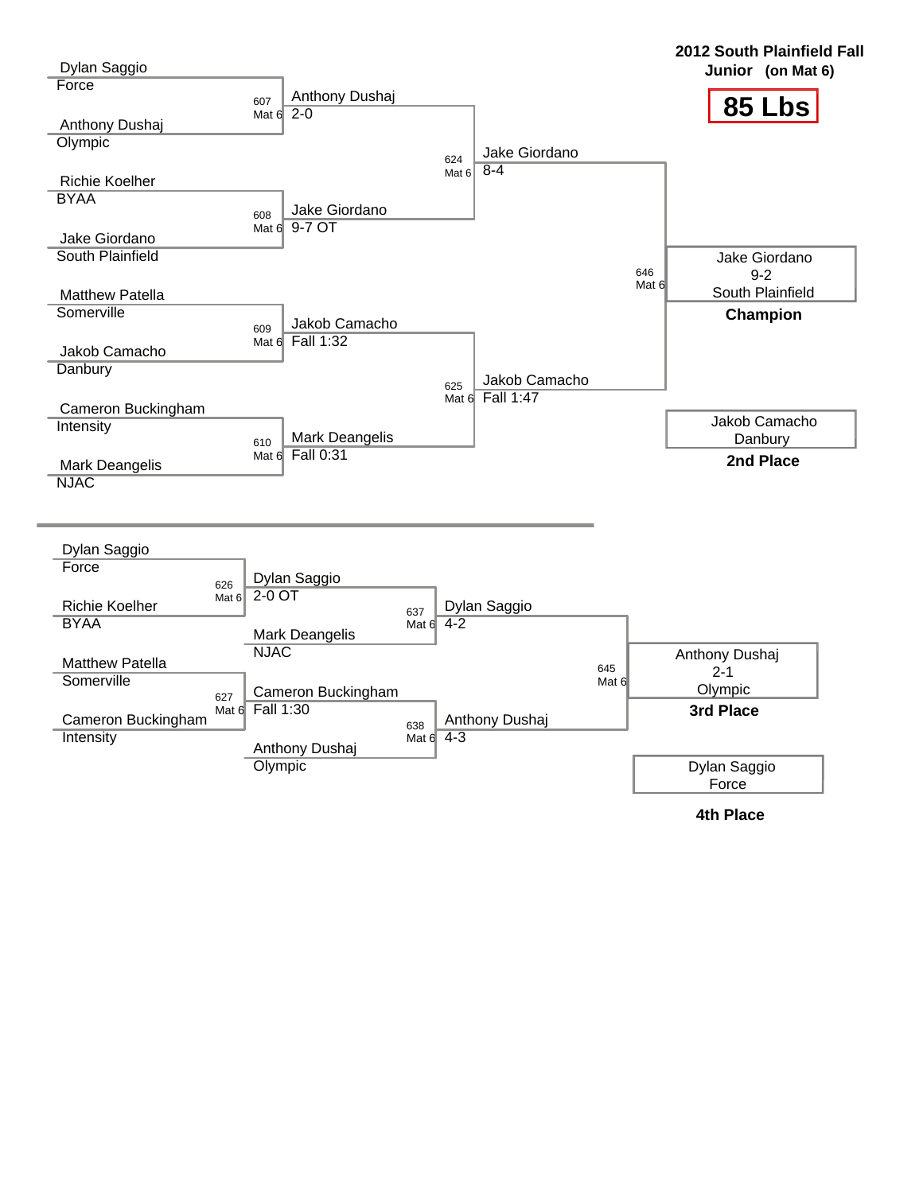## 2012 South Plainfield Fall

**Junior (on Mat 6)**

**85 Lbs**

### Championship Bracket

| Round 1 | Quarterfinals | Semifinals | Final |
|---|---|---|---|
| Dylan Saggio (Force) vs. Anthony Dushaj (Olympic) | 607 Mat 6: Anthony Dushaj 2-0 | 624 Mat 6: Jake Giordano 8-4 | 646 Mat 6: Jake Giordano 9-2 South Plainfield **Champion** |
| Richie Koelher (BYAA) vs. Jake Giordano (South Plainfield) | 608 Mat 6: Jake Giordano 9-7 OT | | |
| Matthew Patella (Somerville) vs. Jakob Camacho (Danbury) | 609 Mat 6: Jakob Camacho Fall 1:32 | 625 Mat 6: Jakob Camacho Fall 1:47 | Jakob Camacho Danbury **2nd Place** |
| Cameron Buckingham (Intensity) vs. Mark Deangelis (NJAC) | 610 Mat 6: Mark Deangelis Fall 0:31 | | |

### Consolation Bracket

| Round 1 | Round 2 | Semifinals | Final |
|---|---|---|---|
| Dylan Saggio (Force) vs. Richie Koelher (BYAA) | 626 Mat 6: Dylan Saggio 2-0 OT | 637 Mat 6: Dylan Saggio 4-2 (vs. Mark Deangelis, NJAC) | 645 Mat 6: Anthony Dushaj 2-1 Olympic **3rd Place** |
| Matthew Patella (Somerville) vs. Cameron Buckingham (Intensity) | 627 Mat 6: Cameron Buckingham Fall 1:30 | 638 Mat 6: Anthony Dushaj 4-3 (vs. Anthony Dushaj, Olympic) | Dylan Saggio Force **4th Place** |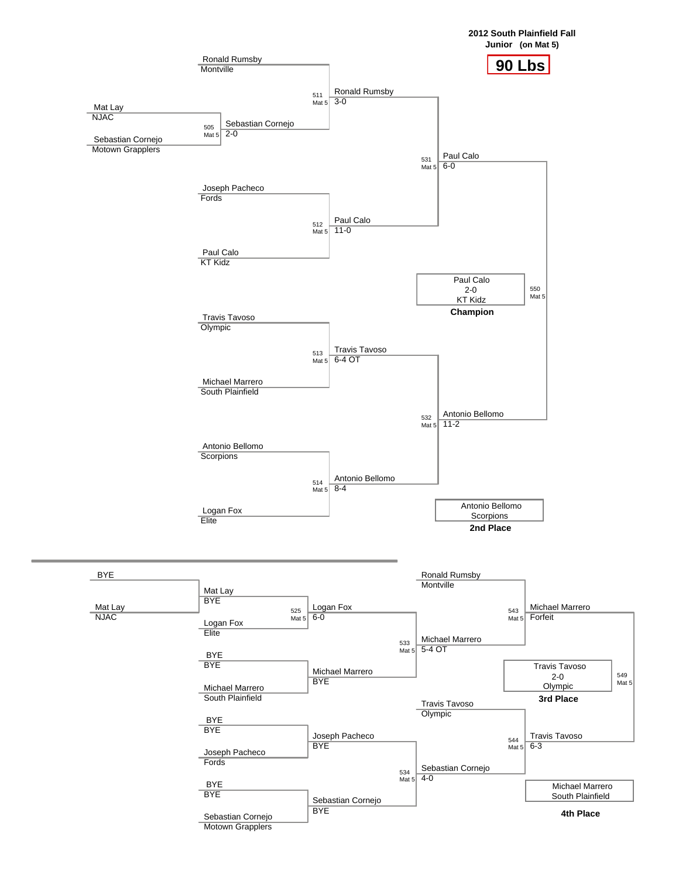**2012 South Plainfield Fall**
**Junior (on Mat 5)**

## 90 Lbs

### Championship Bracket

| Match | Mat | Wrestler 1 | Wrestler 2 | Winner | Score |
|---|---|---|---|---|---|
| 505 | Mat 5 | Mat Lay (NJAC) | Sebastian Cornejo (Motown Grapplers) | Sebastian Cornejo | 2-0 |
| 511 | Mat 5 | Ronald Rumsby (Montville) | Sebastian Cornejo | Ronald Rumsby | 3-0 |
| 512 | Mat 5 | Joseph Pacheco (Fords) | Paul Calo (KT Kidz) | Paul Calo | 11-0 |
| 513 | Mat 5 | Travis Tavoso (Olympic) | Michael Marrero (South Plainfield) | Travis Tavoso | 6-4 OT |
| 514 | Mat 5 | Antonio Bellomo (Scorpions) | Logan Fox (Elite) | Antonio Bellomo | 8-4 |
| 531 | Mat 5 | Ronald Rumsby | Paul Calo | Paul Calo | 6-0 |
| 532 | Mat 5 | Travis Tavoso | Antonio Bellomo | Antonio Bellomo | 11-2 |
| 550 | Mat 5 | Paul Calo | Antonio Bellomo | Paul Calo | 2-0 |

**Champion:** Paul Calo, 2-0, KT Kidz

**2nd Place:** Antonio Bellomo, Scorpions

### Consolation Bracket

| Match | Mat | Wrestler 1 | Wrestler 2 | Winner | Score |
|---|---|---|---|---|---|
| | | BYE | Mat Lay (NJAC) | Mat Lay | BYE |
| 525 | Mat 5 | Mat Lay | Logan Fox (Elite) | Logan Fox | 6-0 |
| | | BYE | Michael Marrero (South Plainfield) | Michael Marrero | BYE |
| | | BYE | Joseph Pacheco (Fords) | Joseph Pacheco | BYE |
| | | BYE | Sebastian Cornejo (Motown Grapplers) | Sebastian Cornejo | BYE |
| 533 | Mat 5 | Logan Fox | Michael Marrero | Michael Marrero | 5-4 OT |
| 534 | Mat 5 | Joseph Pacheco | Sebastian Cornejo | Sebastian Cornejo | 4-0 |
| 543 | Mat 5 | Ronald Rumsby (Montville) | Michael Marrero | Michael Marrero | Forfeit |
| 544 | Mat 5 | Travis Tavoso (Olympic) | Sebastian Cornejo | Travis Tavoso | 6-3 |
| 549 | Mat 5 | Michael Marrero | Travis Tavoso | Travis Tavoso | 2-0 |

**3rd Place:** Travis Tavoso, 2-0, Olympic

**4th Place:** Michael Marrero, South Plainfield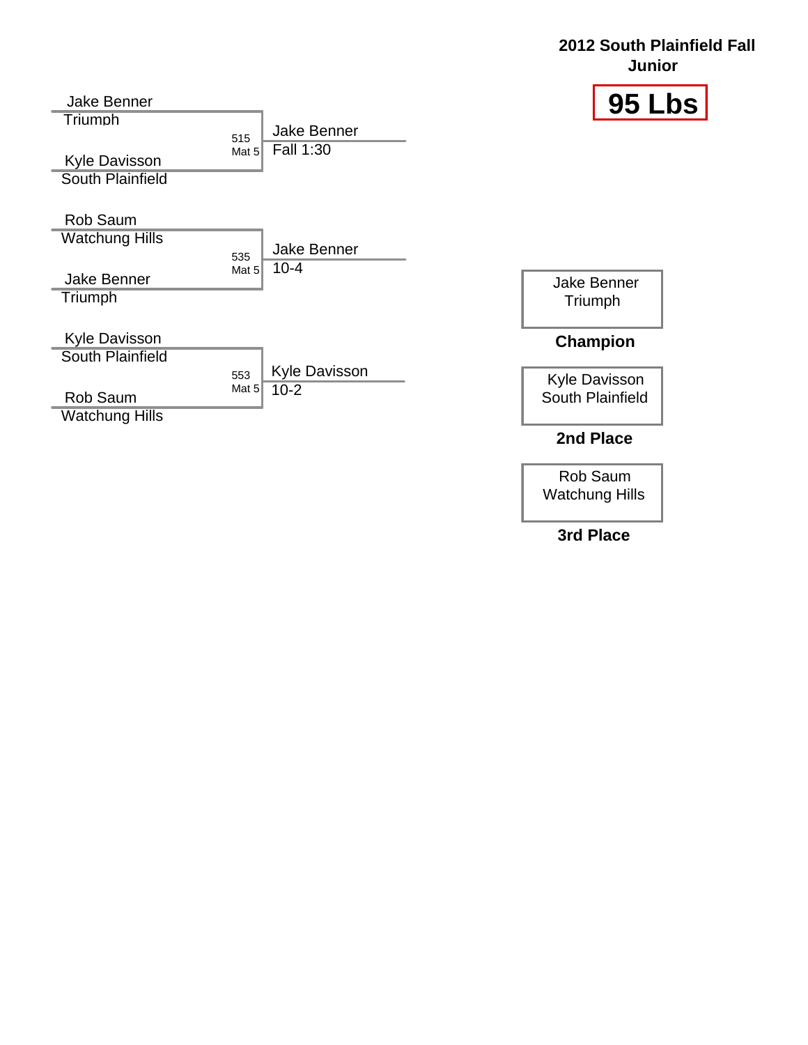# 2012 South Plainfield Fall Junior

## 95 Lbs

| Bout | Mat | Wrestler 1 | Wrestler 2 | Winner | Result |
|---|---|---|---|---|---|
| 515 | Mat 5 | Jake Benner (Triumph) | Kyle Davisson (South Plainfield) | Jake Benner | Fall 1:30 |
| 535 | Mat 5 | Rob Saum (Watchung Hills) | Jake Benner (Triumph) | Jake Benner | 10-4 |
| 553 | Mat 5 | Kyle Davisson (South Plainfield) | Rob Saum (Watchung Hills) | Kyle Davisson | 10-2 |

**Champion:** Jake Benner, Triumph

**2nd Place:** Kyle Davisson, South Plainfield

**3rd Place:** Rob Saum, Watchung Hills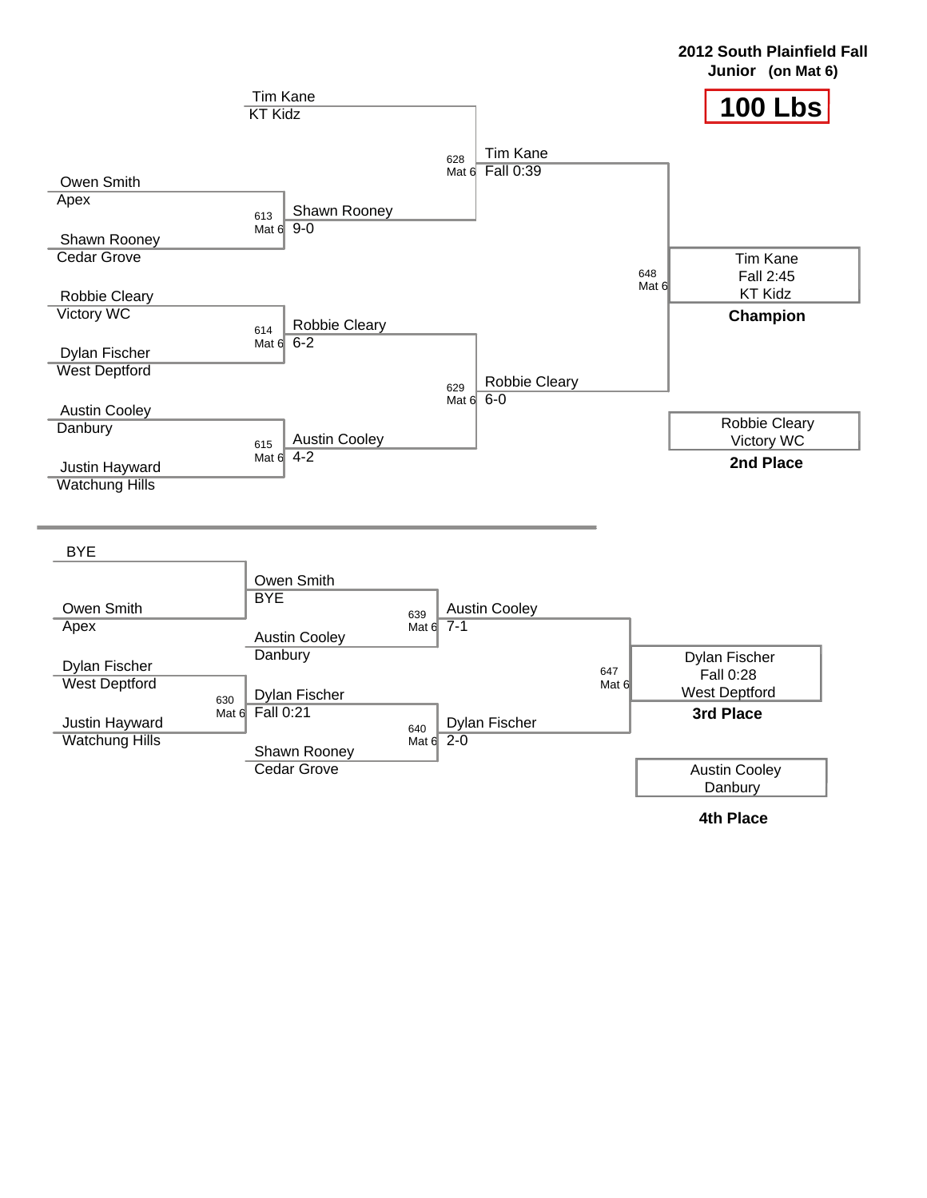**2012 South Plainfield Fall**
**Junior (on Mat 6)**

# 100 Lbs

## Championship Bracket

**First Round**

- Tim Kane (KT Kidz)
- Match 613 (Mat 6): Owen Smith (Apex) vs. Shawn Rooney (Cedar Grove) — Shawn Rooney 9-0
- Match 614 (Mat 6): Robbie Cleary (Victory WC) vs. Dylan Fischer (West Deptford) — Robbie Cleary 6-2
- Match 615 (Mat 6): Austin Cooley (Danbury) vs. Justin Hayward (Watchung Hills) — Austin Cooley 4-2

**Semifinals**

- Match 628 (Mat 6): Tim Kane vs. Shawn Rooney — Tim Kane Fall 0:39
- Match 629 (Mat 6): Robbie Cleary vs. Austin Cooley — Robbie Cleary 6-0

**Final**

- Match 648 (Mat 6): Tim Kane vs. Robbie Cleary — Tim Kane Fall 2:45

**Champion:** Tim Kane, KT Kidz (Fall 2:45)

**2nd Place:** Robbie Cleary, Victory WC

## Consolation Bracket

- BYE vs. Owen Smith (Apex) — Owen Smith, BYE
- Match 630 (Mat 6): Dylan Fischer (West Deptford) vs. Justin Hayward (Watchung Hills) — Dylan Fischer Fall 0:21
- Match 639 (Mat 6): Owen Smith vs. Austin Cooley (Danbury) — Austin Cooley 7-1
- Match 640 (Mat 6): Dylan Fischer vs. Shawn Rooney (Cedar Grove) — Dylan Fischer 2-0
- Match 647 (Mat 6): Austin Cooley vs. Dylan Fischer — Dylan Fischer Fall 0:28

**3rd Place:** Dylan Fischer, West Deptford (Fall 0:28)

**4th Place:** Austin Cooley, Danbury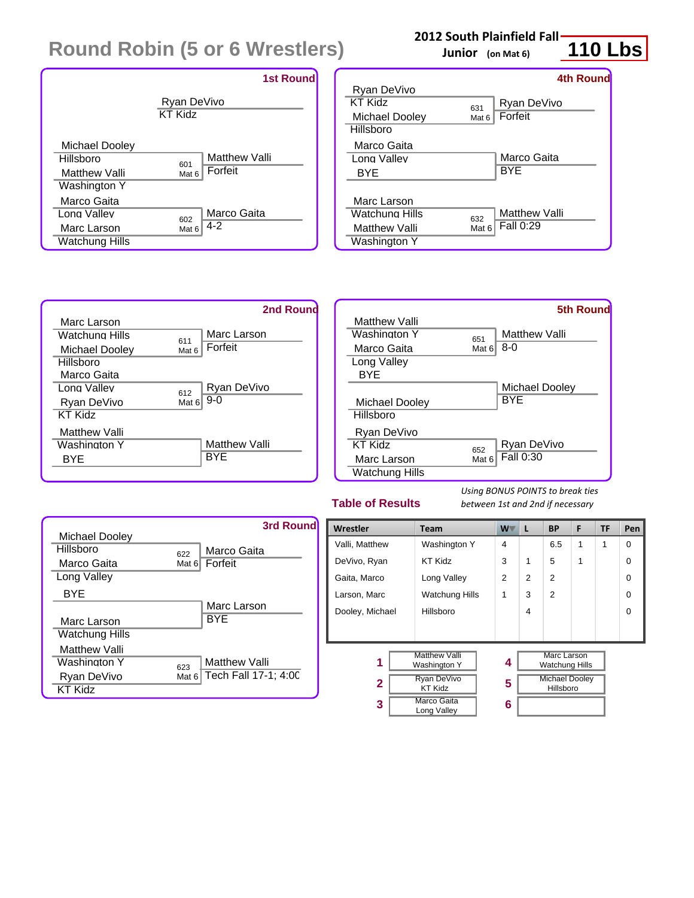# Round Robin (5 or 6 Wrestlers)

**2012 South Plainfield Fall**
**Junior** (on Mat 6)
**110 Lbs**

### 1st Round

| Wrestler 1 | Wrestler 2 | Bout | Winner | Result |
|---|---|---|---|---|
| Ryan DeVivo (KT Kidz) | | | | |
| Michael Dooley (Hillsboro) | Matthew Valli (Washington Y) | 601 Mat 6 | Matthew Valli | Forfeit |
| Marco Gaita (Long Valley) | Marc Larson (Watchung Hills) | 602 Mat 6 | Marco Gaita | 4-2 |

### 2nd Round

| Wrestler 1 | Wrestler 2 | Bout | Winner | Result |
|---|---|---|---|---|
| Marc Larson (Watchung Hills) | Michael Dooley (Hillsboro) | 611 Mat 6 | Marc Larson | Forfeit |
| Marco Gaita (Long Valley) | Ryan DeVivo (KT Kidz) | 612 Mat 6 | Ryan DeVivo | 9-0 |
| Matthew Valli (Washington Y) | BYE | | Matthew Valli | BYE |

### 3rd Round

| Wrestler 1 | Wrestler 2 | Bout | Winner | Result |
|---|---|---|---|---|
| Michael Dooley (Hillsboro) | Marco Gaita (Long Valley) | 622 Mat 6 | Marco Gaita | Forfeit |
| BYE | Marc Larson (Watchung Hills) | | Marc Larson | BYE |
| Matthew Valli (Washington Y) | Ryan DeVivo (KT Kidz) | 623 Mat 6 | Matthew Valli | Tech Fall 17-1; 4:00 |

### 4th Round

| Wrestler 1 | Wrestler 2 | Bout | Winner | Result |
|---|---|---|---|---|
| Ryan DeVivo (KT Kidz) | Michael Dooley (Hillsboro) | 631 Mat 6 | Ryan DeVivo | Forfeit |
| Marco Gaita (Long Valley) | BYE | | Marco Gaita | BYE |
| Marc Larson (Watchung Hills) | Matthew Valli (Washington Y) | 632 Mat 6 | Matthew Valli | Fall 0:29 |

### 5th Round

| Wrestler 1 | Wrestler 2 | Bout | Winner | Result |
|---|---|---|---|---|
| Matthew Valli (Washington Y) | Marco Gaita (Long Valley) | 651 Mat 6 | Matthew Valli | 8-0 |
| BYE | Michael Dooley (Hillsboro) | | Michael Dooley | BYE |
| Ryan DeVivo (KT Kidz) | Marc Larson (Watchung Hills) | 652 Mat 6 | Ryan DeVivo | Fall 0:30 |

### Table of Results

*Using BONUS POINTS to break ties between 1st and 2nd if necessary*

| Wrestler | Team | W | L | BP | F | TF | Pen |
|---|---|---|---|---|---|---|---|
| Valli, Matthew | Washington Y | 4 | | 6.5 | 1 | 1 | 0 |
| DeVivo, Ryan | KT Kidz | 3 | 1 | 5 | 1 | | 0 |
| Gaita, Marco | Long Valley | 2 | 2 | 2 | | | 0 |
| Larson, Marc | Watchung Hills | 1 | 3 | 2 | | | 0 |
| Dooley, Michael | Hillsboro | | 4 | | | | 0 |

| Place | Wrestler |
|---|---|
| 1 | Matthew Valli, Washington Y |
| 2 | Ryan DeVivo, KT Kidz |
| 3 | Marco Gaita, Long Valley |
| 4 | Marc Larson, Watchung Hills |
| 5 | Michael Dooley, Hillsboro |
| 6 | |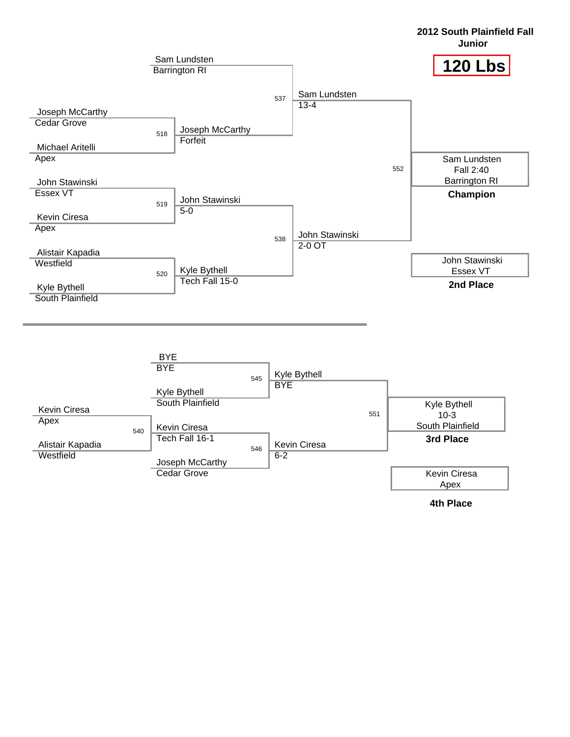## 2012 South Plainfield Fall Junior

### 120 Lbs

**Championship Bracket**

| Round 1 | | Quarterfinals | | Semifinals | | Finals |
|---|---|---|---|---|---|---|
| | | Sam Lundsten, Barrington RI | | | | |
| | | | 537 | Sam Lundsten 13-4 | | |
| Joseph McCarthy, Cedar Grove | | | | | | |
| | 518 | Joseph McCarthy Forfeit | | | | |
| Michael Aritelli, Apex | | | | | | |
| | | | | | 552 | Sam Lundsten, Fall 2:40, Barrington RI — **Champion** |
| John Stawinski, Essex VT | | | | | | |
| | 519 | John Stawinski 5-0 | | | | |
| Kevin Ciresa, Apex | | | | | | |
| | | | 538 | John Stawinski 2-0 OT | | |
| Alistair Kapadia, Westfield | | | | | | |
| | 520 | Kyle Bythell Tech Fall 15-0 | | | | |
| Kyle Bythell, South Plainfield | | | | | | |

John Stawinski, Essex VT — **2nd Place**

**Consolation Bracket**

| Round 1 | | Round 2 | | Semifinals | | Finals |
|---|---|---|---|---|---|---|
| | | BYE, BYE | | | | |
| | | | 545 | Kyle Bythell BYE | | |
| | | Kyle Bythell, South Plainfield | | | | |
| Kevin Ciresa, Apex | | | | | 551 | Kyle Bythell, 10-3, South Plainfield — **3rd Place** |
| | 540 | Kevin Ciresa Tech Fall 16-1 | | | | |
| Alistair Kapadia, Westfield | | | 546 | Kevin Ciresa 6-2 | | |
| | | Joseph McCarthy, Cedar Grove | | | | |

Kevin Ciresa, Apex — **4th Place**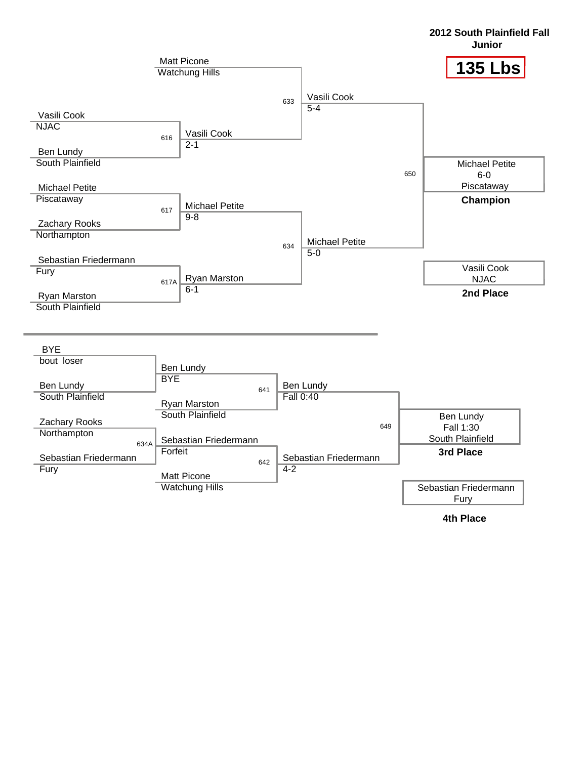# 2012 South Plainfield Fall Junior

## 135 Lbs

### Championship Bracket

| Round 1 | Bout | Quarterfinal Winner | Bout | Semifinal Winner | Bout | Final |
|---|---|---|---|---|---|---|
| | | Matt Picone, Watchung Hills | 633 | Vasili Cook, 5-4 | 650 | |
| Vasili Cook, NJAC vs. Ben Lundy, South Plainfield | 616 | Vasili Cook, 2-1 | | | | |
| Michael Petite, Piscataway vs. Zachary Rooks, Northampton | 617 | Michael Petite, 9-8 | 634 | Michael Petite, 5-0 | | |
| Sebastian Friedermann, Fury vs. Ryan Marston, South Plainfield | 617A | Ryan Marston, 6-1 | | | | |

**Champion:** Michael Petite, 6-0, Piscataway

**2nd Place:** Vasili Cook, NJAC

### Consolation Bracket

| Round 1 | Bout | Round 2 | Bout | Consolation Semifinal | Bout | Result |
|---|---|---|---|---|---|---|
| BYE (bout loser) vs. Ben Lundy, South Plainfield | | Ben Lundy, BYE vs. Ryan Marston, South Plainfield | 641 | Ben Lundy, Fall 0:40 | 649 | |
| Zachary Rooks, Northampton vs. Sebastian Friedermann, Fury | 634A | Sebastian Friedermann, Forfeit vs. Matt Picone, Watchung Hills | 642 | Sebastian Friedermann, 4-2 | | |

**3rd Place:** Ben Lundy, Fall 1:30, South Plainfield

**4th Place:** Sebastian Friedermann, Fury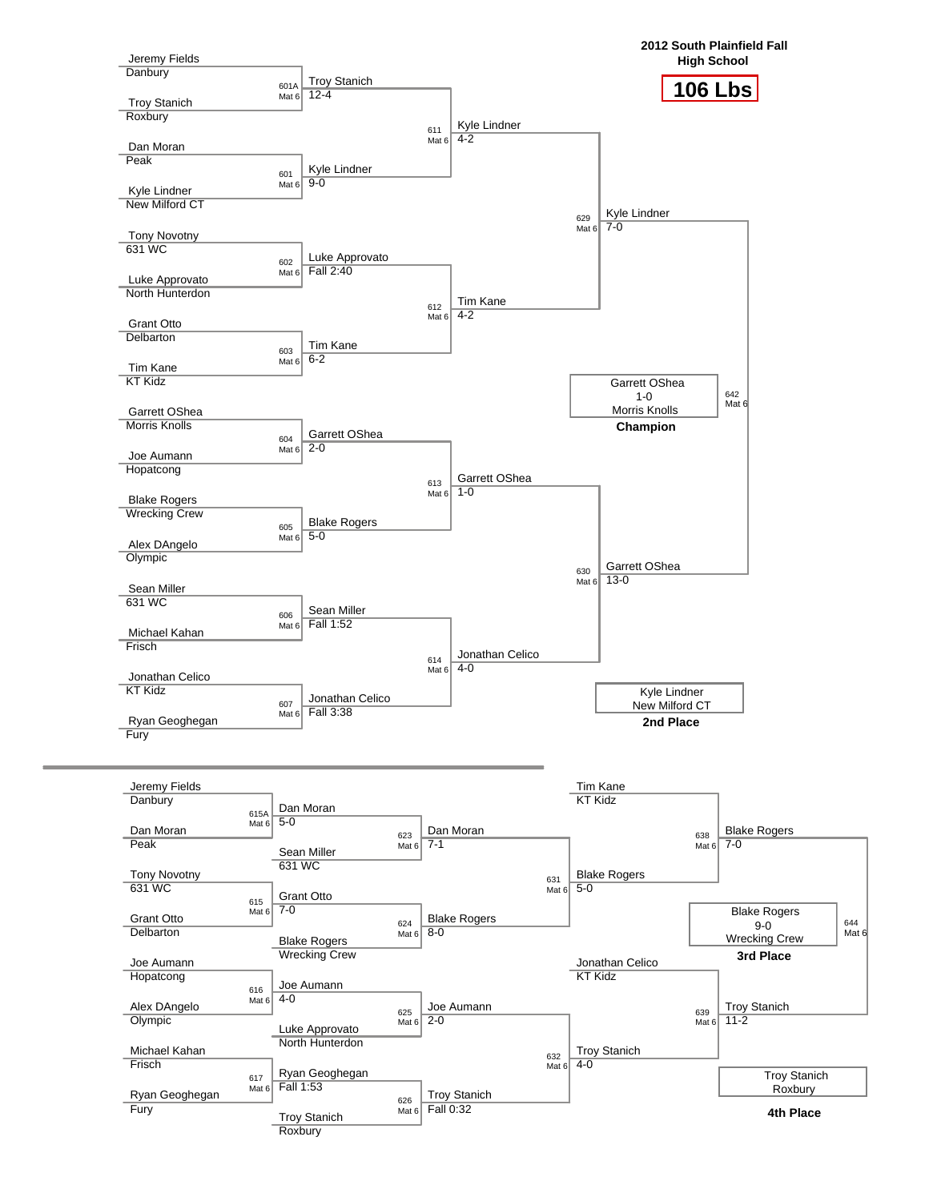# 2012 South Plainfield Fall High School

## 106 Lbs

### Championship Bracket

**First Round**

| Bout | Mat | Wrestler 1 | Wrestler 2 | Winner | Result |
|---|---|---|---|---|---|
| 601A | Mat 6 | Jeremy Fields (Danbury) | Troy Stanich (Roxbury) | Troy Stanich | 12-4 |
| 601 | Mat 6 | Dan Moran (Peak) | Kyle Lindner (New Milford CT) | Kyle Lindner | 9-0 |
| 602 | Mat 6 | Tony Novotny (631 WC) | Luke Approvato (North Hunterdon) | Luke Approvato | Fall 2:40 |
| 603 | Mat 6 | Grant Otto (Delbarton) | Tim Kane (KT Kidz) | Tim Kane | 6-2 |
| 604 | Mat 6 | Garrett OShea (Morris Knolls) | Joe Aumann (Hopatcong) | Garrett OShea | 2-0 |
| 605 | Mat 6 | Blake Rogers (Wrecking Crew) | Alex DAngelo (Olympic) | Blake Rogers | 5-0 |
| 606 | Mat 6 | Sean Miller (631 WC) | Michael Kahan (Frisch) | Sean Miller | Fall 1:52 |
| 607 | Mat 6 | Jonathan Celico (KT Kidz) | Ryan Geoghegan (Fury) | Jonathan Celico | Fall 3:38 |

**Quarterfinals**

| Bout | Mat | Winner | Result |
|---|---|---|---|
| 611 | Mat 6 | Kyle Lindner | 4-2 |
| 612 | Mat 6 | Tim Kane | 4-2 |
| 613 | Mat 6 | Garrett OShea | 1-0 |
| 614 | Mat 6 | Jonathan Celico | 4-0 |

**Semifinals**

| Bout | Mat | Winner | Result |
|---|---|---|---|
| 629 | Mat 6 | Kyle Lindner | 7-0 |
| 630 | Mat 6 | Garrett OShea | 13-0 |

**Final**

| Bout | Mat | Winner | Result |
|---|---|---|---|
| 642 | Mat 6 | Garrett OShea (Morris Knolls) | 1-0 |

**Champion:** Garrett OShea, Morris Knolls (1-0)

**2nd Place:** Kyle Lindner, New Milford CT

### Consolation Bracket

| Bout | Mat | Wrestler 1 | Wrestler 2 | Winner | Result |
|---|---|---|---|---|---|
| 615A | Mat 6 | Jeremy Fields (Danbury) | Dan Moran (Peak) | Dan Moran | 5-0 |
| 615 | Mat 6 | Tony Novotny (631 WC) | Grant Otto (Delbarton) | Grant Otto | 7-0 |
| 616 | Mat 6 | Joe Aumann (Hopatcong) | Alex DAngelo (Olympic) | Joe Aumann | 4-0 |
| 617 | Mat 6 | Michael Kahan (Frisch) | Ryan Geoghegan (Fury) | Ryan Geoghegan | Fall 1:53 |
| 623 | Mat 6 | Dan Moran | Sean Miller (631 WC) | Dan Moran | 7-1 |
| 624 | Mat 6 | Grant Otto | Blake Rogers (Wrecking Crew) | Blake Rogers | 8-0 |
| 625 | Mat 6 | Joe Aumann | Luke Approvato (North Hunterdon) | Joe Aumann | 2-0 |
| 626 | Mat 6 | Ryan Geoghegan | Troy Stanich (Roxbury) | Troy Stanich | Fall 0:32 |
| 631 | Mat 6 | Dan Moran | Blake Rogers | Blake Rogers | 5-0 |
| 632 | Mat 6 | Joe Aumann | Troy Stanich | Troy Stanich | 4-0 |
| 638 | Mat 6 | Tim Kane (KT Kidz) | Blake Rogers | Blake Rogers | 7-0 |
| 639 | Mat 6 | Jonathan Celico (KT Kidz) | Troy Stanich | Troy Stanich | 11-2 |
| 644 | Mat 6 | Blake Rogers | Troy Stanich | Blake Rogers (Wrecking Crew) | 9-0 |

**3rd Place:** Blake Rogers, Wrecking Crew (9-0)

**4th Place:** Troy Stanich, Roxbury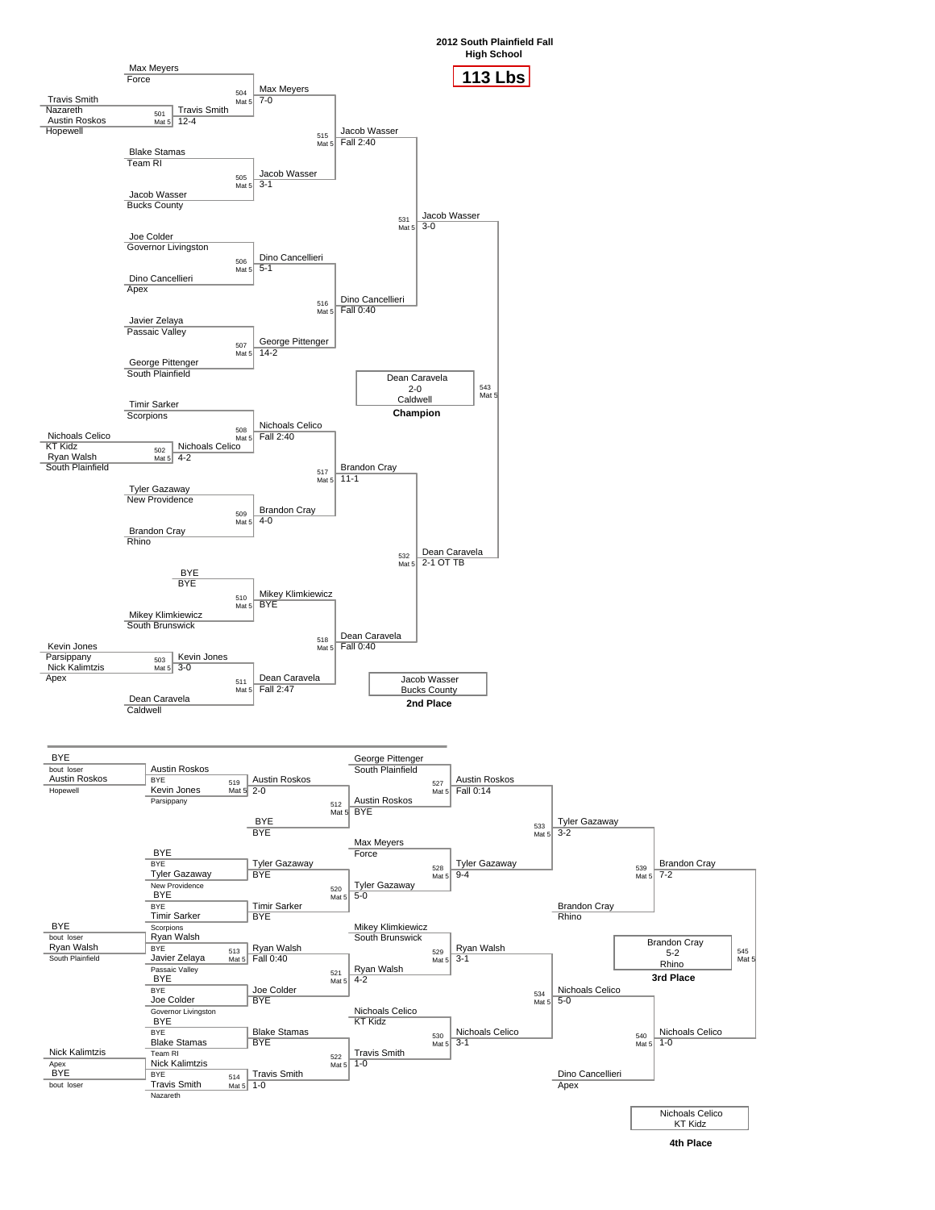# 2012 South Plainfield Fall High School

## 113 Lbs

### Championship Bracket

**Preliminary Round**

| Bout | Mat | Wrestler 1 | Wrestler 2 | Winner | Result |
|---|---|---|---|---|---|
| 501 | Mat 5 | Travis Smith (Nazareth) | Austin Roskos (Hopewell) | Travis Smith | 12-4 |
| 502 | Mat 5 | Nichoals Celico (KT Kidz) | Ryan Walsh (South Plainfield) | Nichoals Celico | 4-2 |
| 503 | Mat 5 | Kevin Jones (Parsippany) | Nick Kalimtzis (Apex) | Kevin Jones | 3-0 |

**First Round**

| Bout | Mat | Wrestler 1 | Wrestler 2 | Winner | Result |
|---|---|---|---|---|---|
| 504 | Mat 5 | Max Meyers (Force) | Travis Smith | Max Meyers | 7-0 |
| 505 | Mat 5 | Blake Stamas (Team RI) | Jacob Wasser (Bucks County) | Jacob Wasser | 3-1 |
| 506 | Mat 5 | Joe Colder (Governor Livingston) | Dino Cancellieri (Apex) | Dino Cancellieri | 5-1 |
| 507 | Mat 5 | Javier Zelaya (Passaic Valley) | George Pittenger (South Plainfield) | George Pittenger | 14-2 |
| 508 | Mat 5 | Timir Sarker (Scorpions) | Nichoals Celico | Nichoals Celico | Fall 2:40 |
| 509 | Mat 5 | Tyler Gazaway (New Providence) | Brandon Cray (Rhino) | Brandon Cray | 4-0 |
| 510 | Mat 5 | BYE | Mikey Klimkiewicz (South Brunswick) | Mikey Klimkiewicz | BYE |
| 511 | Mat 5 | Kevin Jones | Dean Caravela (Caldwell) | Dean Caravela | Fall 2:47 |

**Quarterfinals**

| Bout | Mat | Winner | Result |
|---|---|---|---|
| 515 | Mat 5 | Jacob Wasser | Fall 2:40 |
| 516 | Mat 5 | Dino Cancellieri | Fall 0:40 |
| 517 | Mat 5 | Brandon Cray | 11-1 |
| 518 | Mat 5 | Dean Caravela | Fall 0:40 |

**Semifinals**

| Bout | Mat | Winner | Result |
|---|---|---|---|
| 531 | Mat 5 | Jacob Wasser | 3-0 |
| 532 | Mat 5 | Dean Caravela | 2-1 OT TB |

**Final (543, Mat 5)**

Dean Caravela, 2-0, Caldwell — **Champion**

Jacob Wasser, Bucks County — **2nd Place**

### Consolation Bracket

| Bout | Mat | Wrestler 1 | Wrestler 2 | Winner | Result |
|---|---|---|---|---|---|
| — | — | BYE | Austin Roskos (Hopewell) | Austin Roskos | bout loser |
| 519 | Mat 5 | Austin Roskos | Kevin Jones (Parsippany) | Austin Roskos | 2-0 |
| — | — | BYE | BYE | BYE | |
| 512 | Mat 5 | Austin Roskos | BYE | Austin Roskos | BYE |
| — | — | BYE | Tyler Gazaway (New Providence) | Tyler Gazaway | BYE |
| — | — | BYE | Timir Sarker (Scorpions) | Timir Sarker | BYE |
| 520 | Mat 5 | Tyler Gazaway | Timir Sarker | Tyler Gazaway | 5-0 |
| — | — | BYE | Ryan Walsh (South Plainfield) | Ryan Walsh | bout loser |
| 513 | Mat 5 | Ryan Walsh | Javier Zelaya (Passaic Valley) | Ryan Walsh | Fall 0:40 |
| — | — | BYE | Joe Colder (Governor Livingston) | Joe Colder | BYE |
| 521 | Mat 5 | Ryan Walsh | Joe Colder | Ryan Walsh | 4-2 |
| — | — | BYE | Blake Stamas (Team RI) | Blake Stamas | BYE |
| — | — | Nick Kalimtzis (Apex) | BYE | Nick Kalimtzis | bout loser |
| 514 | Mat 5 | Nick Kalimtzis | Travis Smith (Nazareth) | Travis Smith | 1-0 |
| 522 | Mat 5 | Blake Stamas | Travis Smith | Travis Smith | 1-0 |
| 527 | Mat 5 | George Pittenger (South Plainfield) | Austin Roskos | Austin Roskos | Fall 0:14 |
| 528 | Mat 5 | Max Meyers (Force) | Tyler Gazaway | Tyler Gazaway | 9-4 |
| 529 | Mat 5 | Mikey Klimkiewicz (South Brunswick) | Ryan Walsh | Ryan Walsh | 3-1 |
| 530 | Mat 5 | Nichoals Celico (KT Kidz) | Travis Smith | Nichoals Celico | 3-1 |
| 533 | Mat 5 | Austin Roskos | Tyler Gazaway | Tyler Gazaway | 3-2 |
| 534 | Mat 5 | Ryan Walsh | Nichoals Celico | Nichoals Celico | 5-0 |
| 539 | Mat 5 | Tyler Gazaway | Brandon Cray (Rhino) | Brandon Cray | 7-2 |
| 540 | Mat 5 | Nichoals Celico | Dino Cancellieri (Apex) | Nichoals Celico | 1-0 |

**3rd Place (545, Mat 5)**

Brandon Cray, 5-2, Rhino — **3rd Place**

Nichoals Celico, KT Kidz — **4th Place**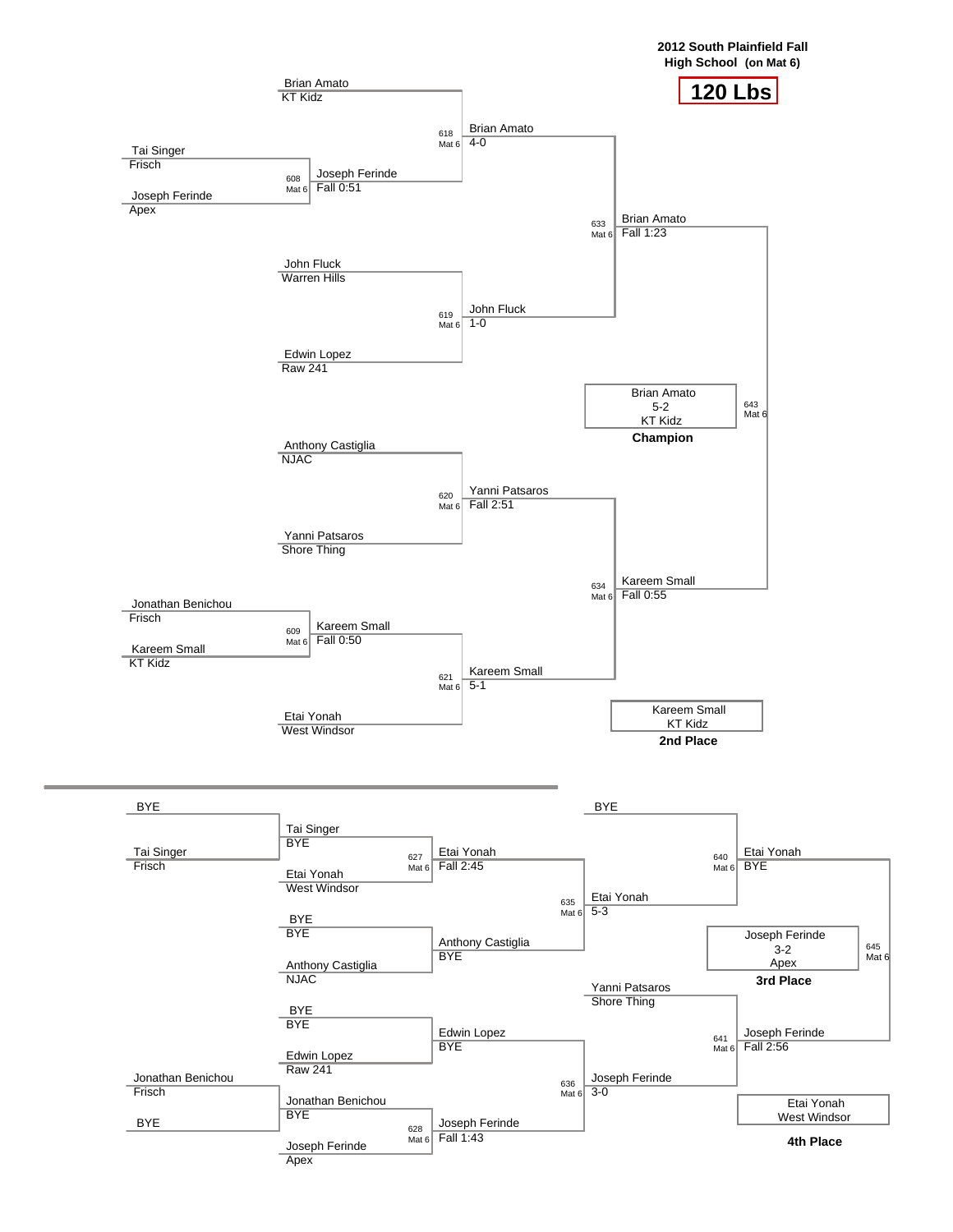**2012 South Plainfield Fall High School (on Mat 6)**

# 120 Lbs

## Championship Bracket

**Preliminary Round**

| Bout | Wrestler 1 | Wrestler 2 | Winner | Result |
|---|---|---|---|---|
| 608 Mat 6 | Tai Singer (Frisch) | Joseph Ferinde (Apex) | Joseph Ferinde | Fall 0:51 |
| 609 Mat 6 | Jonathan Benichou (Frisch) | Kareem Small (KT Kidz) | Kareem Small | Fall 0:50 |

**Quarterfinals**

| Bout | Wrestler 1 | Wrestler 2 | Winner | Result |
|---|---|---|---|---|
| 618 Mat 6 | Brian Amato (KT Kidz) | Joseph Ferinde | Brian Amato | 4-0 |
| 619 Mat 6 | John Fluck (Warren Hills) | Edwin Lopez (Raw 241) | John Fluck | 1-0 |
| 620 Mat 6 | Anthony Castiglia (NJAC) | Yanni Patsaros (Shore Thing) | Yanni Patsaros | Fall 2:51 |
| 621 Mat 6 | Kareem Small | Etai Yonah (West Windsor) | Kareem Small | 5-1 |

**Semifinals**

| Bout | Wrestler 1 | Wrestler 2 | Winner | Result |
|---|---|---|---|---|
| 633 Mat 6 | Brian Amato | John Fluck | Brian Amato | Fall 1:23 |
| 634 Mat 6 | Yanni Patsaros | Kareem Small | Kareem Small | Fall 0:55 |

**Final**

| Bout | Wrestler 1 | Wrestler 2 | Winner | Result |
|---|---|---|---|---|
| 643 Mat 6 | Brian Amato | Kareem Small | Brian Amato | 5-2 |

**Champion:** Brian Amato, 5-2, KT Kidz

**2nd Place:** Kareem Small, KT Kidz

## Consolation Bracket

| Bout | Wrestler 1 | Wrestler 2 | Winner | Result |
|---|---|---|---|---|
| | BYE | Tai Singer (Frisch) | Tai Singer | BYE |
| | Jonathan Benichou (Frisch) | BYE | Jonathan Benichou | BYE |
| | BYE | Anthony Castiglia (NJAC) | Anthony Castiglia | BYE |
| | BYE | Edwin Lopez (Raw 241) | Edwin Lopez | BYE |
| 627 Mat 6 | Tai Singer | Etai Yonah (West Windsor) | Etai Yonah | Fall 2:45 |
| 628 Mat 6 | Jonathan Benichou | Joseph Ferinde (Apex) | Joseph Ferinde | Fall 1:43 |
| 635 Mat 6 | Etai Yonah | Anthony Castiglia | Etai Yonah | 5-3 |
| 636 Mat 6 | Edwin Lopez | Joseph Ferinde | Joseph Ferinde | 3-0 |
| 640 Mat 6 | BYE | Etai Yonah | Etai Yonah | BYE |
| 641 Mat 6 | Yanni Patsaros (Shore Thing) | Joseph Ferinde | Joseph Ferinde | Fall 2:56 |
| 645 Mat 6 | Etai Yonah | Joseph Ferinde | Joseph Ferinde | 3-2 |

**3rd Place:** Joseph Ferinde, 3-2, Apex

**4th Place:** Etai Yonah, West Windsor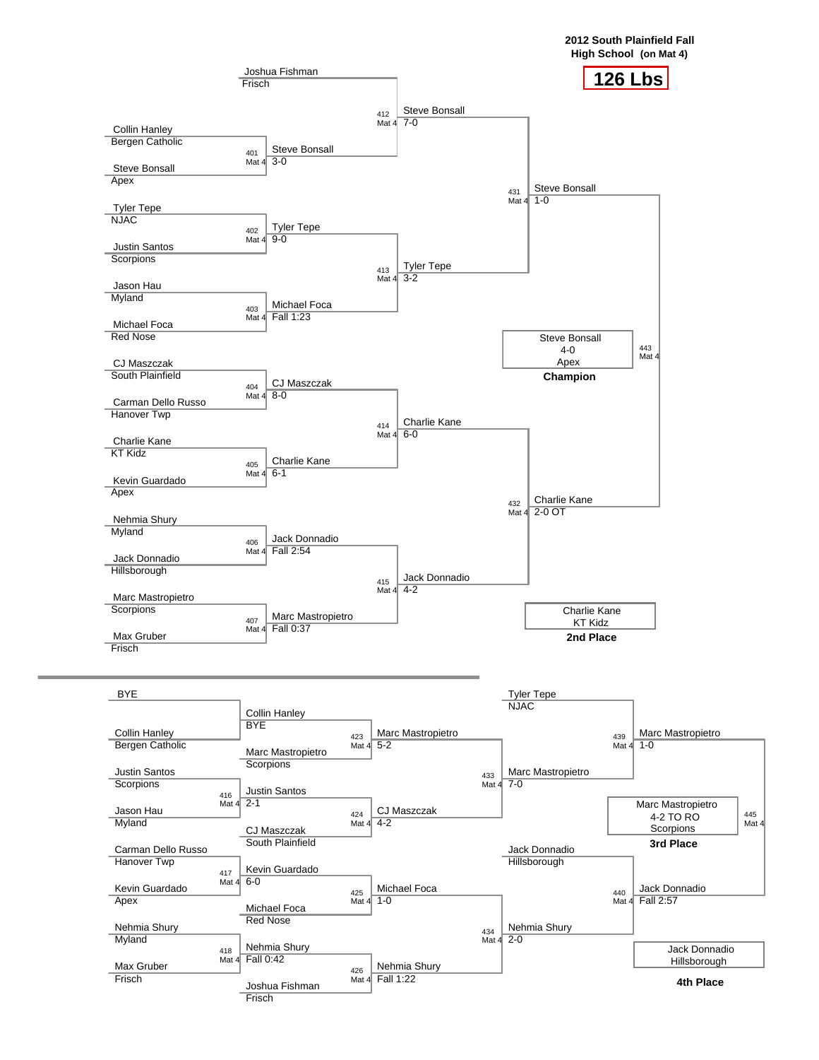**2012 South Plainfield Fall High School (on Mat 4)**

# 126 Lbs

## Championship Bracket

### First Round

| Bout | Mat | Wrestler 1 | Team | Wrestler 2 | Team | Winner | Result |
|---|---|---|---|---|---|---|---|
| | | Joshua Fishman | Frisch | | | | |
| 401 | Mat 4 | Collin Hanley | Bergen Catholic | Steve Bonsall | Apex | Steve Bonsall | 3-0 |
| 402 | Mat 4 | Tyler Tepe | NJAC | Justin Santos | Scorpions | Tyler Tepe | 9-0 |
| 403 | Mat 4 | Jason Hau | Myland | Michael Foca | Red Nose | Michael Foca | Fall 1:23 |
| 404 | Mat 4 | CJ Maszczak | South Plainfield | Carman Dello Russo | Hanover Twp | CJ Maszczak | 8-0 |
| 405 | Mat 4 | Charlie Kane | KT Kidz | Kevin Guardado | Apex | Charlie Kane | 6-1 |
| 406 | Mat 4 | Nehmia Shury | Myland | Jack Donnadio | Hillsborough | Jack Donnadio | Fall 2:54 |
| 407 | Mat 4 | Marc Mastropietro | Scorpions | Max Gruber | Frisch | Marc Mastropietro | Fall 0:37 |

### Quarterfinals

| Bout | Mat | Winner | Result |
|---|---|---|---|
| 412 | Mat 4 | Steve Bonsall | 7-0 |
| 413 | Mat 4 | Tyler Tepe | 3-2 |
| 414 | Mat 4 | Charlie Kane | 6-0 |
| 415 | Mat 4 | Jack Donnadio | 4-2 |

### Semifinals

| Bout | Mat | Winner | Result |
|---|---|---|---|
| 431 | Mat 4 | Steve Bonsall | 1-0 |
| 432 | Mat 4 | Charlie Kane | 2-0 OT |

### Final

| Bout | Mat | Winner | Result |
|---|---|---|---|
| 443 | Mat 4 | Steve Bonsall | 4-0 |

**Champion:** Steve Bonsall, 4-0, Apex

**2nd Place:** Charlie Kane, KT Kidz

## Consolation Bracket

### First Round

| Bout | Mat | Wrestler 1 | Team | Wrestler 2 | Team | Winner | Result |
|---|---|---|---|---|---|---|---|
| | | BYE | | Collin Hanley | Bergen Catholic | Collin Hanley | BYE |
| 416 | Mat 4 | Justin Santos | Scorpions | Jason Hau | Myland | Justin Santos | 2-1 |
| 417 | Mat 4 | Carman Dello Russo | Hanover Twp | Kevin Guardado | Apex | Kevin Guardado | 6-0 |
| 418 | Mat 4 | Nehmia Shury | Myland | Max Gruber | Frisch | Nehmia Shury | Fall 0:42 |

### Second Round

| Bout | Mat | Wrestler 1 | Team | Wrestler 2 | Team | Winner | Result |
|---|---|---|---|---|---|---|---|
| 423 | Mat 4 | Collin Hanley | | Marc Mastropietro | Scorpions | Marc Mastropietro | 5-2 |
| 424 | Mat 4 | Justin Santos | | CJ Maszczak | South Plainfield | CJ Maszczak | 4-2 |
| 425 | Mat 4 | Kevin Guardado | | Michael Foca | Red Nose | Michael Foca | 1-0 |
| 426 | Mat 4 | Nehmia Shury | | Joshua Fishman | Frisch | Nehmia Shury | Fall 1:22 |

### Third Round

| Bout | Mat | Winner | Result |
|---|---|---|---|
| 433 | Mat 4 | Marc Mastropietro | 7-0 |
| 434 | Mat 4 | Nehmia Shury | 2-0 |

### Consolation Semifinals

| Bout | Mat | Wrestler 1 | Team | Wrestler 2 | Winner | Result |
|---|---|---|---|---|---|---|
| 439 | Mat 4 | Tyler Tepe | NJAC | Marc Mastropietro | Marc Mastropietro | 1-0 |
| 440 | Mat 4 | Jack Donnadio | Hillsborough | Nehmia Shury | Jack Donnadio | Fall 2:57 |

### 3rd Place Bout

| Bout | Mat | Winner | Result |
|---|---|---|---|
| 445 | Mat 4 | Marc Mastropietro | 4-2 TO RO |

**3rd Place:** Marc Mastropietro, 4-2 TO RO, Scorpions

**4th Place:** Jack Donnadio, Hillsborough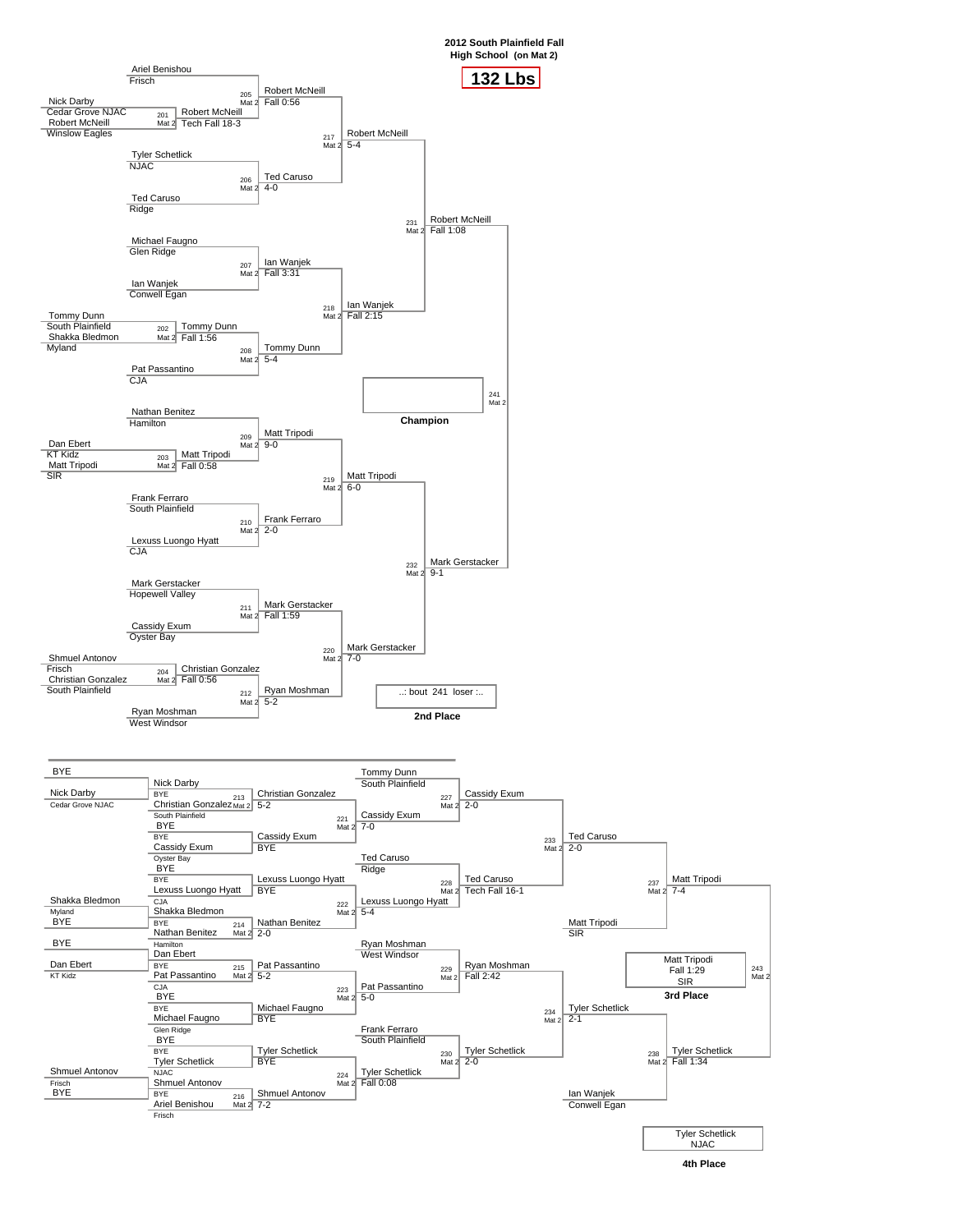**2012 South Plainfield Fall High School (on Mat 2)**

# 132 Lbs

## Championship Bracket

| Bout | Mat | Wrestler 1 | Wrestler 2 | Winner | Result |
|---|---|---|---|---|---|
| 201 | Mat 2 | Nick Darby (Cedar Grove NJAC) | Robert McNeill (Winslow Eagles) | Robert McNeill | Tech Fall 18-3 |
| 202 | Mat 2 | Tommy Dunn (South Plainfield) | Shakka Bledmon (Myland) | Tommy Dunn | Fall 1:56 |
| 203 | Mat 2 | Dan Ebert (KT Kidz) | Matt Tripodi (SIR) | Matt Tripodi | Fall 0:58 |
| 204 | Mat 2 | Shmuel Antonov (Frisch) | Christian Gonzalez (South Plainfield) | Christian Gonzalez | Fall 0:56 |
| 205 | Mat 2 | Ariel Benishou (Frisch) | Robert McNeill | Robert McNeill | Fall 0:56 |
| 206 | Mat 2 | Tyler Schetlick (NJAC) | Ted Caruso (Ridge) | Ted Caruso | 4-0 |
| 207 | Mat 2 | Michael Faugno (Glen Ridge) | Ian Wanjek (Conwell Egan) | Ian Wanjek | Fall 3:31 |
| 208 | Mat 2 | Tommy Dunn | Pat Passantino (CJA) | Tommy Dunn | 5-4 |
| 209 | Mat 2 | Nathan Benitez (Hamilton) | Matt Tripodi | Matt Tripodi | 9-0 |
| 210 | Mat 2 | Frank Ferraro (South Plainfield) | Lexuss Luongo Hyatt (CJA) | Frank Ferraro | 2-0 |
| 211 | Mat 2 | Mark Gerstacker (Hopewell Valley) | Cassidy Exum (Oyster Bay) | Mark Gerstacker | Fall 1:59 |
| 212 | Mat 2 | Christian Gonzalez | Ryan Moshman (West Windsor) | Ryan Moshman | 5-2 |
| 217 | Mat 2 | Robert McNeill | Ted Caruso | Robert McNeill | 5-4 |
| 218 | Mat 2 | Ian Wanjek | Tommy Dunn | Ian Wanjek | Fall 2:15 |
| 219 | Mat 2 | Matt Tripodi | Frank Ferraro | Matt Tripodi | 6-0 |
| 220 | Mat 2 | Mark Gerstacker | Ryan Moshman | Mark Gerstacker | 7-0 |
| 231 | Mat 2 | Robert McNeill | Ian Wanjek | Robert McNeill | Fall 1:08 |
| 232 | Mat 2 | Matt Tripodi | Mark Gerstacker | Mark Gerstacker | 9-1 |
| 241 | Mat 2 | Robert McNeill | Mark Gerstacker | | |

**Champion:** (blank)

**2nd Place:** ..: bout 241 loser :..

## Consolation Bracket

| Bout | Mat | Wrestler 1 | Wrestler 2 | Winner | Result |
|---|---|---|---|---|---|
| | | BYE | Nick Darby (Cedar Grove NJAC) | Nick Darby | |
| | | Shakka Bledmon (Myland) | BYE | Shakka Bledmon | |
| | | BYE | Dan Ebert (KT Kidz) | Dan Ebert | |
| | | Shmuel Antonov (Frisch) | BYE | Shmuel Antonov | |
| 213 | Mat 2 | Nick Darby / BYE | Christian Gonzalez (South Plainfield) | Christian Gonzalez | 5-2 |
| | | BYE | Cassidy Exum (Oyster Bay) | Cassidy Exum | BYE |
| | | BYE | Lexuss Luongo Hyatt (CJA) | Lexuss Luongo Hyatt | BYE |
| 214 | Mat 2 | Shakka Bledmon / BYE | Nathan Benitez (Hamilton) | Nathan Benitez | 2-0 |
| 215 | Mat 2 | Dan Ebert / BYE | Pat Passantino (CJA) | Pat Passantino | 5-2 |
| | | BYE | Michael Faugno (Glen Ridge) | Michael Faugno | BYE |
| | | BYE | Tyler Schetlick (NJAC) | Tyler Schetlick | BYE |
| 216 | Mat 2 | Shmuel Antonov / BYE | Ariel Benishou (Frisch) | Shmuel Antonov | 7-2 |
| 221 | Mat 2 | Christian Gonzalez | Cassidy Exum | Cassidy Exum | 7-0 |
| 222 | Mat 2 | Lexuss Luongo Hyatt | Nathan Benitez | Lexuss Luongo Hyatt | 5-4 |
| 223 | Mat 2 | Pat Passantino | Michael Faugno | Pat Passantino | 5-0 |
| 224 | Mat 2 | Tyler Schetlick | Shmuel Antonov | Tyler Schetlick | Fall 0:08 |
| 227 | Mat 2 | Tommy Dunn (South Plainfield) | Cassidy Exum | Cassidy Exum | 2-0 |
| 228 | Mat 2 | Ted Caruso (Ridge) | Lexuss Luongo Hyatt | Ted Caruso | Tech Fall 16-1 |
| 229 | Mat 2 | Ryan Moshman (West Windsor) | Pat Passantino | Ryan Moshman | Fall 2:42 |
| 230 | Mat 2 | Frank Ferraro (South Plainfield) | Tyler Schetlick | Tyler Schetlick | 2-0 |
| 233 | Mat 2 | Cassidy Exum | Ted Caruso | Ted Caruso | 2-0 |
| 234 | Mat 2 | Ryan Moshman | Tyler Schetlick | Tyler Schetlick | 2-1 |
| 237 | Mat 2 | Ted Caruso | Matt Tripodi (SIR) | Matt Tripodi | 7-4 |
| 238 | Mat 2 | Tyler Schetlick | Ian Wanjek (Conwell Egan) | Tyler Schetlick | Fall 1:34 |
| 243 | Mat 2 | Matt Tripodi | Tyler Schetlick | Matt Tripodi | Fall 1:29 |

**3rd Place:** Matt Tripodi, SIR (Fall 1:29)

**4th Place:** Tyler Schetlick, NJAC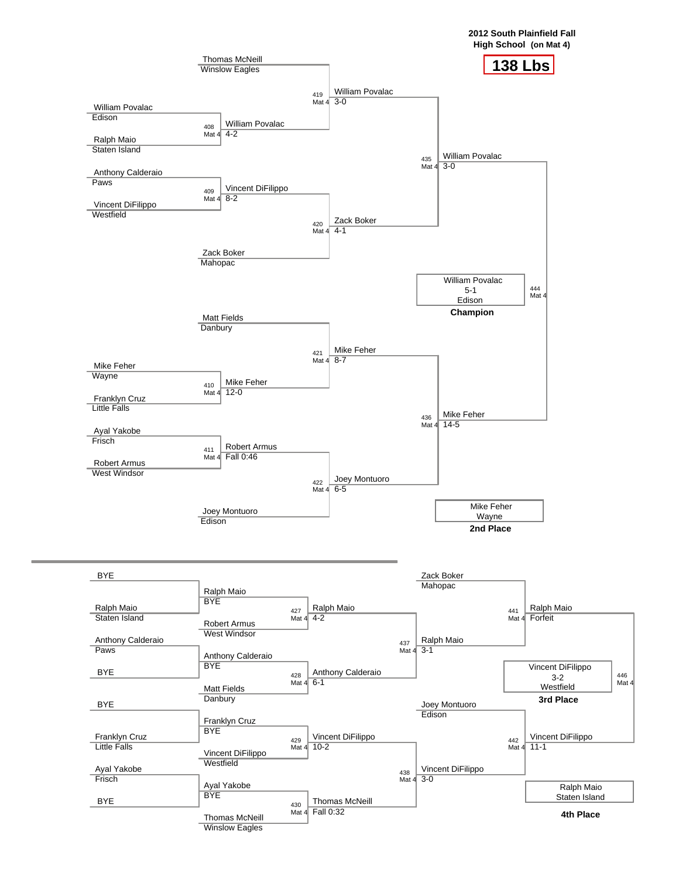**2012 South Plainfield Fall High School (on Mat 4)**

# 138 Lbs

## Championship Bracket

| Bout | Mat | Wrestler 1 | Wrestler 2 | Winner | Result |
|---|---|---|---|---|---|
| 408 | Mat 4 | William Povalac (Edison) | Ralph Maio (Staten Island) | William Povalac | 4-2 |
| 409 | Mat 4 | Anthony Calderaio (Paws) | Vincent DiFilippo (Westfield) | Vincent DiFilippo | 8-2 |
| 410 | Mat 4 | Mike Feher (Wayne) | Franklyn Cruz (Little Falls) | Mike Feher | 12-0 |
| 411 | Mat 4 | Ayal Yakobe (Frisch) | Robert Armus (West Windsor) | Robert Armus | Fall 0:46 |
| 419 | Mat 4 | Thomas McNeill (Winslow Eagles) | William Povalac | William Povalac | 3-0 |
| 420 | Mat 4 | Vincent DiFilippo | Zack Boker (Mahopac) | Zack Boker | 4-1 |
| 421 | Mat 4 | Matt Fields (Danbury) | Mike Feher | Mike Feher | 8-7 |
| 422 | Mat 4 | Robert Armus | Joey Montuoro (Edison) | Joey Montuoro | 6-5 |
| 435 | Mat 4 | William Povalac | Zack Boker | William Povalac | 3-0 |
| 436 | Mat 4 | Mike Feher | Joey Montuoro | Mike Feher | 14-5 |
| 444 | Mat 4 | William Povalac | Mike Feher | William Povalac | 5-1 |

**Champion:** William Povalac, 5-1, Edison

**2nd Place:** Mike Feher, Wayne

## Consolation Bracket

| Bout | Mat | Wrestler 1 | Wrestler 2 | Winner | Result |
|---|---|---|---|---|---|
| | | BYE | Ralph Maio (Staten Island) | Ralph Maio | BYE |
| | | Anthony Calderaio (Paws) | BYE | Anthony Calderaio | BYE |
| | | BYE | Franklyn Cruz (Little Falls) | Franklyn Cruz | BYE |
| | | Ayal Yakobe (Frisch) | BYE | Ayal Yakobe | BYE |
| 427 | Mat 4 | Ralph Maio | Robert Armus (West Windsor) | Ralph Maio | 4-2 |
| 428 | Mat 4 | Anthony Calderaio | Matt Fields (Danbury) | Anthony Calderaio | 6-1 |
| 429 | Mat 4 | Franklyn Cruz | Vincent DiFilippo (Westfield) | Vincent DiFilippo | 10-2 |
| 430 | Mat 4 | Ayal Yakobe | Thomas McNeill (Winslow Eagles) | Thomas McNeill | Fall 0:32 |
| 437 | Mat 4 | Ralph Maio | Anthony Calderaio | Ralph Maio | 3-1 |
| 438 | Mat 4 | Vincent DiFilippo | Thomas McNeill | Vincent DiFilippo | 3-0 |
| 441 | Mat 4 | Zack Boker (Mahopac) | Ralph Maio | Ralph Maio | Forfeit |
| 442 | Mat 4 | Joey Montuoro (Edison) | Vincent DiFilippo | Vincent DiFilippo | 11-1 |
| 446 | Mat 4 | Ralph Maio | Vincent DiFilippo | Vincent DiFilippo | 3-2 |

**3rd Place:** Vincent DiFilippo, 3-2, Westfield

**4th Place:** Ralph Maio, Staten Island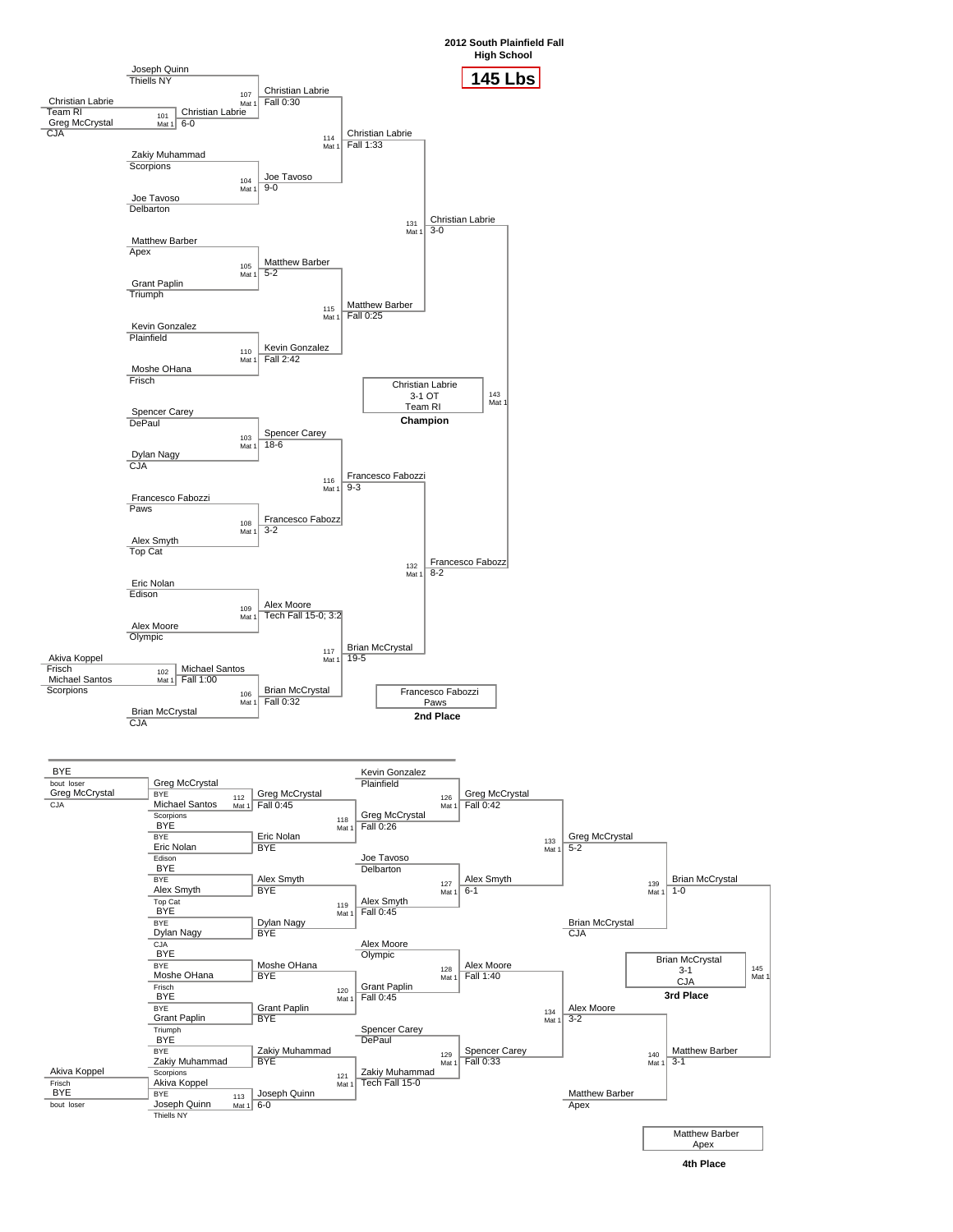# 2012 South Plainfield Fall High School

## 145 Lbs

### Championship Bracket

**Preliminary bouts**

| Bout | Mat | Wrestler 1 | Wrestler 2 | Winner | Result |
|---|---|---|---|---|---|
| 101 | Mat 1 | Christian Labrie (Team RI) | Greg McCrystal (CJA) | Christian Labrie | 6-0 |
| 102 | Mat 1 | Akiva Koppel (Frisch) | Michael Santos (Scorpions) | Michael Santos | Fall 1:00 |

**First round**

| Bout | Mat | Wrestler 1 | Wrestler 2 | Winner | Result |
|---|---|---|---|---|---|
| 107 | Mat 1 | Joseph Quinn (Thiells NY) | Christian Labrie | Christian Labrie | Fall 0:30 |
| 104 | Mat 1 | Zakiy Muhammad (Scorpions) | Joe Tavoso (Delbarton) | Joe Tavoso | 9-0 |
| 105 | Mat 1 | Matthew Barber (Apex) | Grant Paplin (Triumph) | Matthew Barber | 5-2 |
| 110 | Mat 1 | Kevin Gonzalez (Plainfield) | Moshe OHana (Frisch) | Kevin Gonzalez | Fall 2:42 |
| 103 | Mat 1 | Spencer Carey (DePaul) | Dylan Nagy (CJA) | Spencer Carey | 18-6 |
| 108 | Mat 1 | Francesco Fabozzi (Paws) | Alex Smyth (Top Cat) | Francesco Fabozz | 3-2 |
| 109 | Mat 1 | Eric Nolan (Edison) | Alex Moore (Olympic) | Alex Moore | Tech Fall 15-0; 3:2 |
| 106 | Mat 1 | Michael Santos | Brian McCrystal (CJA) | Brian McCrystal | Fall 0:32 |

**Quarterfinals**

| Bout | Mat | Winner | Result |
|---|---|---|---|
| 114 | Mat 1 | Christian Labrie | Fall 1:33 |
| 115 | Mat 1 | Matthew Barber | Fall 0:25 |
| 116 | Mat 1 | Francesco Fabozzi | 9-3 |
| 117 | Mat 1 | Brian McCrystal | 19-5 |

**Semifinals**

| Bout | Mat | Winner | Result |
|---|---|---|---|
| 131 | Mat 1 | Christian Labrie | 3-0 |
| 132 | Mat 1 | Francesco Fabozz | 8-2 |

**Final**

| Bout | Mat | Winner | Result |
|---|---|---|---|
| 143 | Mat 1 | Christian Labrie (Team RI) | 3-1 OT |

**Champion:** Christian Labrie, Team RI — 3-1 OT

**2nd Place:** Francesco Fabozzi, Paws

### Consolation Bracket

| Bout | Mat | Wrestler 1 | Wrestler 2 | Winner | Result |
|---|---|---|---|---|---|
| (bout loser) | | BYE | Greg McCrystal (CJA) | Greg McCrystal | |
| (bout loser) | | Akiva Koppel (Frisch) | BYE | Akiva Koppel | |
| 112 | Mat 1 | Greg McCrystal | Michael Santos (Scorpions) | Greg McCrystal | Fall 0:45 |
| | | BYE | Eric Nolan (Edison) | Eric Nolan | BYE |
| | | BYE | Alex Smyth (Top Cat) | Alex Smyth | BYE |
| | | BYE | Dylan Nagy (CJA) | Dylan Nagy | BYE |
| | | BYE | Moshe OHana (Frisch) | Moshe OHana | BYE |
| | | BYE | Grant Paplin (Triumph) | Grant Paplin | BYE |
| | | BYE | Zakiy Muhammad (Scorpions) | Zakiy Muhammad | BYE |
| 113 | Mat 1 | Akiva Koppel | Joseph Quinn (Thiells NY) | Joseph Quinn | 6-0 |
| 118 | Mat 1 | Greg McCrystal | Eric Nolan | Greg McCrystal | Fall 0:26 |
| 119 | Mat 1 | Alex Smyth | Dylan Nagy | Alex Smyth | Fall 0:45 |
| 120 | Mat 1 | Moshe OHana | Grant Paplin | Grant Paplin | Fall 0:45 |
| 121 | Mat 1 | Zakiy Muhammad | Joseph Quinn | Zakiy Muhammad | Tech Fall 15-0 |
| 126 | Mat 1 | Kevin Gonzalez (Plainfield) | Greg McCrystal | Greg McCrystal | Fall 0:42 |
| 127 | Mat 1 | Joe Tavoso (Delbarton) | Alex Smyth | Alex Smyth | 6-1 |
| 128 | Mat 1 | Alex Moore (Olympic) | Grant Paplin | Alex Moore | Fall 1:40 |
| 129 | Mat 1 | Spencer Carey (DePaul) | Zakiy Muhammad | Spencer Carey | Fall 0:33 |
| 133 | Mat 1 | Greg McCrystal | Alex Smyth | Greg McCrystal | 5-2 |
| 134 | Mat 1 | Alex Moore | Spencer Carey | Alex Moore | 3-2 |
| 139 | Mat 1 | Greg McCrystal | Brian McCrystal (CJA) | Brian McCrystal | 1-0 |
| 140 | Mat 1 | Alex Moore | Matthew Barber (Apex) | Matthew Barber | 3-1 |
| 145 | Mat 1 | Brian McCrystal | Matthew Barber | Brian McCrystal | 3-1 |

**3rd Place:** Brian McCrystal, CJA — 3-1

**4th Place:** Matthew Barber, Apex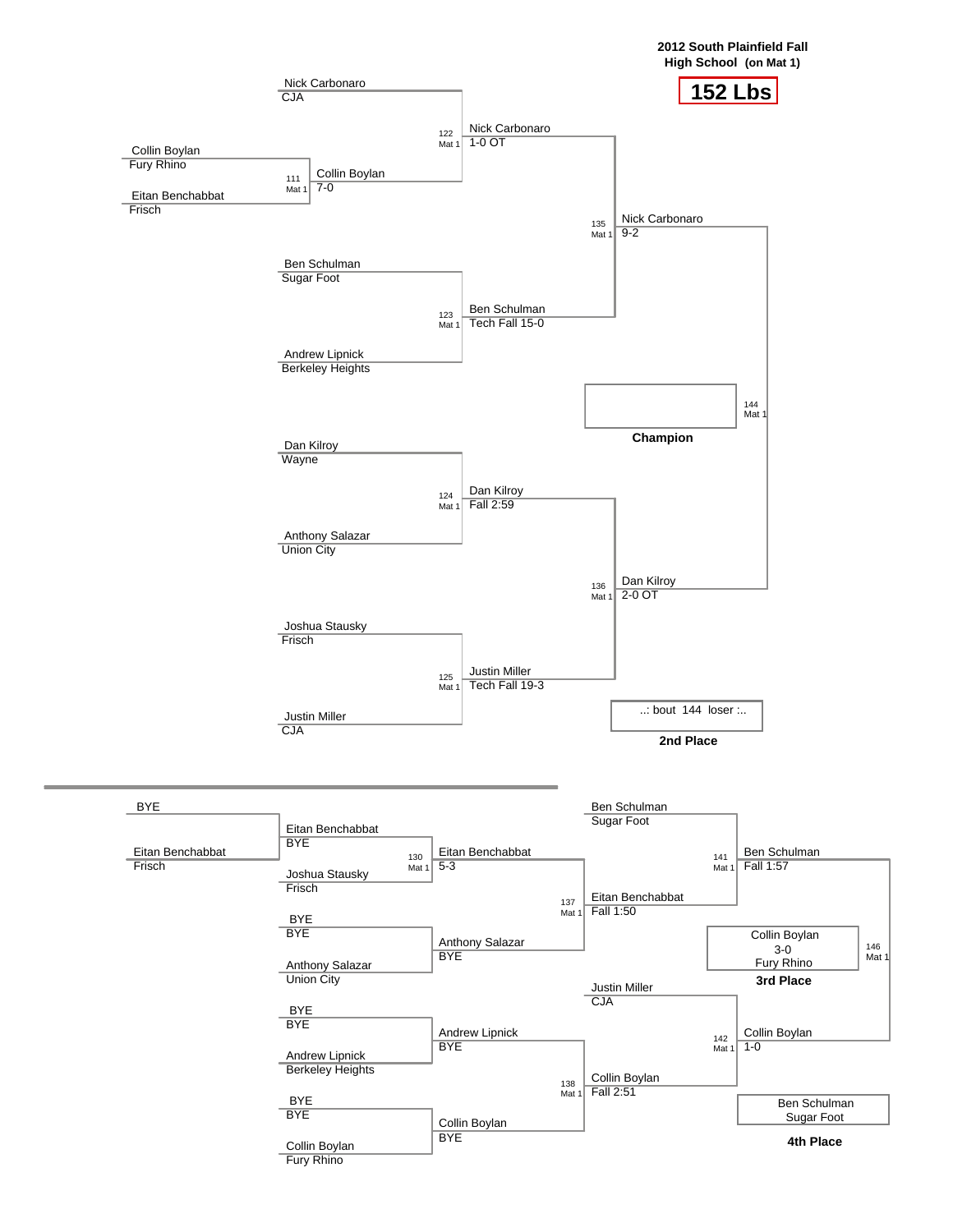**2012 South Plainfield Fall High School (on Mat 1)**

## 152 Lbs

### Championship Bracket

**Preliminary**

- Bout 111 (Mat 1): Collin Boylan (Fury Rhino) vs Eitan Benchabbat (Frisch) — Collin Boylan 7-0

**Quarterfinals**

- Bout 122 (Mat 1): Nick Carbonaro (CJA) vs Collin Boylan — Nick Carbonaro 1-0 OT
- Bout 123 (Mat 1): Ben Schulman (Sugar Foot) vs Andrew Lipnick (Berkeley Heights) — Ben Schulman Tech Fall 15-0
- Bout 124 (Mat 1): Dan Kilroy (Wayne) vs Anthony Salazar (Union City) — Dan Kilroy Fall 2:59
- Bout 125 (Mat 1): Joshua Stausky (Frisch) vs Justin Miller (CJA) — Justin Miller Tech Fall 19-3

**Semifinals**

- Bout 135 (Mat 1): Nick Carbonaro vs Ben Schulman — Nick Carbonaro 9-2
- Bout 136 (Mat 1): Dan Kilroy vs Justin Miller — Dan Kilroy 2-0 OT

**Final**

- Bout 144 (Mat 1): Nick Carbonaro vs Dan Kilroy

Champion: 

2nd Place: ..: bout 144 loser :..

### Consolation Bracket

- BYE vs Eitan Benchabbat (Frisch) — Eitan Benchabbat (BYE)
- Bout 130 (Mat 1): Eitan Benchabbat vs Joshua Stausky (Frisch) — Eitan Benchabbat 5-3
- BYE vs Anthony Salazar (Union City) — Anthony Salazar (BYE)
- BYE vs Andrew Lipnick (Berkeley Heights) — Andrew Lipnick (BYE)
- BYE vs Collin Boylan (Fury Rhino) — Collin Boylan (BYE)
- Bout 137 (Mat 1): Eitan Benchabbat vs Anthony Salazar — Eitan Benchabbat Fall 1:50
- Bout 138 (Mat 1): Andrew Lipnick vs Collin Boylan — Collin Boylan Fall 2:51
- Bout 141 (Mat 1): Ben Schulman (Sugar Foot) vs Eitan Benchabbat — Ben Schulman Fall 1:57
- Bout 142 (Mat 1): Justin Miller (CJA) vs Collin Boylan — Collin Boylan 1-0
- Bout 146 (Mat 1): Ben Schulman vs Collin Boylan — Collin Boylan 3-0

3rd Place: Collin Boylan, 3-0, Fury Rhino

4th Place: Ben Schulman, Sugar Foot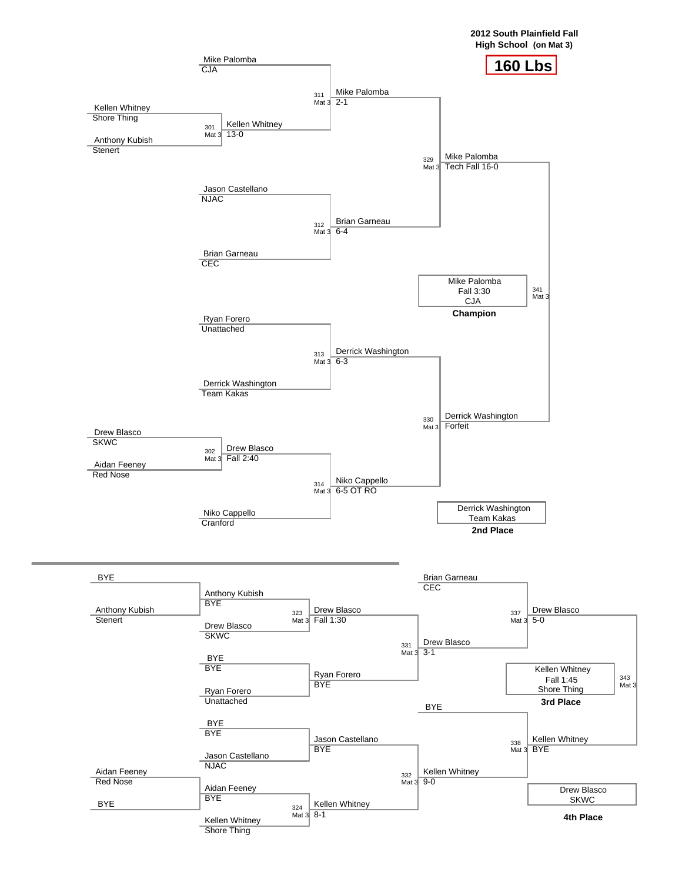**2012 South Plainfield Fall High School (on Mat 3)**

# 160 Lbs

## Championship Bracket

| Bout | Mat | Wrestler 1 | Wrestler 2 | Winner | Result |
|---|---|---|---|---|---|
| 301 | Mat 3 | Kellen Whitney (Shore Thing) | Anthony Kubish (Stenert) | Kellen Whitney | 13-0 |
| 302 | Mat 3 | Drew Blasco (SKWC) | Aidan Feeney (Red Nose) | Drew Blasco | Fall 2:40 |
| 311 | Mat 3 | Mike Palomba (CJA) | Kellen Whitney | Mike Palomba | 2-1 |
| 312 | Mat 3 | Jason Castellano (NJAC) | Brian Garneau (CEC) | Brian Garneau | 6-4 |
| 313 | Mat 3 | Ryan Forero (Unattached) | Derrick Washington (Team Kakas) | Derrick Washington | 6-3 |
| 314 | Mat 3 | Drew Blasco | Niko Cappello (Cranford) | Niko Cappello | 6-5 OT RO |
| 329 | Mat 3 | Mike Palomba | Brian Garneau | Mike Palomba | Tech Fall 16-0 |
| 330 | Mat 3 | Derrick Washington | Niko Cappello | Derrick Washington | Forfeit |
| 341 | Mat 3 | Mike Palomba | Derrick Washington | Mike Palomba | Fall 3:30 |

**Champion:** Mike Palomba, Fall 3:30, CJA

**2nd Place:** Derrick Washington, Team Kakas

## Consolation Bracket

| Bout | Mat | Wrestler 1 | Wrestler 2 | Winner | Result |
|---|---|---|---|---|---|
| | | BYE | Anthony Kubish (Stenert) | Anthony Kubish | BYE |
| | | Aidan Feeney (Red Nose) | BYE | Aidan Feeney | BYE |
| 323 | Mat 3 | Anthony Kubish | Drew Blasco (SKWC) | Drew Blasco | Fall 1:30 |
| | | BYE | Ryan Forero (Unattached) | Ryan Forero | BYE |
| | | BYE | Jason Castellano (NJAC) | Jason Castellano | BYE |
| 324 | Mat 3 | Aidan Feeney | Kellen Whitney (Shore Thing) | Kellen Whitney | 8-1 |
| 331 | Mat 3 | Drew Blasco | Ryan Forero | Drew Blasco | 3-1 |
| 332 | Mat 3 | Jason Castellano | Kellen Whitney | Kellen Whitney | 9-0 |
| 337 | Mat 3 | Brian Garneau (CEC) | Drew Blasco | Drew Blasco | 5-0 |
| 338 | Mat 3 | BYE | Kellen Whitney | Kellen Whitney | BYE |
| 343 | Mat 3 | Drew Blasco | Kellen Whitney | Kellen Whitney | Fall 1:45 |

**3rd Place:** Kellen Whitney, Fall 1:45, Shore Thing

**4th Place:** Drew Blasco, SKWC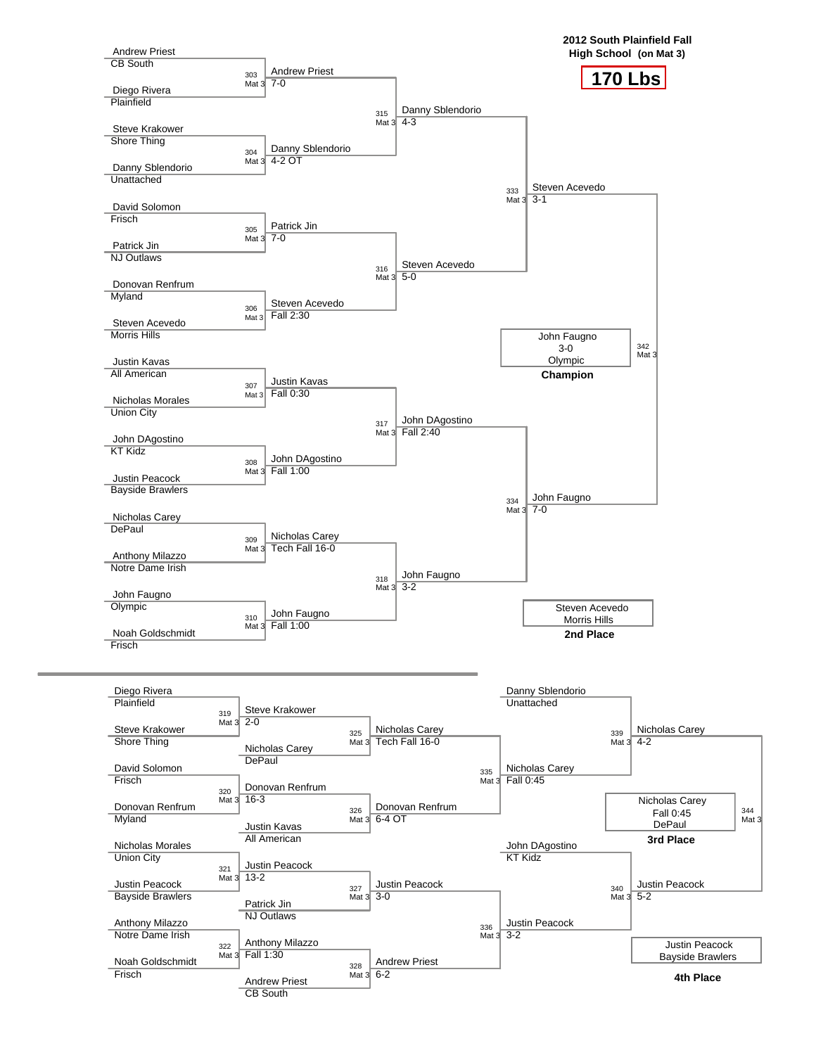# 2012 South Plainfield Fall High School (on Mat 3)

## 170 Lbs

### Championship Bracket

**First Round**

| Bout | Mat | Wrestler 1 | Team | Wrestler 2 | Team | Winner | Result |
|---|---|---|---|---|---|---|---|
| 303 | Mat 3 | Andrew Priest | CB South | Diego Rivera | Plainfield | Andrew Priest | 7-0 |
| 304 | Mat 3 | Steve Krakower | Shore Thing | Danny Sblendorio | Unattached | Danny Sblendorio | 4-2 OT |
| 305 | Mat 3 | David Solomon | Frisch | Patrick Jin | NJ Outlaws | Patrick Jin | 7-0 |
| 306 | Mat 3 | Donovan Renfrum | Myland | Steven Acevedo | Morris Hills | Steven Acevedo | Fall 2:30 |
| 307 | Mat 3 | Justin Kavas | All American | Nicholas Morales | Union City | Justin Kavas | Fall 0:30 |
| 308 | Mat 3 | John DAgostino | KT Kidz | Justin Peacock | Bayside Brawlers | John DAgostino | Fall 1:00 |
| 309 | Mat 3 | Nicholas Carey | DePaul | Anthony Milazzo | Notre Dame Irish | Nicholas Carey | Tech Fall 16-0 |
| 310 | Mat 3 | John Faugno | Olympic | Noah Goldschmidt | Frisch | John Faugno | Fall 1:00 |

**Quarterfinals**

| Bout | Mat | Winner | Result |
|---|---|---|---|
| 315 | Mat 3 | Danny Sblendorio | 4-3 |
| 316 | Mat 3 | Steven Acevedo | 5-0 |
| 317 | Mat 3 | John DAgostino | Fall 2:40 |
| 318 | Mat 3 | John Faugno | 3-2 |

**Semifinals**

| Bout | Mat | Winner | Result |
|---|---|---|---|
| 333 | Mat 3 | Steven Acevedo | 3-1 |
| 334 | Mat 3 | John Faugno | 7-0 |

**Final**

| Bout | Mat | Winner | Result |
|---|---|---|---|
| 342 | Mat 3 | John Faugno | 3-0 |

**Champion:** John Faugno, 3-0, Olympic

**2nd Place:** Steven Acevedo, Morris Hills

### Consolation Bracket

| Bout | Mat | Wrestler 1 | Team | Wrestler 2 | Team | Winner | Result |
|---|---|---|---|---|---|---|---|
| 319 | Mat 3 | Diego Rivera | Plainfield | Steve Krakower | Shore Thing | Steve Krakower | 2-0 |
| 320 | Mat 3 | David Solomon | Frisch | Donovan Renfrum | Myland | Donovan Renfrum | 16-3 |
| 321 | Mat 3 | Nicholas Morales | Union City | Justin Peacock | Bayside Brawlers | Justin Peacock | 13-2 |
| 322 | Mat 3 | Anthony Milazzo | Notre Dame Irish | Noah Goldschmidt | Frisch | Anthony Milazzo | Fall 1:30 |
| 325 | Mat 3 | Steve Krakower | | Nicholas Carey | DePaul | Nicholas Carey | Tech Fall 16-0 |
| 326 | Mat 3 | Donovan Renfrum | | Justin Kavas | All American | Donovan Renfrum | 6-4 OT |
| 327 | Mat 3 | Justin Peacock | | Patrick Jin | NJ Outlaws | Justin Peacock | 3-0 |
| 328 | Mat 3 | Anthony Milazzo | | Andrew Priest | CB South | Andrew Priest | 6-2 |
| 335 | Mat 3 | Nicholas Carey | | Donovan Renfrum | | Nicholas Carey | Fall 0:45 |
| 336 | Mat 3 | Justin Peacock | | Andrew Priest | | Justin Peacock | 3-2 |
| 339 | Mat 3 | Danny Sblendorio | Unattached | Nicholas Carey | | Nicholas Carey | 4-2 |
| 340 | Mat 3 | John DAgostino | KT Kidz | Justin Peacock | | Justin Peacock | 5-2 |
| 344 | Mat 3 | Nicholas Carey | | Justin Peacock | | Nicholas Carey | Fall 0:45 |

**3rd Place:** Nicholas Carey, Fall 0:45, DePaul

**4th Place:** Justin Peacock, Bayside Brawlers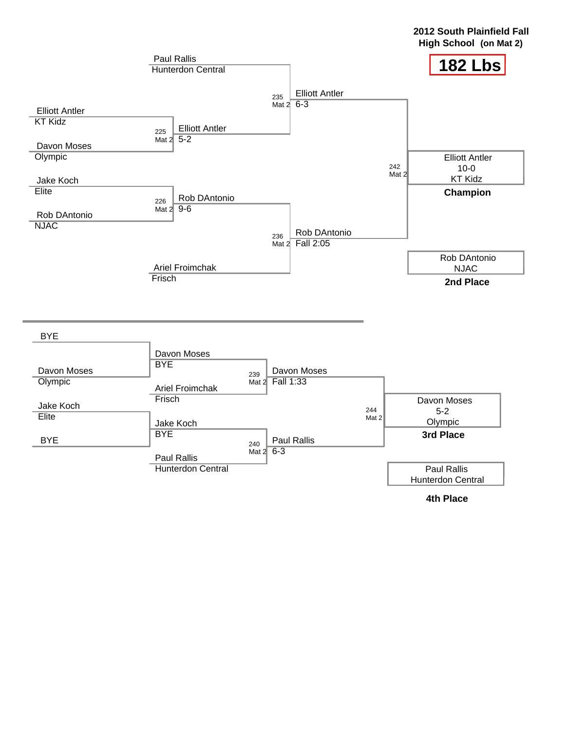**2012 South Plainfield Fall High School (on Mat 2)**

# 182 Lbs

## Championship Bracket

| Wrestler | Team |
| --- | --- |
| Paul Rallis | Hunterdon Central |
| Elliott Antler | KT Kidz |
| Davon Moses | Olympic |
| Jake Koch | Elite |
| Rob DAntonio | NJAC |
| Ariel Froimchak | Frisch |

| Bout | Mat | Winner | Result |
| --- | --- | --- | --- |
| 225 | Mat 2 | Elliott Antler | 5-2 |
| 226 | Mat 2 | Rob DAntonio | 9-6 |
| 235 | Mat 2 | Elliott Antler | 6-3 |
| 236 | Mat 2 | Rob DAntonio | Fall 2:05 |
| 242 | Mat 2 | Elliott Antler | 10-0 |

**Champion:** Elliott Antler, 10-0, KT Kidz

**2nd Place:** Rob DAntonio, NJAC

## Consolation Bracket

| Wrestler | Team |
| --- | --- |
| BYE | |
| Davon Moses | Olympic |
| Jake Koch | Elite |
| BYE | |

| Bout | Mat | Matchup | Winner | Result |
| --- | --- | --- | --- | --- |
| | | Davon Moses vs BYE | Davon Moses | BYE |
| | | Jake Koch vs BYE | Jake Koch | BYE |
| 239 | Mat 2 | Davon Moses vs Ariel Froimchak (Frisch) | Davon Moses | Fall 1:33 |
| 240 | Mat 2 | Jake Koch vs Paul Rallis (Hunterdon Central) | Paul Rallis | 6-3 |
| 244 | Mat 2 | Davon Moses vs Paul Rallis | Davon Moses | 5-2 |

**3rd Place:** Davon Moses, 5-2, Olympic

**4th Place:** Paul Rallis, Hunterdon Central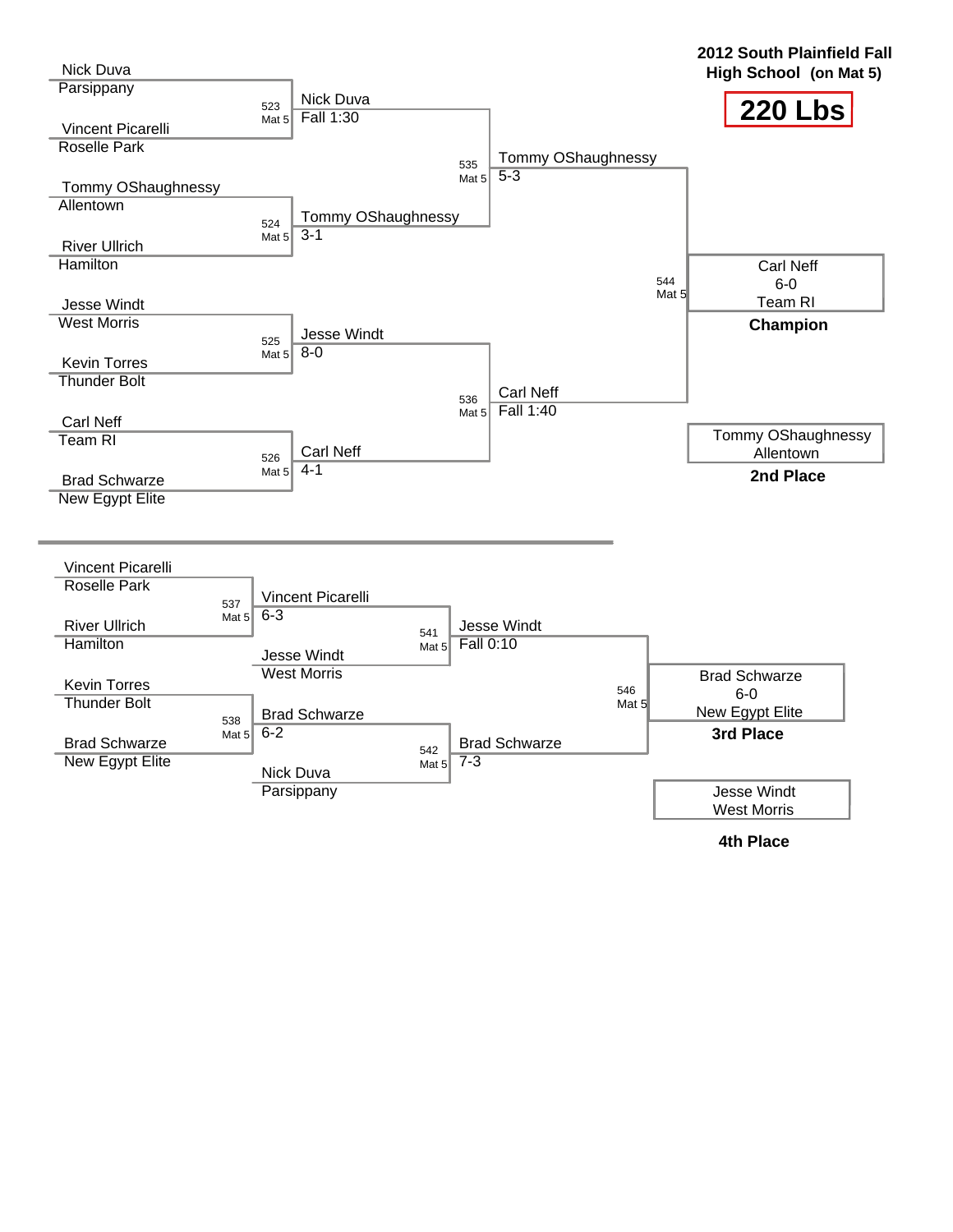# 2012 South Plainfield Fall High School (on Mat 5)

## 220 Lbs

### Championship Bracket

| Bout | Mat | Wrestler 1 | Team | Wrestler 2 | Team | Winner | Result |
|---|---|---|---|---|---|---|---|
| 523 | Mat 5 | Nick Duva | Parsippany | Vincent Picarelli | Roselle Park | Nick Duva | Fall 1:30 |
| 524 | Mat 5 | Tommy OShaughnessy | Allentown | River Ullrich | Hamilton | Tommy OShaughnessy | 3-1 |
| 525 | Mat 5 | Jesse Windt | West Morris | Kevin Torres | Thunder Bolt | Jesse Windt | 8-0 |
| 526 | Mat 5 | Carl Neff | Team RI | Brad Schwarze | New Egypt Elite | Carl Neff | 4-1 |
| 535 | Mat 5 | Nick Duva | | Tommy OShaughnessy | | Tommy OShaughnessy | 5-3 |
| 536 | Mat 5 | Jesse Windt | | Carl Neff | | Carl Neff | Fall 1:40 |
| 544 | Mat 5 | Tommy OShaughnessy | | Carl Neff | | Carl Neff | 6-0 |

**Champion:** Carl Neff, 6-0, Team RI

**2nd Place:** Tommy OShaughnessy, Allentown

### Consolation Bracket

| Bout | Mat | Wrestler 1 | Team | Wrestler 2 | Team | Winner | Result |
|---|---|---|---|---|---|---|---|
| 537 | Mat 5 | Vincent Picarelli | Roselle Park | River Ullrich | Hamilton | Vincent Picarelli | 6-3 |
| 538 | Mat 5 | Kevin Torres | Thunder Bolt | Brad Schwarze | New Egypt Elite | Brad Schwarze | 6-2 |
| 541 | Mat 5 | Vincent Picarelli | | Jesse Windt | West Morris | Jesse Windt | Fall 0:10 |
| 542 | Mat 5 | Brad Schwarze | | Nick Duva | Parsippany | Brad Schwarze | 7-3 |
| 546 | Mat 5 | Jesse Windt | | Brad Schwarze | | Brad Schwarze | 6-0 |

**3rd Place:** Brad Schwarze, 6-0, New Egypt Elite

**4th Place:** Jesse Windt, West Morris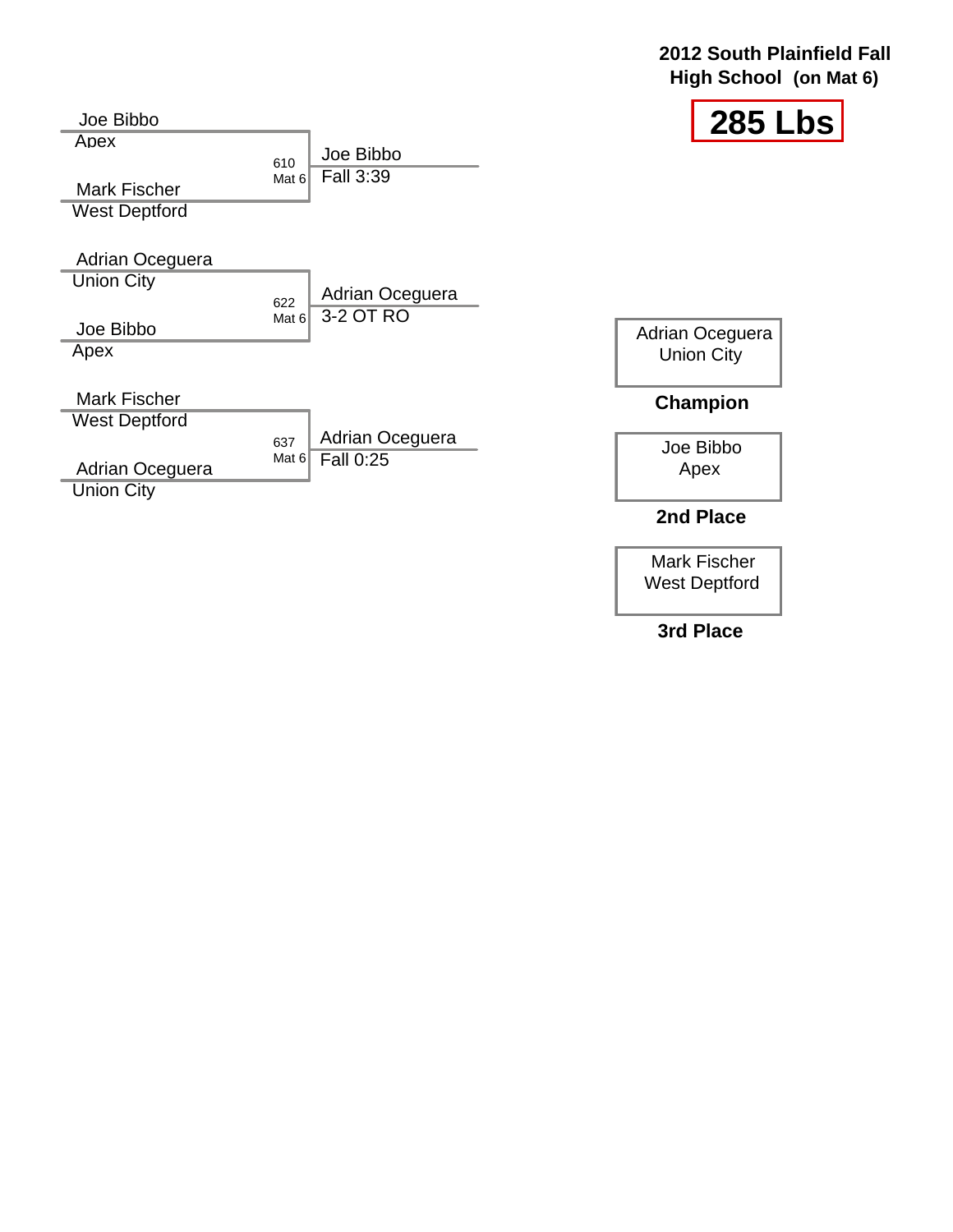**2012 South Plainfield Fall High School (on Mat 6)**

# 285 Lbs

Joe Bibbo
Apex

610
Mat 6

Mark Fischer
West Deptford

Joe Bibbo
Fall 3:39

Adrian Oceguera
Union City

622
Mat 6

Joe Bibbo
Apex

Adrian Oceguera
3-2 OT RO

Mark Fischer
West Deptford

637
Mat 6

Adrian Oceguera
Union City

Adrian Oceguera
Fall 0:25

Adrian Oceguera
Union City

**Champion**

Joe Bibbo
Apex

**2nd Place**

Mark Fischer
West Deptford

**3rd Place**